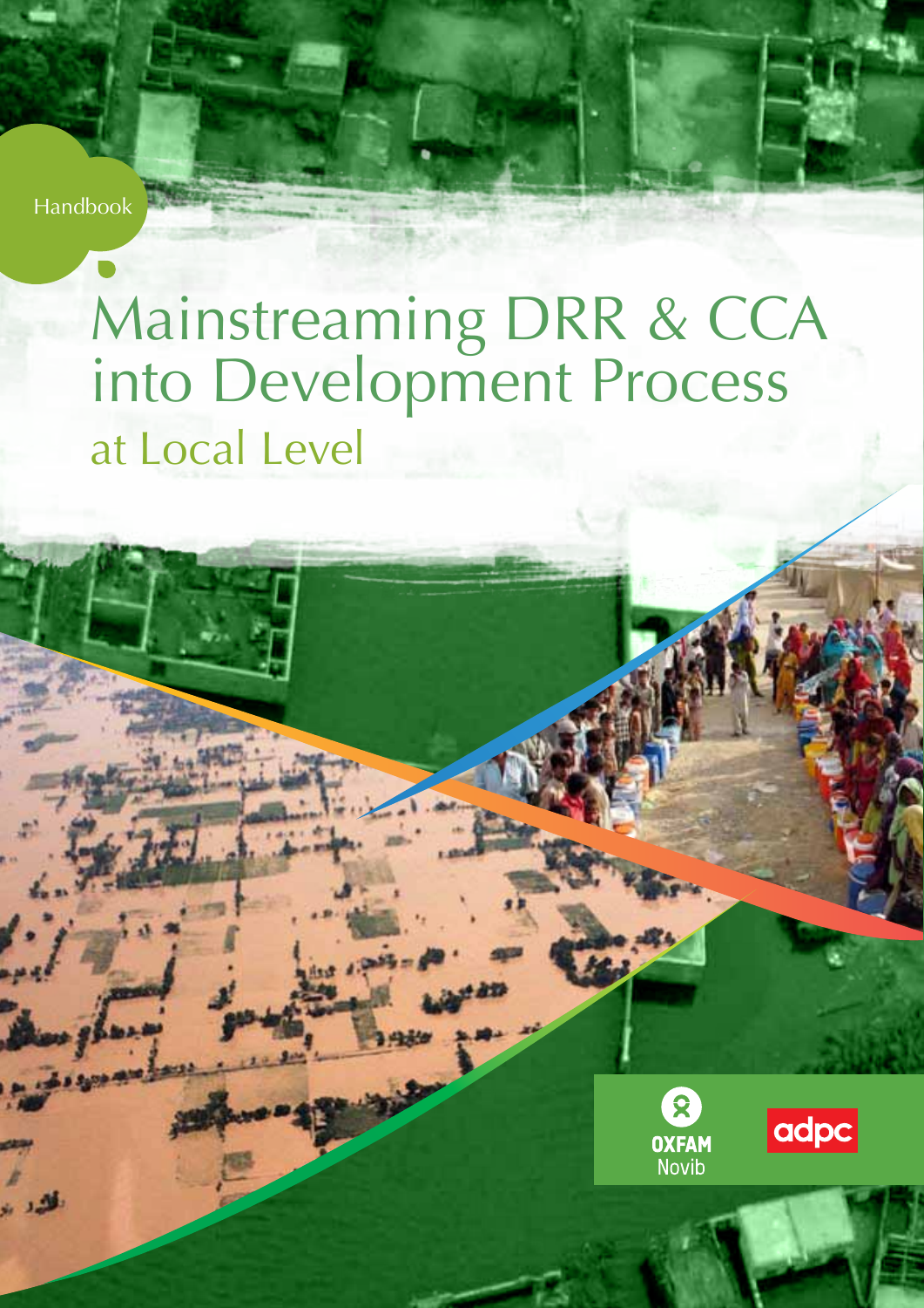Handbook

# Mainstreaming DRR & CCA into Development Process

## at Local Level

OXFAM Novib

adpc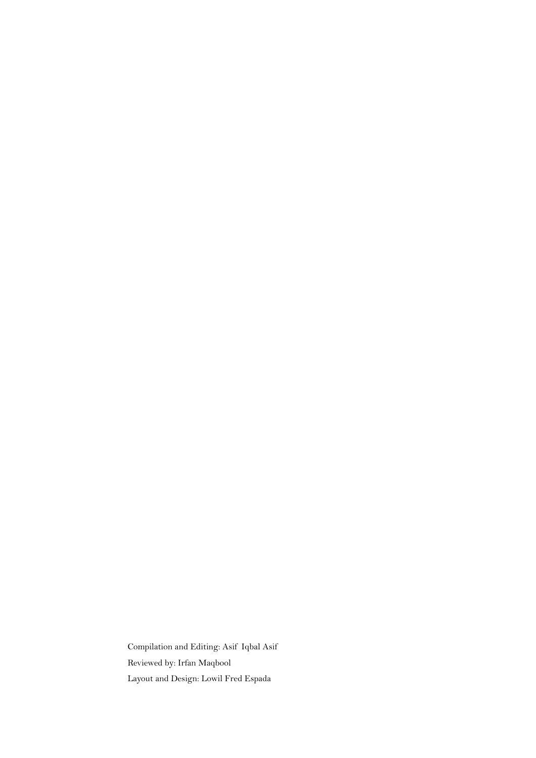Compilation and Editing: Asif Iqbal Asif

Reviewed by: Irfan Maqbool

Layout and Design: Lowil Fred Espada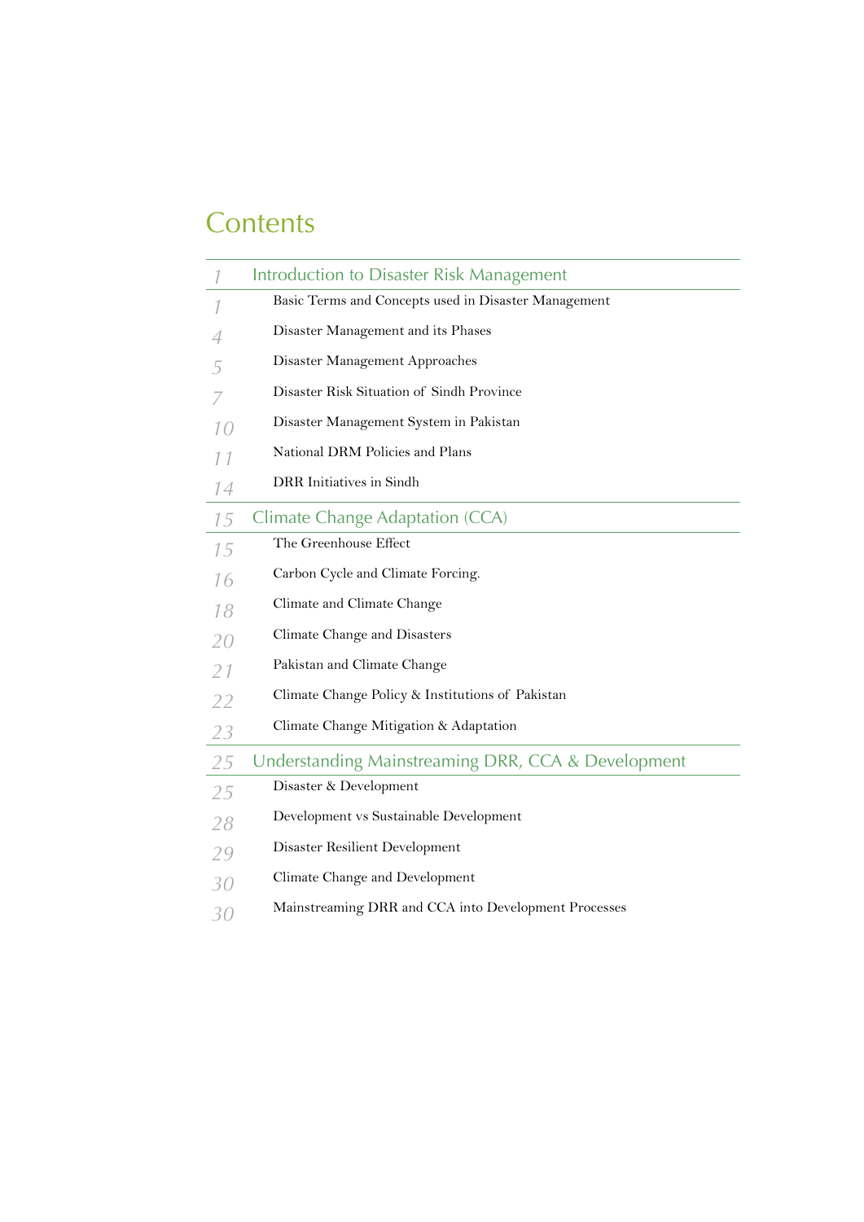# Contents

| | |
|---|---|
| 1 | **Introduction to Disaster Risk Management** |
| 1 | Basic Terms and Concepts used in Disaster Management |
| 4 | Disaster Management and its Phases |
| 5 | Disaster Management Approaches |
| 7 | Disaster Risk Situation of Sindh Province |
| 10 | Disaster Management System in Pakistan |
| 11 | National DRM Policies and Plans |
| 14 | DRR Initiatives in Sindh |
| 15 | **Climate Change Adaptation (CCA)** |
| 15 | The Greenhouse Effect |
| 16 | Carbon Cycle and Climate Forcing. |
| 18 | Climate and Climate Change |
| 20 | Climate Change and Disasters |
| 21 | Pakistan and Climate Change |
| 22 | Climate Change Policy & Institutions of Pakistan |
| 23 | Climate Change Mitigation & Adaptation |
| 25 | **Understanding Mainstreaming DRR, CCA & Development** |
| 25 | Disaster & Development |
| 28 | Development vs Sustainable Development |
| 29 | Disaster Resilient Development |
| 30 | Climate Change and Development |
| 30 | Mainstreaming DRR and CCA into Development Processes |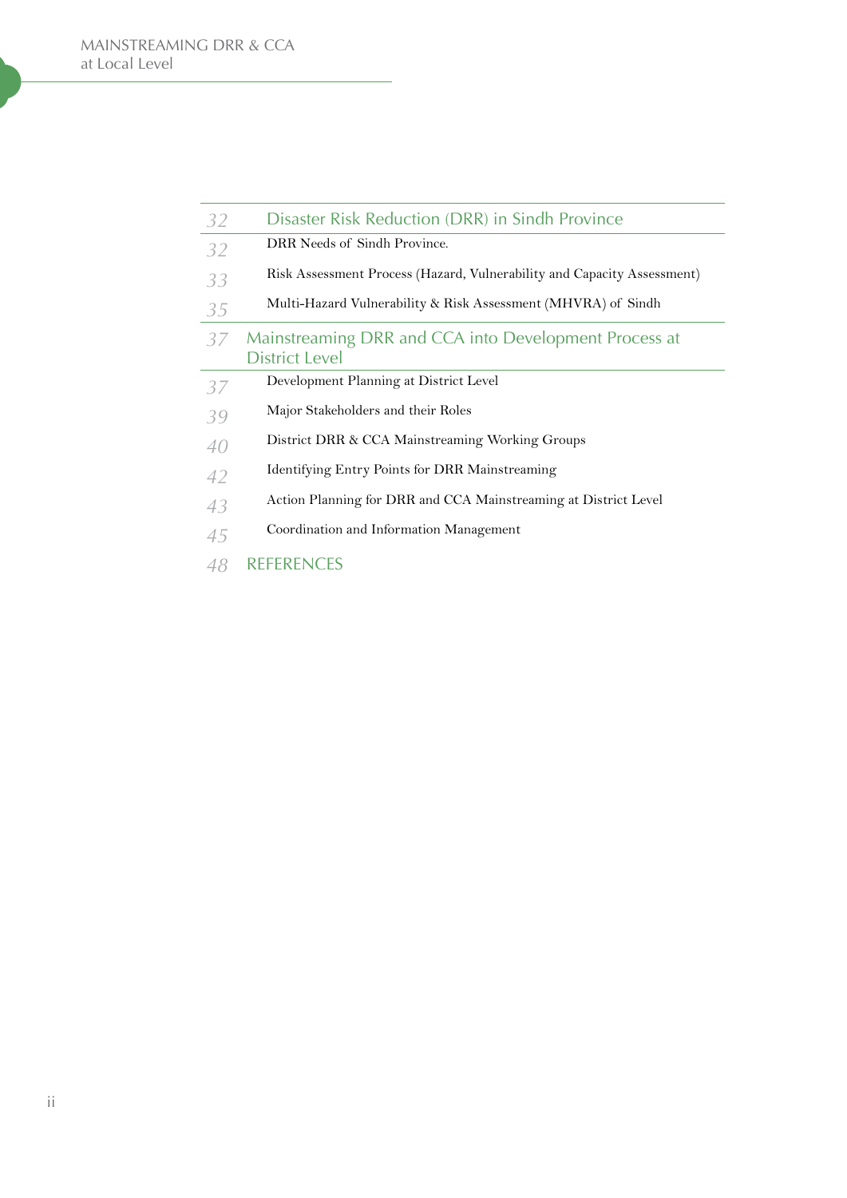| | |
|---|---|
| 32 | **Disaster Risk Reduction (DRR) in Sindh Province** |
| 32 | DRR Needs of Sindh Province. |
| 33 | Risk Assessment Process (Hazard, Vulnerability and Capacity Assessment) |
| 35 | Multi-Hazard Vulnerability & Risk Assessment (MHVRA) of Sindh |
| 37 | **Mainstreaming DRR and CCA into Development Process at District Level** |
| 37 | Development Planning at District Level |
| 39 | Major Stakeholders and their Roles |
| 40 | District DRR & CCA Mainstreaming Working Groups |
| 42 | Identifying Entry Points for DRR Mainstreaming |
| 43 | Action Planning for DRR and CCA Mainstreaming at District Level |
| 45 | Coordination and Information Management |
| 48 | **REFERENCES** |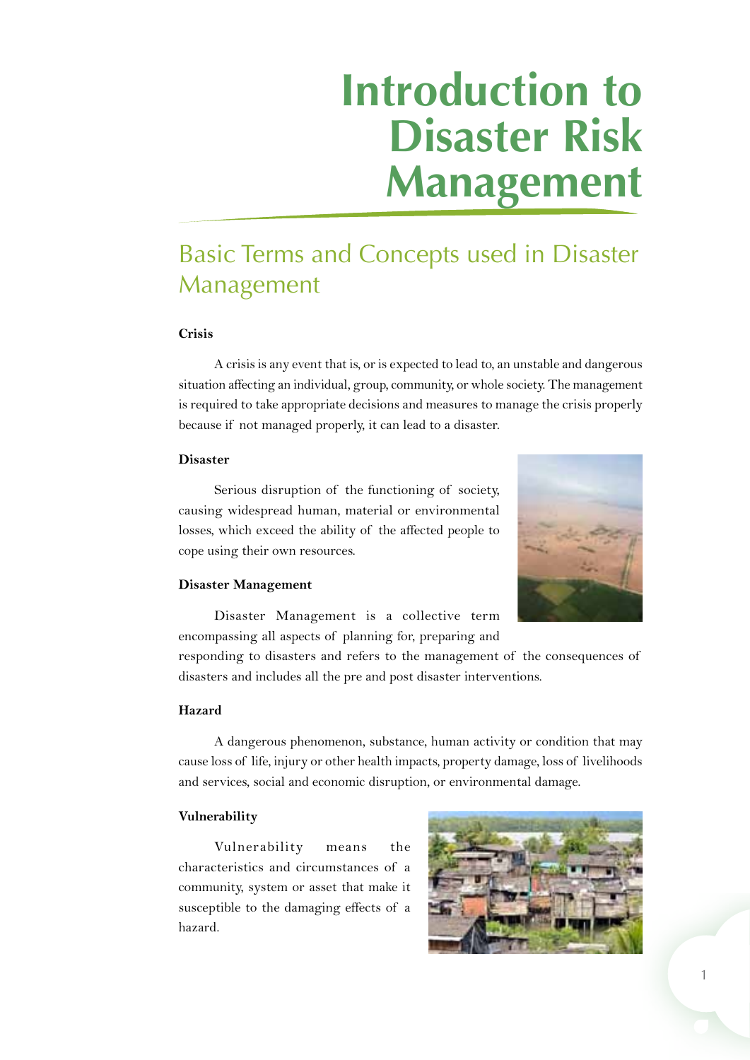# Introduction to Disaster Risk Management

## Basic Terms and Concepts used in Disaster Management

**Crisis**

A crisis is any event that is, or is expected to lead to, an unstable and dangerous situation affecting an individual, group, community, or whole society. The management is required to take appropriate decisions and measures to manage the crisis properly because if not managed properly, it can lead to a disaster.

**Disaster**

Serious disruption of the functioning of society, causing widespread human, material or environmental losses, which exceed the ability of the affected people to cope using their own resources.

**Disaster Management**

Disaster Management is a collective term encompassing all aspects of planning for, preparing and responding to disasters and refers to the management of the consequences of disasters and includes all the pre and post disaster interventions.

**Hazard**

A dangerous phenomenon, substance, human activity or condition that may cause loss of life, injury or other health impacts, property damage, loss of livelihoods and services, social and economic disruption, or environmental damage.

**Vulnerability**

Vulnerability means the characteristics and circumstances of a community, system or asset that make it susceptible to the damaging effects of a hazard.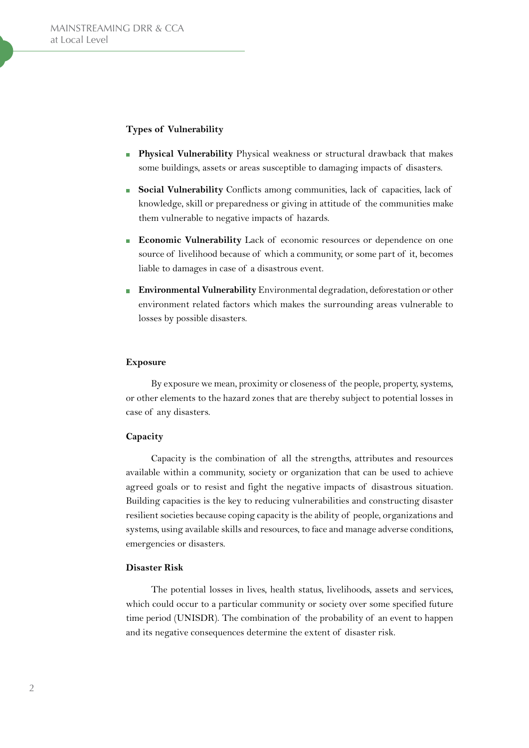### Types of Vulnerability

- **Physical Vulnerability** Physical weakness or structural drawback that makes some buildings, assets or areas susceptible to damaging impacts of disasters.
- **Social Vulnerability** Conflicts among communities, lack of capacities, lack of knowledge, skill or preparedness or giving in attitude of the communities make them vulnerable to negative impacts of hazards.
- **Economic Vulnerability** Lack of economic resources or dependence on one source of livelihood because of which a community, or some part of it, becomes liable to damages in case of a disastrous event.
- **Environmental Vulnerability** Environmental degradation, deforestation or other environment related factors which makes the surrounding areas vulnerable to losses by possible disasters.

### Exposure

By exposure we mean, proximity or closeness of the people, property, systems, or other elements to the hazard zones that are thereby subject to potential losses in case of any disasters.

### Capacity

Capacity is the combination of all the strengths, attributes and resources available within a community, society or organization that can be used to achieve agreed goals or to resist and fight the negative impacts of disastrous situation. Building capacities is the key to reducing vulnerabilities and constructing disaster resilient societies because coping capacity is the ability of people, organizations and systems, using available skills and resources, to face and manage adverse conditions, emergencies or disasters.

### Disaster Risk

The potential losses in lives, health status, livelihoods, assets and services, which could occur to a particular community or society over some specified future time period (UNISDR). The combination of the probability of an event to happen and its negative consequences determine the extent of disaster risk.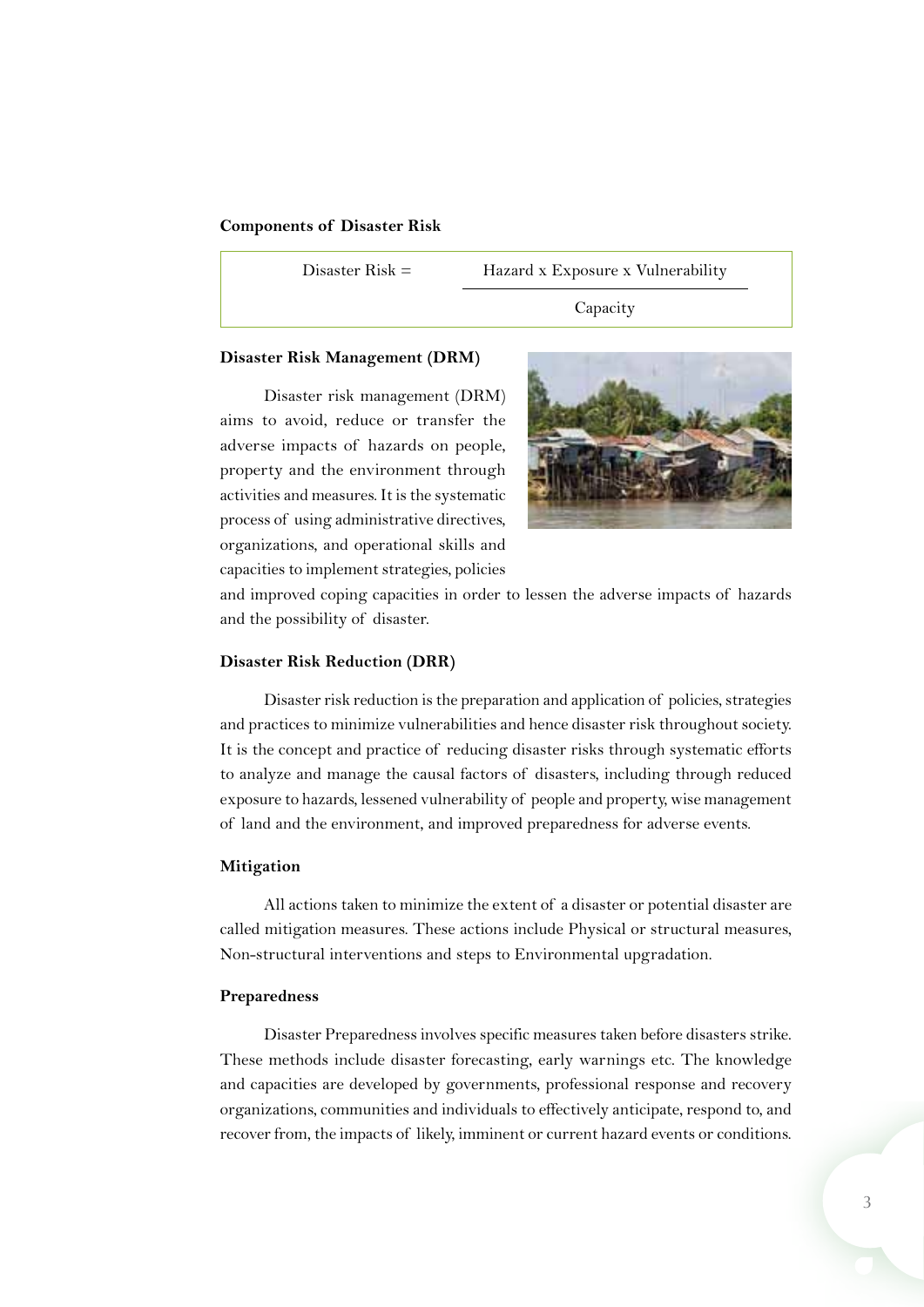**Components of Disaster Risk**

$$\text{Disaster Risk} = \frac{\text{Hazard} \times \text{Exposure} \times \text{Vulnerability}}{\text{Capacity}}$$

**Disaster Risk Management (DRM)**

Disaster risk management (DRM) aims to avoid, reduce or transfer the adverse impacts of hazards on people, property and the environment through activities and measures. It is the systematic process of using administrative directives, organizations, and operational skills and capacities to implement strategies, policies and improved coping capacities in order to lessen the adverse impacts of hazards and the possibility of disaster.

**Disaster Risk Reduction (DRR)**

Disaster risk reduction is the preparation and application of policies, strategies and practices to minimize vulnerabilities and hence disaster risk throughout society. It is the concept and practice of reducing disaster risks through systematic efforts to analyze and manage the causal factors of disasters, including through reduced exposure to hazards, lessened vulnerability of people and property, wise management of land and the environment, and improved preparedness for adverse events.

**Mitigation**

All actions taken to minimize the extent of a disaster or potential disaster are called mitigation measures. These actions include Physical or structural measures, Non-structural interventions and steps to Environmental upgradation.

**Preparedness**

Disaster Preparedness involves specific measures taken before disasters strike. These methods include disaster forecasting, early warnings etc. The knowledge and capacities are developed by governments, professional response and recovery organizations, communities and individuals to effectively anticipate, respond to, and recover from, the impacts of likely, imminent or current hazard events or conditions.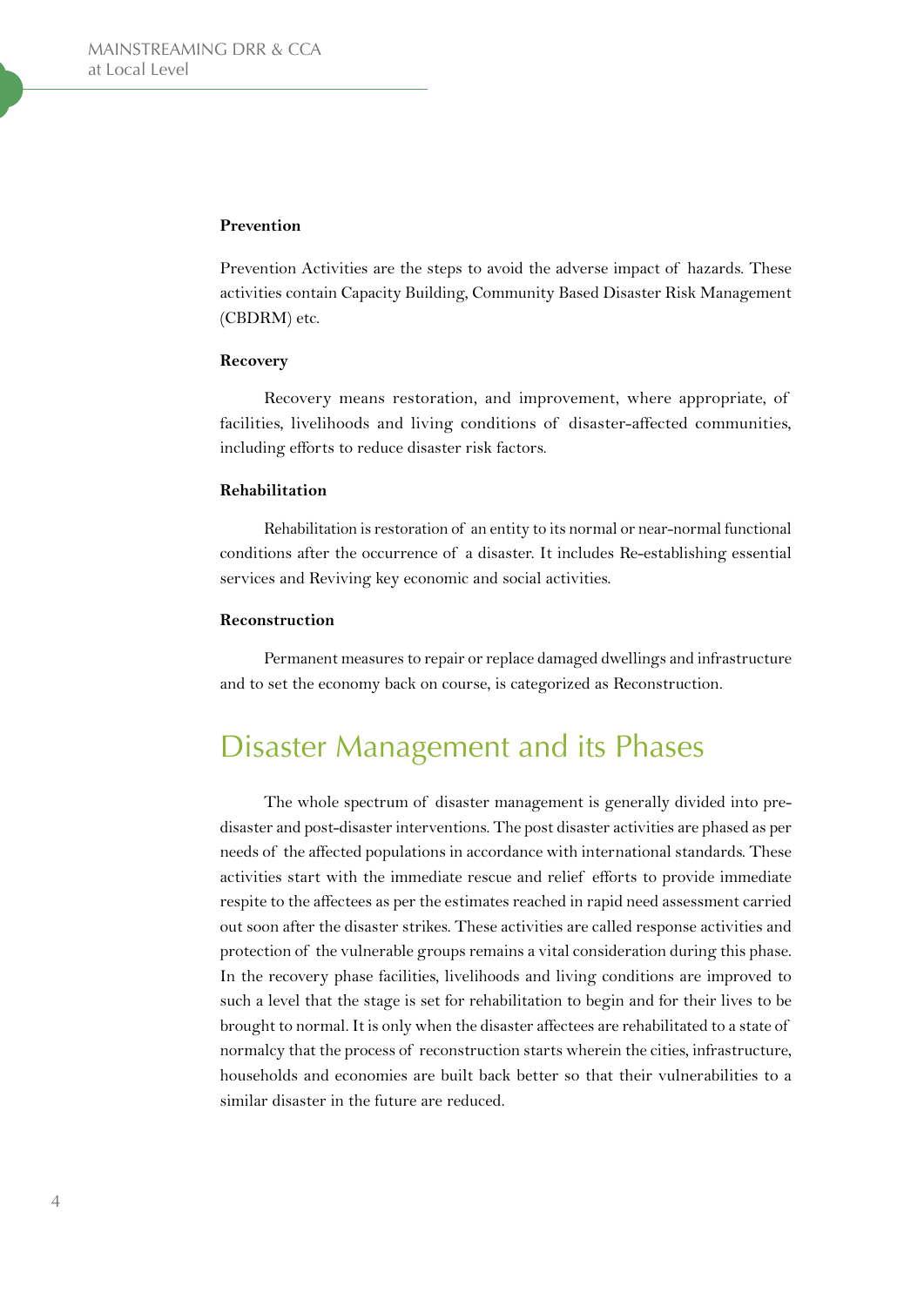### Prevention

Prevention Activities are the steps to avoid the adverse impact of hazards. These activities contain Capacity Building, Community Based Disaster Risk Management (CBDRM) etc.

### Recovery

Recovery means restoration, and improvement, where appropriate, of facilities, livelihoods and living conditions of disaster-affected communities, including efforts to reduce disaster risk factors.

### Rehabilitation

Rehabilitation is restoration of an entity to its normal or near-normal functional conditions after the occurrence of a disaster. It includes Re-establishing essential services and Reviving key economic and social activities.

### Reconstruction

Permanent measures to repair or replace damaged dwellings and infrastructure and to set the economy back on course, is categorized as Reconstruction.

## Disaster Management and its Phases

The whole spectrum of disaster management is generally divided into pre-disaster and post-disaster interventions. The post disaster activities are phased as per needs of the affected populations in accordance with international standards. These activities start with the immediate rescue and relief efforts to provide immediate respite to the affectees as per the estimates reached in rapid need assessment carried out soon after the disaster strikes. These activities are called response activities and protection of the vulnerable groups remains a vital consideration during this phase. In the recovery phase facilities, livelihoods and living conditions are improved to such a level that the stage is set for rehabilitation to begin and for their lives to be brought to normal. It is only when the disaster affectees are rehabilitated to a state of normalcy that the process of reconstruction starts wherein the cities, infrastructure, households and economies are built back better so that their vulnerabilities to a similar disaster in the future are reduced.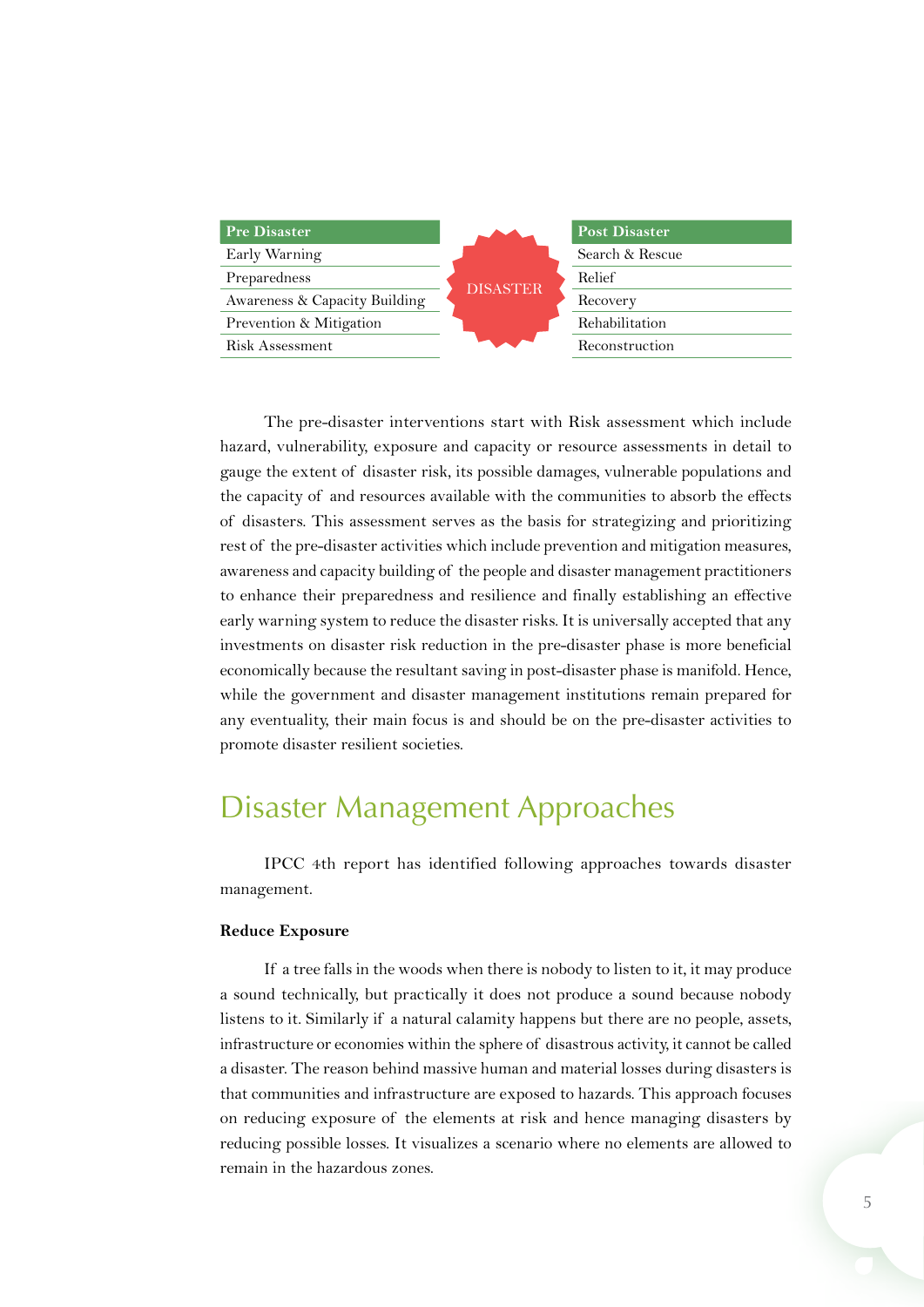| Pre Disaster | | Post Disaster |
|---|---|---|
| Early Warning | DISASTER | Search & Rescue |
| Preparedness | | Relief |
| Awareness & Capacity Building | | Recovery |
| Prevention & Mitigation | | Rehabilitation |
| Risk Assessment | | Reconstruction |

The pre-disaster interventions start with Risk assessment which include hazard, vulnerability, exposure and capacity or resource assessments in detail to gauge the extent of disaster risk, its possible damages, vulnerable populations and the capacity of and resources available with the communities to absorb the effects of disasters. This assessment serves as the basis for strategizing and prioritizing rest of the pre-disaster activities which include prevention and mitigation measures, awareness and capacity building of the people and disaster management practitioners to enhance their preparedness and resilience and finally establishing an effective early warning system to reduce the disaster risks. It is universally accepted that any investments on disaster risk reduction in the pre-disaster phase is more beneficial economically because the resultant saving in post-disaster phase is manifold. Hence, while the government and disaster management institutions remain prepared for any eventuality, their main focus is and should be on the pre-disaster activities to promote disaster resilient societies.

## Disaster Management Approaches

IPCC 4th report has identified following approaches towards disaster management.

**Reduce Exposure**

If a tree falls in the woods when there is nobody to listen to it, it may produce a sound technically, but practically it does not produce a sound because nobody listens to it. Similarly if a natural calamity happens but there are no people, assets, infrastructure or economies within the sphere of disastrous activity, it cannot be called a disaster. The reason behind massive human and material losses during disasters is that communities and infrastructure are exposed to hazards. This approach focuses on reducing exposure of the elements at risk and hence managing disasters by reducing possible losses. It visualizes a scenario where no elements are allowed to remain in the hazardous zones.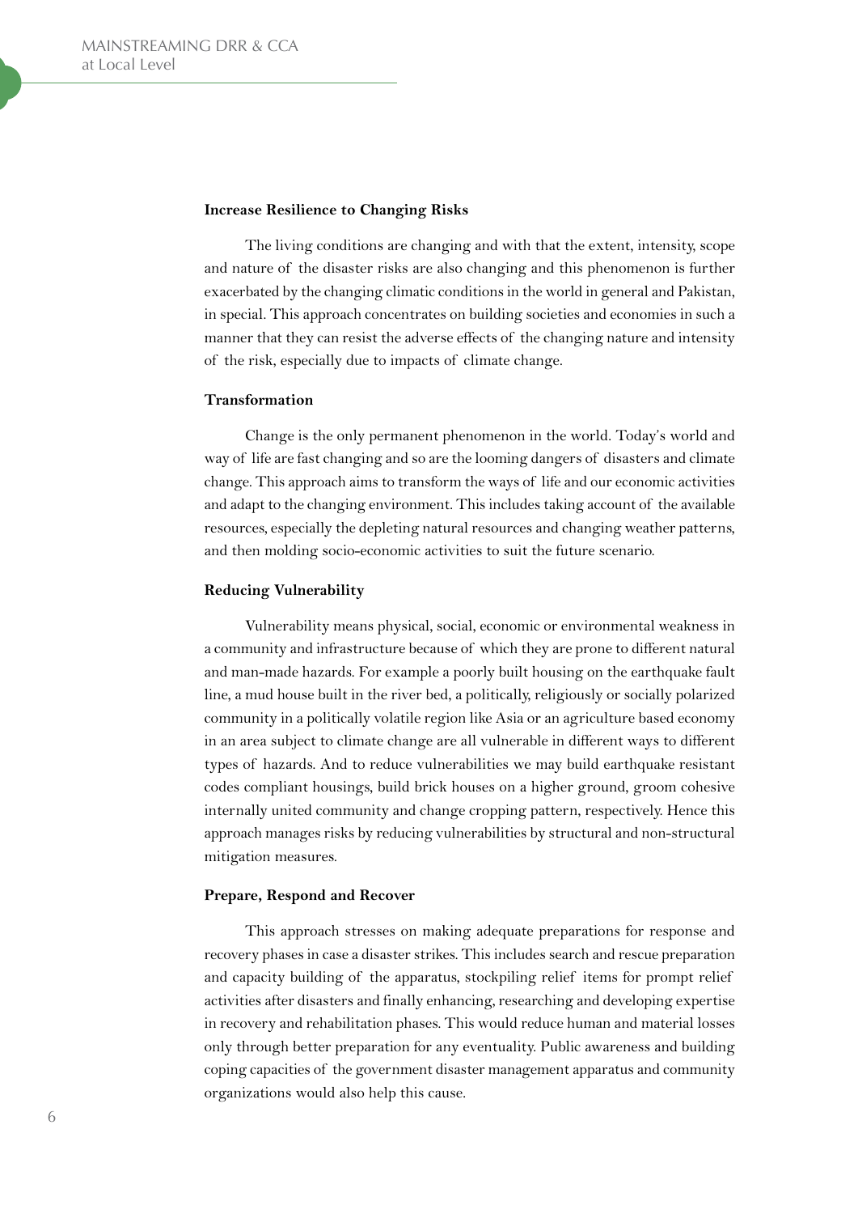**Increase Resilience to Changing Risks**

The living conditions are changing and with that the extent, intensity, scope and nature of the disaster risks are also changing and this phenomenon is further exacerbated by the changing climatic conditions in the world in general and Pakistan, in special. This approach concentrates on building societies and economies in such a manner that they can resist the adverse effects of the changing nature and intensity of the risk, especially due to impacts of climate change.

**Transformation**

Change is the only permanent phenomenon in the world. Today's world and way of life are fast changing and so are the looming dangers of disasters and climate change. This approach aims to transform the ways of life and our economic activities and adapt to the changing environment. This includes taking account of the available resources, especially the depleting natural resources and changing weather patterns, and then molding socio-economic activities to suit the future scenario.

**Reducing Vulnerability**

Vulnerability means physical, social, economic or environmental weakness in a community and infrastructure because of which they are prone to different natural and man-made hazards. For example a poorly built housing on the earthquake fault line, a mud house built in the river bed, a politically, religiously or socially polarized community in a politically volatile region like Asia or an agriculture based economy in an area subject to climate change are all vulnerable in different ways to different types of hazards. And to reduce vulnerabilities we may build earthquake resistant codes compliant housings, build brick houses on a higher ground, groom cohesive internally united community and change cropping pattern, respectively. Hence this approach manages risks by reducing vulnerabilities by structural and non-structural mitigation measures.

**Prepare, Respond and Recover**

This approach stresses on making adequate preparations for response and recovery phases in case a disaster strikes. This includes search and rescue preparation and capacity building of the apparatus, stockpiling relief items for prompt relief activities after disasters and finally enhancing, researching and developing expertise in recovery and rehabilitation phases. This would reduce human and material losses only through better preparation for any eventuality. Public awareness and building coping capacities of the government disaster management apparatus and community organizations would also help this cause.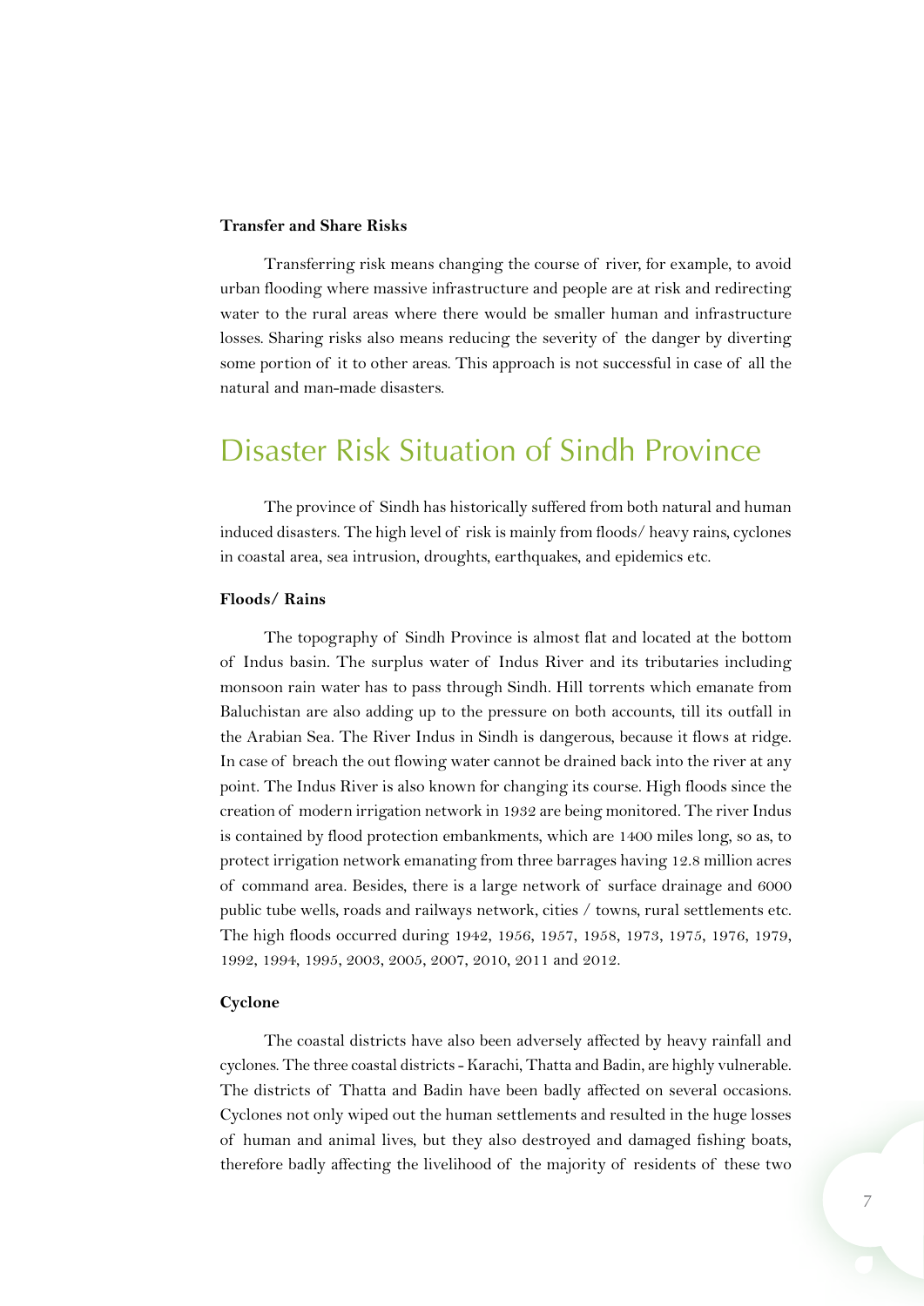### Transfer and Share Risks

Transferring risk means changing the course of river, for example, to avoid urban flooding where massive infrastructure and people are at risk and redirecting water to the rural areas where there would be smaller human and infrastructure losses. Sharing risks also means reducing the severity of the danger by diverting some portion of it to other areas. This approach is not successful in case of all the natural and man-made disasters.

## Disaster Risk Situation of Sindh Province

The province of Sindh has historically suffered from both natural and human induced disasters. The high level of risk is mainly from floods/ heavy rains, cyclones in coastal area, sea intrusion, droughts, earthquakes, and epidemics etc.

### Floods/ Rains

The topography of Sindh Province is almost flat and located at the bottom of Indus basin. The surplus water of Indus River and its tributaries including monsoon rain water has to pass through Sindh. Hill torrents which emanate from Baluchistan are also adding up to the pressure on both accounts, till its outfall in the Arabian Sea. The River Indus in Sindh is dangerous, because it flows at ridge. In case of breach the out flowing water cannot be drained back into the river at any point. The Indus River is also known for changing its course. High floods since the creation of modern irrigation network in 1932 are being monitored. The river Indus is contained by flood protection embankments, which are 1400 miles long, so as, to protect irrigation network emanating from three barrages having 12.8 million acres of command area. Besides, there is a large network of surface drainage and 6000 public tube wells, roads and railways network, cities / towns, rural settlements etc. The high floods occurred during 1942, 1956, 1957, 1958, 1973, 1975, 1976, 1979, 1992, 1994, 1995, 2003, 2005, 2007, 2010, 2011 and 2012.

### Cyclone

The coastal districts have also been adversely affected by heavy rainfall and cyclones. The three coastal districts - Karachi, Thatta and Badin, are highly vulnerable. The districts of Thatta and Badin have been badly affected on several occasions. Cyclones not only wiped out the human settlements and resulted in the huge losses of human and animal lives, but they also destroyed and damaged fishing boats, therefore badly affecting the livelihood of the majority of residents of these two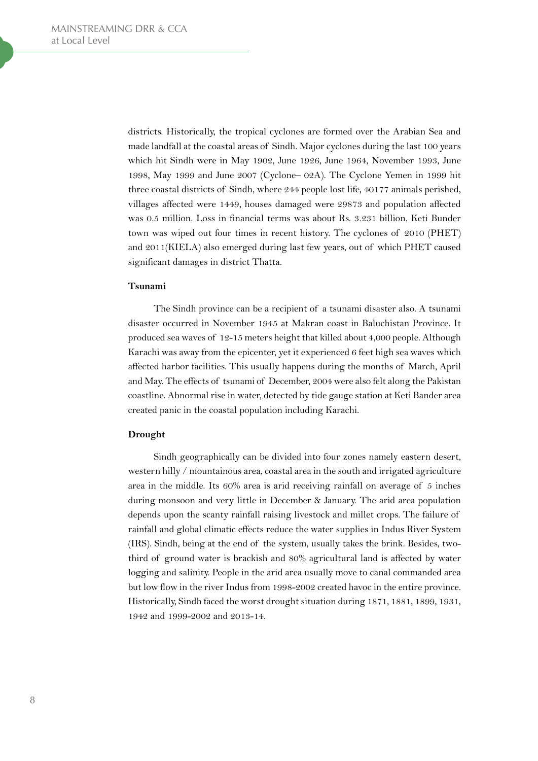districts. Historically, the tropical cyclones are formed over the Arabian Sea and made landfall at the coastal areas of Sindh. Major cyclones during the last 100 years which hit Sindh were in May 1902, June 1926, June 1964, November 1993, June 1998, May 1999 and June 2007 (Cyclone– 02A). The Cyclone Yemen in 1999 hit three coastal districts of Sindh, where 244 people lost life, 40177 animals perished, villages affected were 1449, houses damaged were 29873 and population affected was 0.5 million. Loss in financial terms was about Rs. 3.231 billion. Keti Bunder town was wiped out four times in recent history. The cyclones of 2010 (PHET) and 2011(KIELA) also emerged during last few years, out of which PHET caused significant damages in district Thatta.

**Tsunami**

The Sindh province can be a recipient of a tsunami disaster also. A tsunami disaster occurred in November 1945 at Makran coast in Baluchistan Province. It produced sea waves of 12-15 meters height that killed about 4,000 people. Although Karachi was away from the epicenter, yet it experienced 6 feet high sea waves which affected harbor facilities. This usually happens during the months of March, April and May. The effects of tsunami of December, 2004 were also felt along the Pakistan coastline. Abnormal rise in water, detected by tide gauge station at Keti Bander area created panic in the coastal population including Karachi.

**Drought**

Sindh geographically can be divided into four zones namely eastern desert, western hilly / mountainous area, coastal area in the south and irrigated agriculture area in the middle. Its 60% area is arid receiving rainfall on average of 5 inches during monsoon and very little in December & January. The arid area population depends upon the scanty rainfall raising livestock and millet crops. The failure of rainfall and global climatic effects reduce the water supplies in Indus River System (IRS). Sindh, being at the end of the system, usually takes the brink. Besides, two-third of ground water is brackish and 80% agricultural land is affected by water logging and salinity. People in the arid area usually move to canal commanded area but low flow in the river Indus from 1998-2002 created havoc in the entire province. Historically, Sindh faced the worst drought situation during 1871, 1881, 1899, 1931, 1942 and 1999-2002 and 2013-14.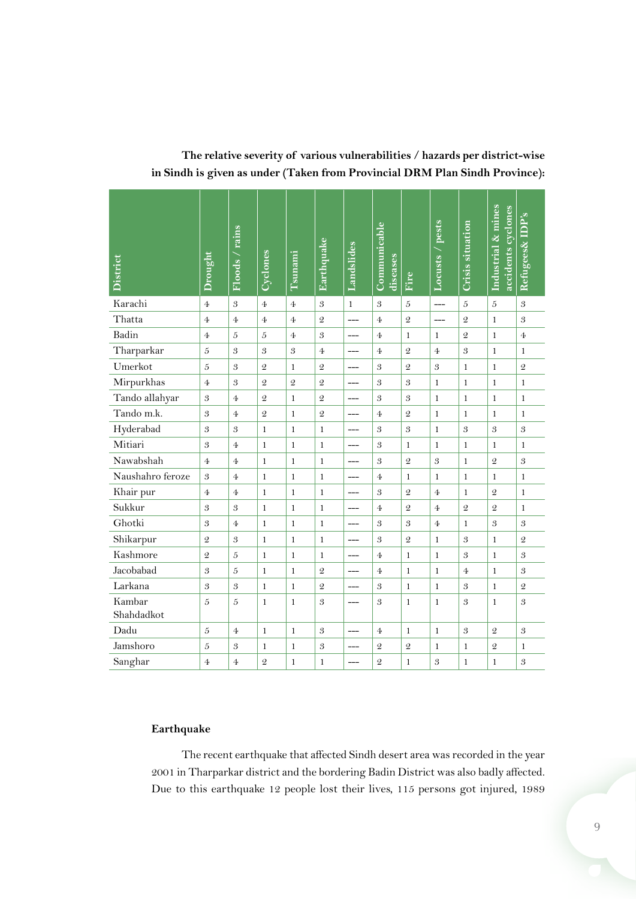**The relative severity of various vulnerabilities / hazards per district-wise in Sindh is given as under (Taken from Provincial DRM Plan Sindh Province):**

| District | Drought | Floods / rains | Cyclones | Tsunami | Earthquake | Landslides | Communicable diseases | Fire | Locusts / pests | Crisis situation | Industrial & mines accidents cyclones | Refugees& IDP's |
|---|---|---|---|---|---|---|---|---|---|---|---|---|
| Karachi | 4 | 3 | 4 | 4 | 3 | 1 | 3 | 5 | --- | 5 | 5 | 3 |
| Thatta | 4 | 4 | 4 | 4 | 2 | --- | 4 | 2 | --- | 2 | 1 | 3 |
| Badin | 4 | 5 | 5 | 4 | 3 | --- | 4 | 1 | 1 | 2 | 1 | 4 |
| Tharparkar | 5 | 3 | 3 | 3 | 4 | --- | 4 | 2 | 4 | 3 | 1 | 1 |
| Umerkot | 5 | 3 | 2 | 1 | 2 | --- | 3 | 2 | 3 | 1 | 1 | 2 |
| Mirpurkhas | 4 | 3 | 2 | 2 | 2 | --- | 3 | 3 | 1 | 1 | 1 | 1 |
| Tando allahyar | 3 | 4 | 2 | 1 | 2 | --- | 3 | 3 | 1 | 1 | 1 | 1 |
| Tando m.k. | 3 | 4 | 2 | 1 | 2 | --- | 4 | 2 | 1 | 1 | 1 | 1 |
| Hyderabad | 3 | 3 | 1 | 1 | 1 | --- | 3 | 3 | 1 | 3 | 3 | 3 |
| Mitiari | 3 | 4 | 1 | 1 | 1 | --- | 3 | 1 | 1 | 1 | 1 | 1 |
| Nawabshah | 4 | 4 | 1 | 1 | 1 | --- | 3 | 2 | 3 | 1 | 2 | 3 |
| Naushahro feroze | 3 | 4 | 1 | 1 | 1 | --- | 4 | 1 | 1 | 1 | 1 | 1 |
| Khair pur | 4 | 4 | 1 | 1 | 1 | --- | 3 | 2 | 4 | 1 | 2 | 1 |
| Sukkur | 3 | 3 | 1 | 1 | 1 | --- | 4 | 2 | 4 | 2 | 2 | 1 |
| Ghotki | 3 | 4 | 1 | 1 | 1 | --- | 3 | 3 | 4 | 1 | 3 | 3 |
| Shikarpur | 2 | 3 | 1 | 1 | 1 | --- | 3 | 2 | 1 | 3 | 1 | 2 |
| Kashmore | 2 | 5 | 1 | 1 | 1 | --- | 4 | 1 | 1 | 3 | 1 | 3 |
| Jacobabad | 3 | 5 | 1 | 1 | 2 | --- | 4 | 1 | 1 | 4 | 1 | 3 |
| Larkana | 3 | 3 | 1 | 1 | 2 | --- | 3 | 1 | 1 | 3 | 1 | 2 |
| Kambar Shahdadkot | 5 | 5 | 1 | 1 | 3 | --- | 3 | 1 | 1 | 3 | 1 | 3 |
| Dadu | 5 | 4 | 1 | 1 | 3 | --- | 4 | 1 | 1 | 3 | 2 | 3 |
| Jamshoro | 5 | 3 | 1 | 1 | 3 | --- | 2 | 2 | 1 | 1 | 2 | 1 |
| Sanghar | 4 | 4 | 2 | 1 | 1 | --- | 2 | 1 | 3 | 1 | 1 | 3 |

**Earthquake**

The recent earthquake that affected Sindh desert area was recorded in the year 2001 in Tharparkar district and the bordering Badin District was also badly affected. Due to this earthquake 12 people lost their lives, 115 persons got injured, 1989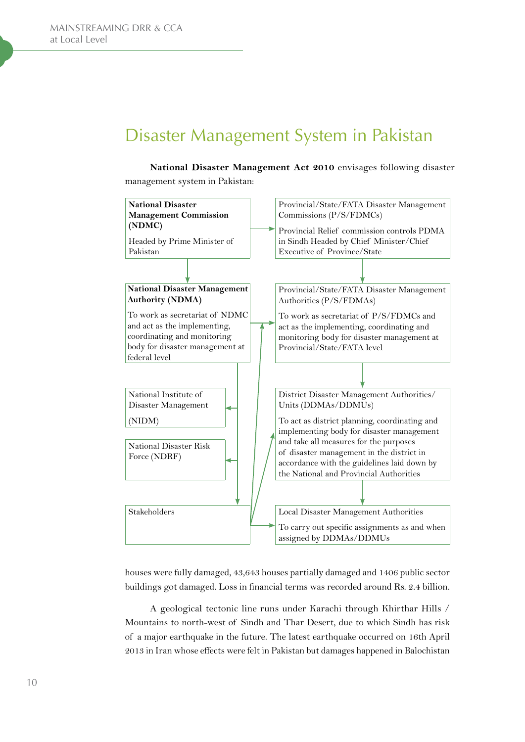# Disaster Management System in Pakistan

**National Disaster Management Act 2010** envisages following disaster management system in Pakistan:

**National Disaster Management Commission (NDMC)**

Headed by Prime Minister of Pakistan

Provincial/State/FATA Disaster Management Commissions (P/S/FDMCs)

Provincial Relief commission controls PDMA in Sindh Headed by Chief Minister/Chief Executive of Province/State

**National Disaster Management Authority (NDMA)**

To work as secretariat of NDMC and act as the implementing, coordinating and monitoring body for disaster management at federal level

Provincial/State/FATA Disaster Management Authorities (P/S/FDMAs)

To work as secretariat of P/S/FDMCs and act as the implementing, coordinating and monitoring body for disaster management at Provincial/State/FATA level

National Institute of Disaster Management

(NIDM)

National Disaster Risk Force (NDRF)

District Disaster Management Authorities/ Units (DDMAs/DDMUs)

To act as district planning, coordinating and implementing body for disaster management and take all measures for the purposes of disaster management in the district in accordance with the guidelines laid down by the National and Provincial Authorities

Stakeholders

Local Disaster Management Authorities

To carry out specific assignments as and when assigned by DDMAs/DDMUs

houses were fully damaged, 43,643 houses partially damaged and 1406 public sector buildings got damaged. Loss in financial terms was recorded around Rs. 2.4 billion.

A geological tectonic line runs under Karachi through Khirthar Hills / Mountains to north-west of Sindh and Thar Desert, due to which Sindh has risk of a major earthquake in the future. The latest earthquake occurred on 16th April 2013 in Iran whose effects were felt in Pakistan but damages happened in Balochistan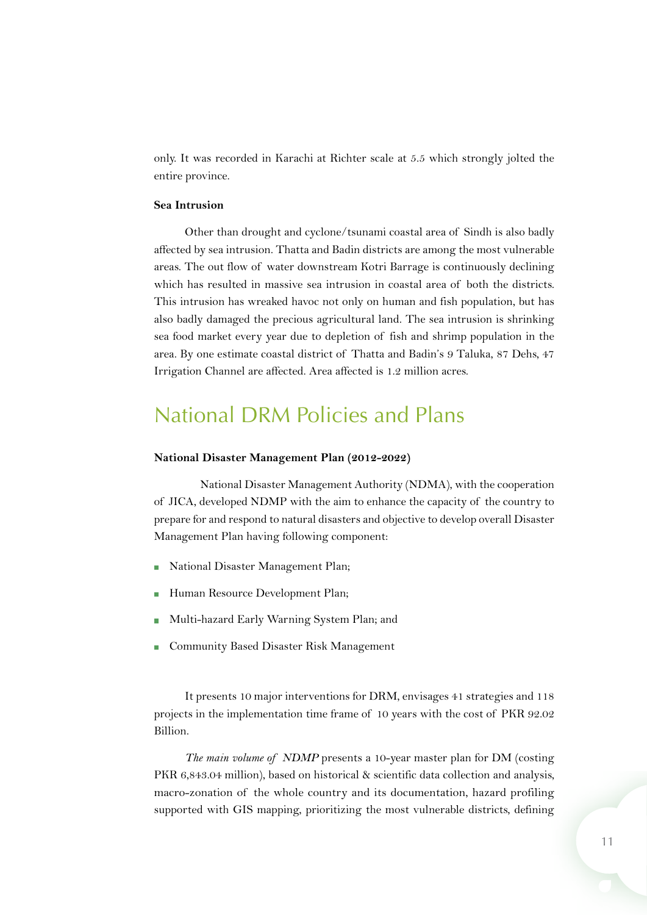only. It was recorded in Karachi at Richter scale at 5.5 which strongly jolted the entire province.

**Sea Intrusion**

Other than drought and cyclone/tsunami coastal area of Sindh is also badly affected by sea intrusion. Thatta and Badin districts are among the most vulnerable areas. The out flow of water downstream Kotri Barrage is continuously declining which has resulted in massive sea intrusion in coastal area of both the districts. This intrusion has wreaked havoc not only on human and fish population, but has also badly damaged the precious agricultural land. The sea intrusion is shrinking sea food market every year due to depletion of fish and shrimp population in the area. By one estimate coastal district of Thatta and Badin's 9 Taluka, 87 Dehs, 47 Irrigation Channel are affected. Area affected is 1.2 million acres.

## National DRM Policies and Plans

**National Disaster Management Plan (2012-2022)**

National Disaster Management Authority (NDMA), with the cooperation of JICA, developed NDMP with the aim to enhance the capacity of the country to prepare for and respond to natural disasters and objective to develop overall Disaster Management Plan having following component:

- National Disaster Management Plan;
- Human Resource Development Plan;
- Multi-hazard Early Warning System Plan; and
- Community Based Disaster Risk Management

It presents 10 major interventions for DRM, envisages 41 strategies and 118 projects in the implementation time frame of 10 years with the cost of PKR 92.02 Billion.

*The main volume of NDMP* presents a 10-year master plan for DM (costing PKR 6,843.04 million), based on historical & scientific data collection and analysis, macro-zonation of the whole country and its documentation, hazard profiling supported with GIS mapping, prioritizing the most vulnerable districts, defining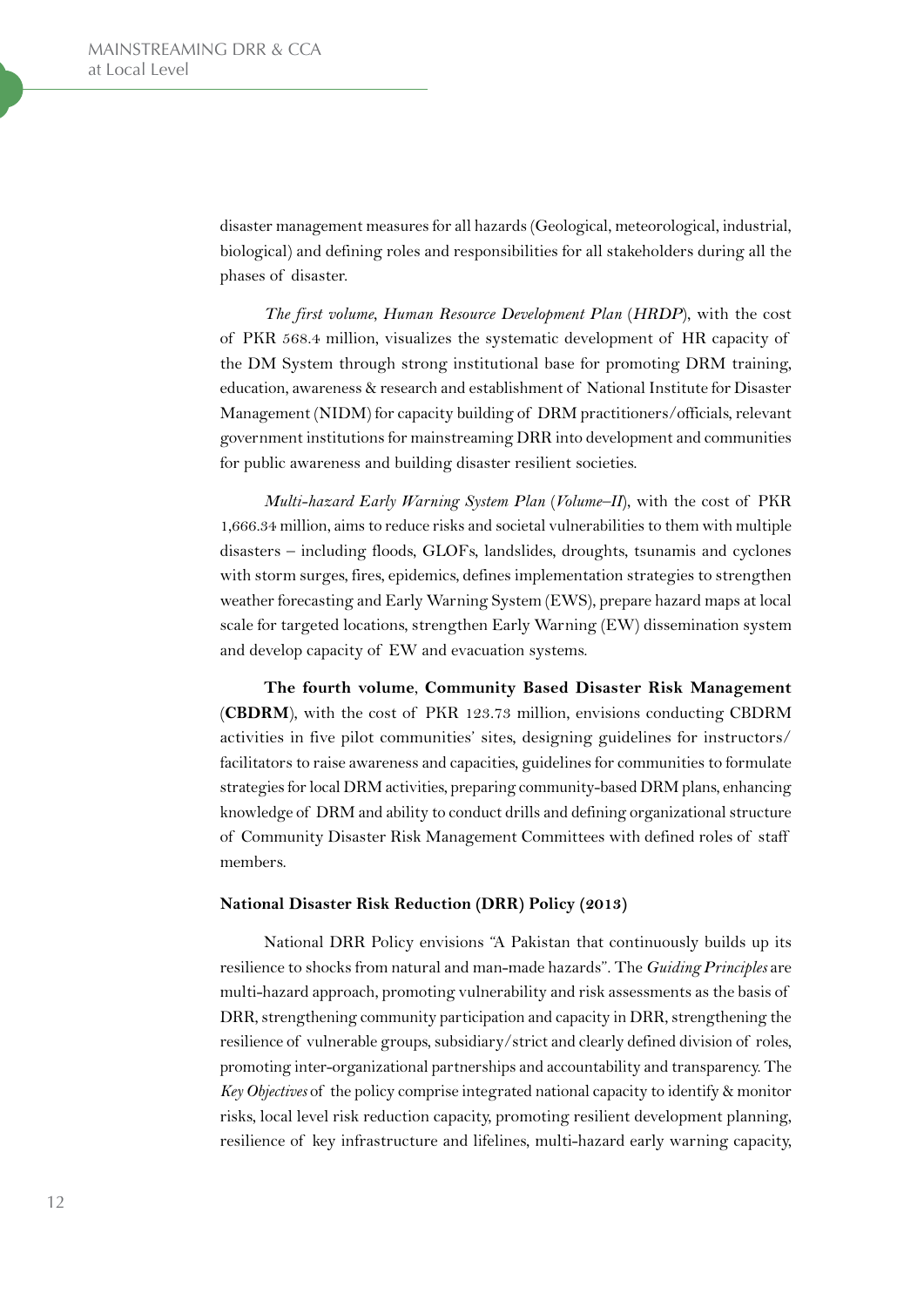disaster management measures for all hazards (Geological, meteorological, industrial, biological) and defining roles and responsibilities for all stakeholders during all the phases of disaster.

*The first volume, Human Resource Development Plan (HRDP)*, with the cost of PKR 568.4 million, visualizes the systematic development of HR capacity of the DM System through strong institutional base for promoting DRM training, education, awareness & research and establishment of National Institute for Disaster Management (NIDM) for capacity building of DRM practitioners/officials, relevant government institutions for mainstreaming DRR into development and communities for public awareness and building disaster resilient societies.

*Multi-hazard Early Warning System Plan (Volume–II)*, with the cost of PKR 1,666.34 million, aims to reduce risks and societal vulnerabilities to them with multiple disasters – including floods, GLOFs, landslides, droughts, tsunamis and cyclones with storm surges, fires, epidemics, defines implementation strategies to strengthen weather forecasting and Early Warning System (EWS), prepare hazard maps at local scale for targeted locations, strengthen Early Warning (EW) dissemination system and develop capacity of EW and evacuation systems.

**The fourth volume**, **Community Based Disaster Risk Management** (**CBDRM**), with the cost of PKR 123.73 million, envisions conducting CBDRM activities in five pilot communities' sites, designing guidelines for instructors/ facilitators to raise awareness and capacities, guidelines for communities to formulate strategies for local DRM activities, preparing community-based DRM plans, enhancing knowledge of DRM and ability to conduct drills and defining organizational structure of Community Disaster Risk Management Committees with defined roles of staff members.

#### National Disaster Risk Reduction (DRR) Policy (2013)

National DRR Policy envisions "A Pakistan that continuously builds up its resilience to shocks from natural and man-made hazards". The *Guiding Principles* are multi-hazard approach, promoting vulnerability and risk assessments as the basis of DRR, strengthening community participation and capacity in DRR, strengthening the resilience of vulnerable groups, subsidiary/strict and clearly defined division of roles, promoting inter-organizational partnerships and accountability and transparency. The *Key Objectives* of the policy comprise integrated national capacity to identify & monitor risks, local level risk reduction capacity, promoting resilient development planning, resilience of key infrastructure and lifelines, multi-hazard early warning capacity,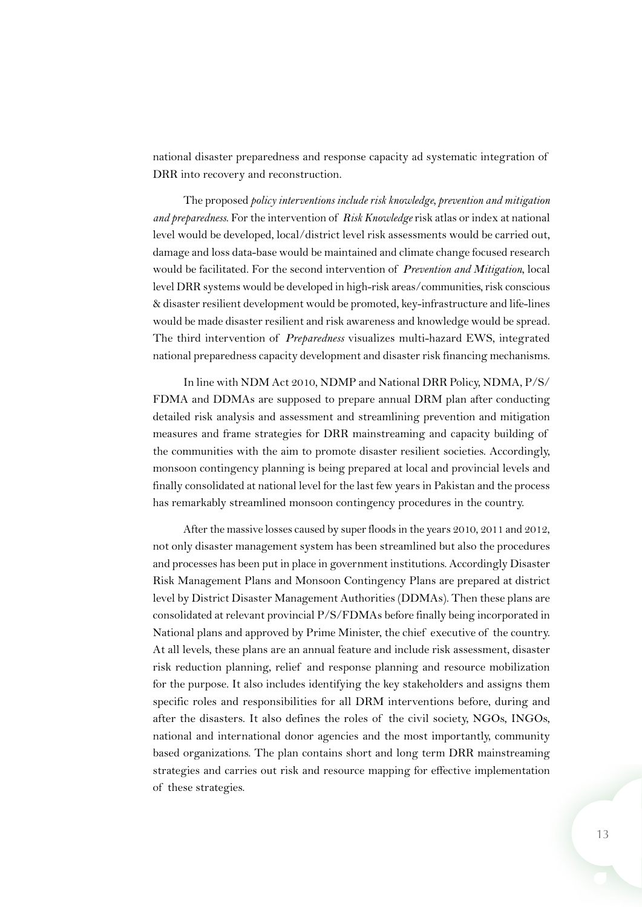national disaster preparedness and response capacity ad systematic integration of DRR into recovery and reconstruction.

The proposed *policy interventions include risk knowledge, prevention and mitigation and preparedness*. For the intervention of *Risk Knowledge* risk atlas or index at national level would be developed, local/district level risk assessments would be carried out, damage and loss data-base would be maintained and climate change focused research would be facilitated. For the second intervention of *Prevention and Mitigation*, local level DRR systems would be developed in high-risk areas/communities, risk conscious & disaster resilient development would be promoted, key-infrastructure and life-lines would be made disaster resilient and risk awareness and knowledge would be spread. The third intervention of *Preparedness* visualizes multi-hazard EWS, integrated national preparedness capacity development and disaster risk financing mechanisms.

In line with NDM Act 2010, NDMP and National DRR Policy, NDMA, P/S/FDMA and DDMAs are supposed to prepare annual DRM plan after conducting detailed risk analysis and assessment and streamlining prevention and mitigation measures and frame strategies for DRR mainstreaming and capacity building of the communities with the aim to promote disaster resilient societies. Accordingly, monsoon contingency planning is being prepared at local and provincial levels and finally consolidated at national level for the last few years in Pakistan and the process has remarkably streamlined monsoon contingency procedures in the country.

After the massive losses caused by super floods in the years 2010, 2011 and 2012, not only disaster management system has been streamlined but also the procedures and processes has been put in place in government institutions. Accordingly Disaster Risk Management Plans and Monsoon Contingency Plans are prepared at district level by District Disaster Management Authorities (DDMAs). Then these plans are consolidated at relevant provincial P/S/FDMAs before finally being incorporated in National plans and approved by Prime Minister, the chief executive of the country. At all levels, these plans are an annual feature and include risk assessment, disaster risk reduction planning, relief and response planning and resource mobilization for the purpose. It also includes identifying the key stakeholders and assigns them specific roles and responsibilities for all DRM interventions before, during and after the disasters. It also defines the roles of the civil society, NGOs, INGOs, national and international donor agencies and the most importantly, community based organizations. The plan contains short and long term DRR mainstreaming strategies and carries out risk and resource mapping for effective implementation of these strategies.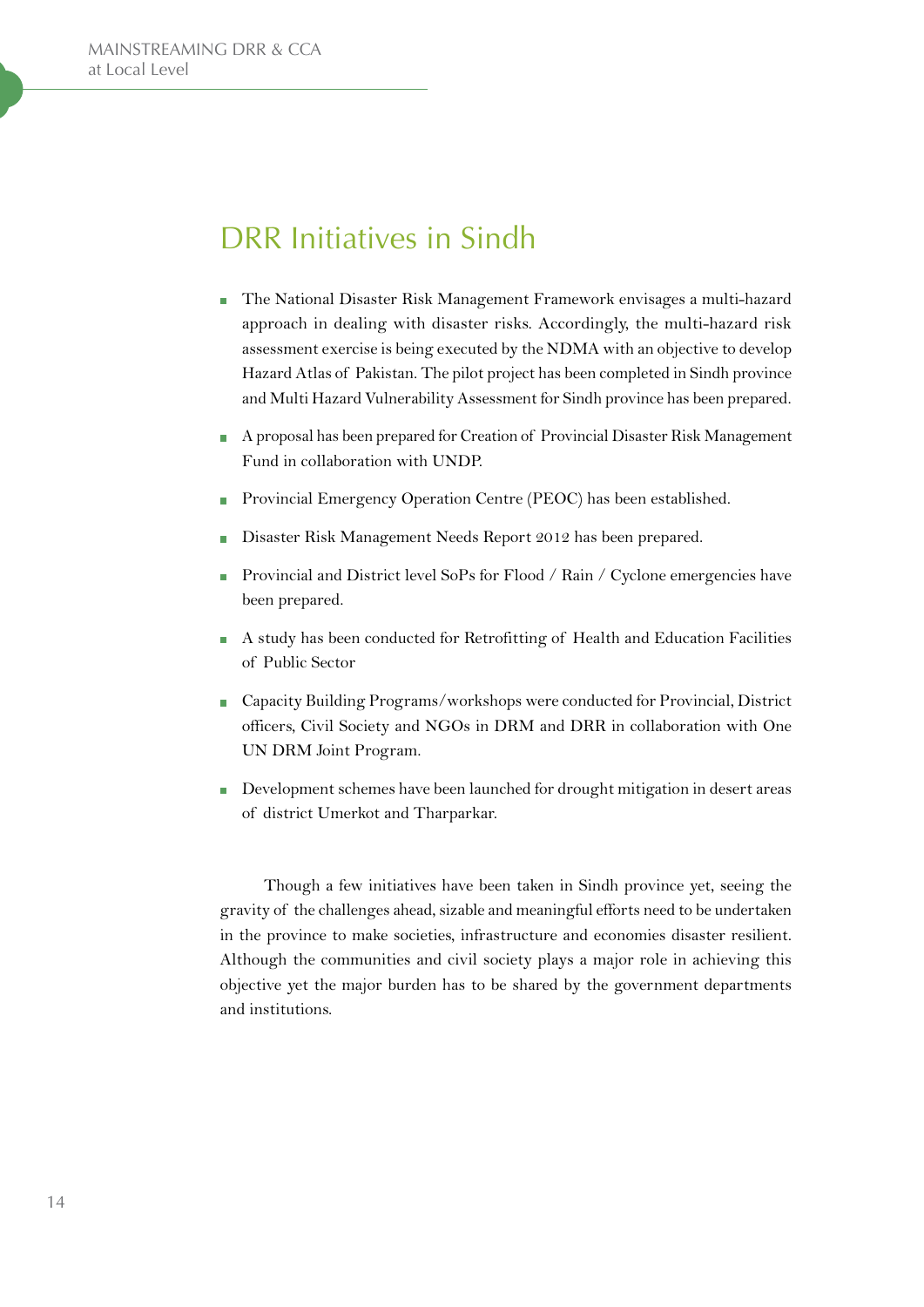## DRR Initiatives in Sindh

- The National Disaster Risk Management Framework envisages a multi-hazard approach in dealing with disaster risks. Accordingly, the multi-hazard risk assessment exercise is being executed by the NDMA with an objective to develop Hazard Atlas of Pakistan. The pilot project has been completed in Sindh province and Multi Hazard Vulnerability Assessment for Sindh province has been prepared.
- A proposal has been prepared for Creation of Provincial Disaster Risk Management Fund in collaboration with UNDP.
- Provincial Emergency Operation Centre (PEOC) has been established.
- Disaster Risk Management Needs Report 2012 has been prepared.
- Provincial and District level SoPs for Flood / Rain / Cyclone emergencies have been prepared.
- A study has been conducted for Retrofitting of Health and Education Facilities of Public Sector
- Capacity Building Programs/workshops were conducted for Provincial, District officers, Civil Society and NGOs in DRM and DRR in collaboration with One UN DRM Joint Program.
- Development schemes have been launched for drought mitigation in desert areas of district Umerkot and Tharparkar.

Though a few initiatives have been taken in Sindh province yet, seeing the gravity of the challenges ahead, sizable and meaningful efforts need to be undertaken in the province to make societies, infrastructure and economies disaster resilient. Although the communities and civil society plays a major role in achieving this objective yet the major burden has to be shared by the government departments and institutions.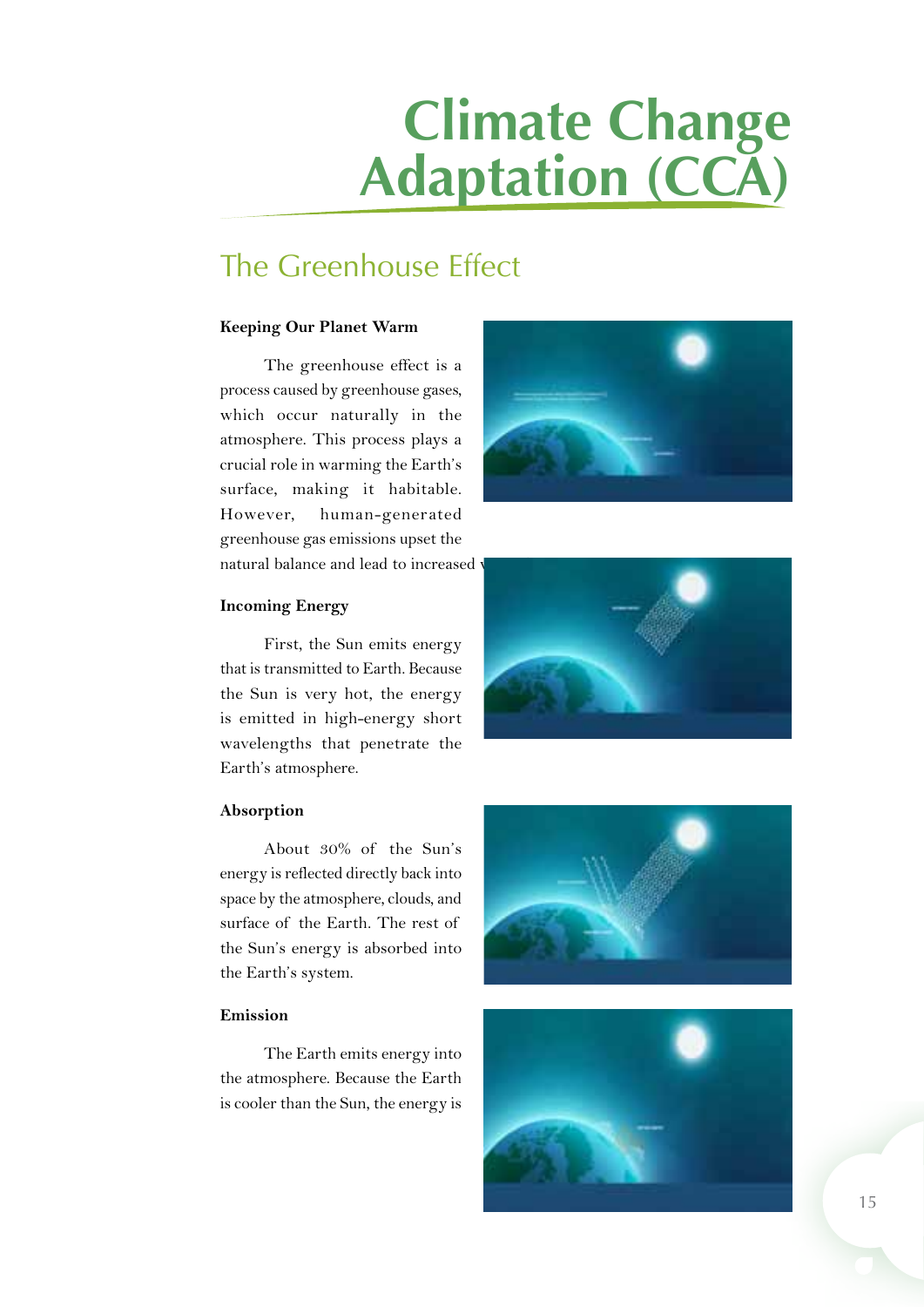# Climate Change Adaptation (CCA)

## The Greenhouse Effect

**Keeping Our Planet Warm**

The greenhouse effect is a process caused by greenhouse gases, which occur naturally in the atmosphere. This process plays a crucial role in warming the Earth's surface, making it habitable. However, human-generated greenhouse gas emissions upset the natural balance and lead to increased v

**Incoming Energy**

First, the Sun emits energy that is transmitted to Earth. Because the Sun is very hot, the energy is emitted in high-energy short wavelengths that penetrate the Earth's atmosphere.

**Absorption**

About 30% of the Sun's energy is reflected directly back into space by the atmosphere, clouds, and surface of the Earth. The rest of the Sun's energy is absorbed into the Earth's system.

**Emission**

The Earth emits energy into the atmosphere. Because the Earth is cooler than the Sun, the energy is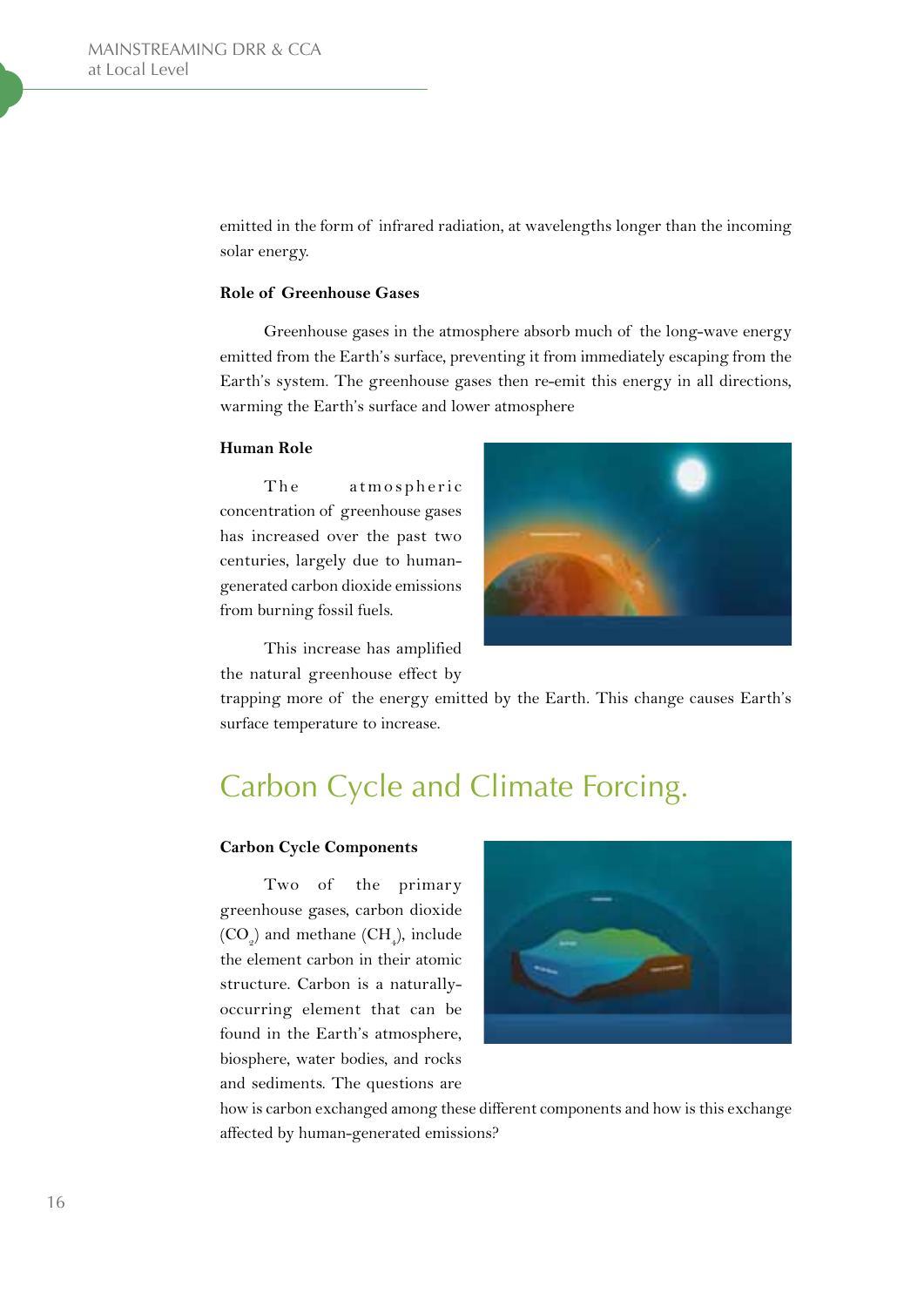emitted in the form of infrared radiation, at wavelengths longer than the incoming solar energy.

**Role of Greenhouse Gases**

Greenhouse gases in the atmosphere absorb much of the long-wave energy emitted from the Earth's surface, preventing it from immediately escaping from the Earth's system. The greenhouse gases then re-emit this energy in all directions, warming the Earth's surface and lower atmosphere

**Human Role**

The atmospheric concentration of greenhouse gases has increased over the past two centuries, largely due to human-generated carbon dioxide emissions from burning fossil fuels.

This increase has amplified the natural greenhouse effect by trapping more of the energy emitted by the Earth. This change causes Earth's surface temperature to increase.

## Carbon Cycle and Climate Forcing.

**Carbon Cycle Components**

Two of the primary greenhouse gases, carbon dioxide ($CO_2$) and methane ($CH_4$), include the element carbon in their atomic structure. Carbon is a naturally-occurring element that can be found in the Earth's atmosphere, biosphere, water bodies, and rocks and sediments. The questions are how is carbon exchanged among these different components and how is this exchange affected by human-generated emissions?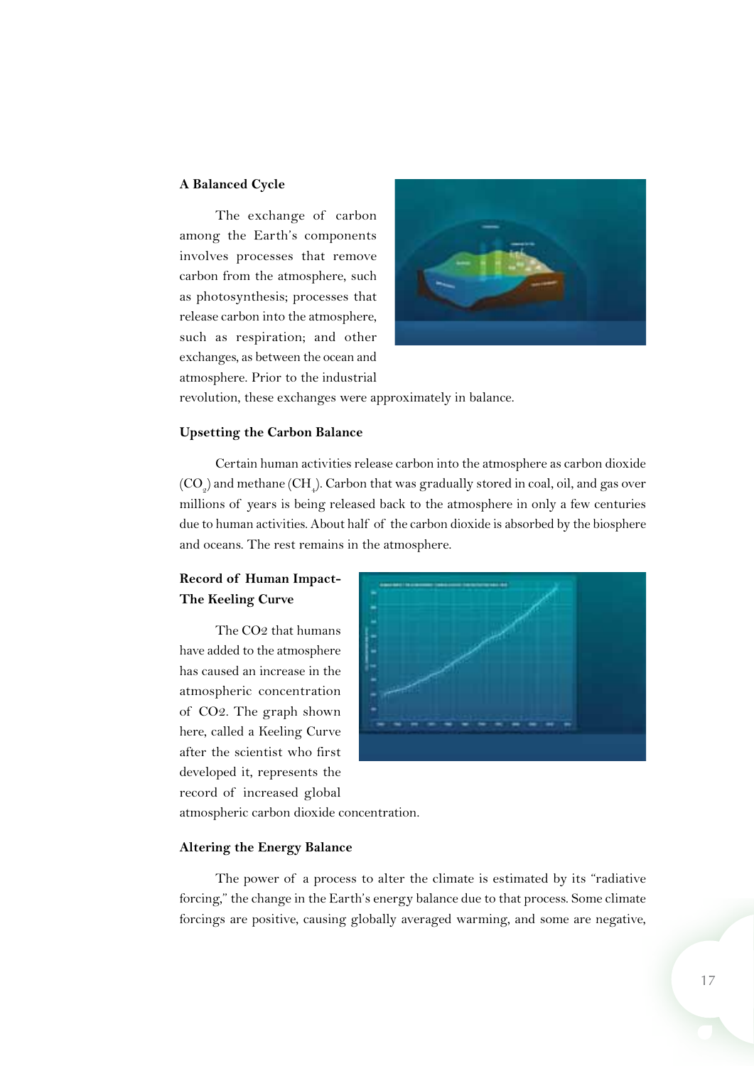**A Balanced Cycle**

The exchange of carbon among the Earth's components involves processes that remove carbon from the atmosphere, such as photosynthesis; processes that release carbon into the atmosphere, such as respiration; and other exchanges, as between the ocean and atmosphere. Prior to the industrial revolution, these exchanges were approximately in balance.

**Upsetting the Carbon Balance**

Certain human activities release carbon into the atmosphere as carbon dioxide ($CO_2$) and methane ($CH_4$). Carbon that was gradually stored in coal, oil, and gas over millions of years is being released back to the atmosphere in only a few centuries due to human activities. About half of the carbon dioxide is absorbed by the biosphere and oceans. The rest remains in the atmosphere.

**Record of Human Impact- The Keeling Curve**

The CO2 that humans have added to the atmosphere has caused an increase in the atmospheric concentration of CO2. The graph shown here, called a Keeling Curve after the scientist who first developed it, represents the record of increased global atmospheric carbon dioxide concentration.

**Altering the Energy Balance**

The power of a process to alter the climate is estimated by its "radiative forcing," the change in the Earth's energy balance due to that process. Some climate forcings are positive, causing globally averaged warming, and some are negative,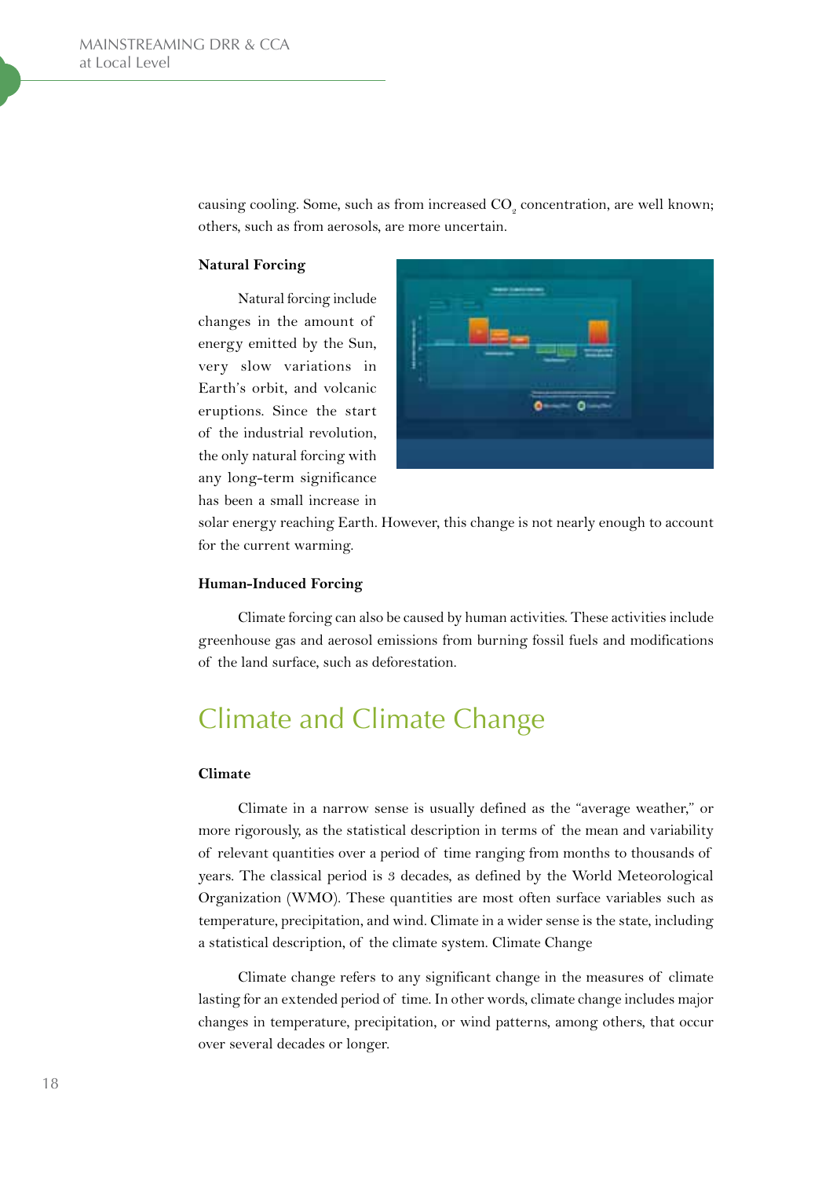causing cooling. Some, such as from increased $CO_2$ concentration, are well known; others, such as from aerosols, are more uncertain.

**Natural Forcing**

Natural forcing include changes in the amount of energy emitted by the Sun, very slow variations in Earth's orbit, and volcanic eruptions. Since the start of the industrial revolution, the only natural forcing with any long-term significance has been a small increase in solar energy reaching Earth. However, this change is not nearly enough to account for the current warming.

**Human-Induced Forcing**

Climate forcing can also be caused by human activities. These activities include greenhouse gas and aerosol emissions from burning fossil fuels and modifications of the land surface, such as deforestation.

## Climate and Climate Change

**Climate**

Climate in a narrow sense is usually defined as the "average weather," or more rigorously, as the statistical description in terms of the mean and variability of relevant quantities over a period of time ranging from months to thousands of years. The classical period is 3 decades, as defined by the World Meteorological Organization (WMO). These quantities are most often surface variables such as temperature, precipitation, and wind. Climate in a wider sense is the state, including a statistical description, of the climate system. Climate Change

Climate change refers to any significant change in the measures of climate lasting for an extended period of time. In other words, climate change includes major changes in temperature, precipitation, or wind patterns, among others, that occur over several decades or longer.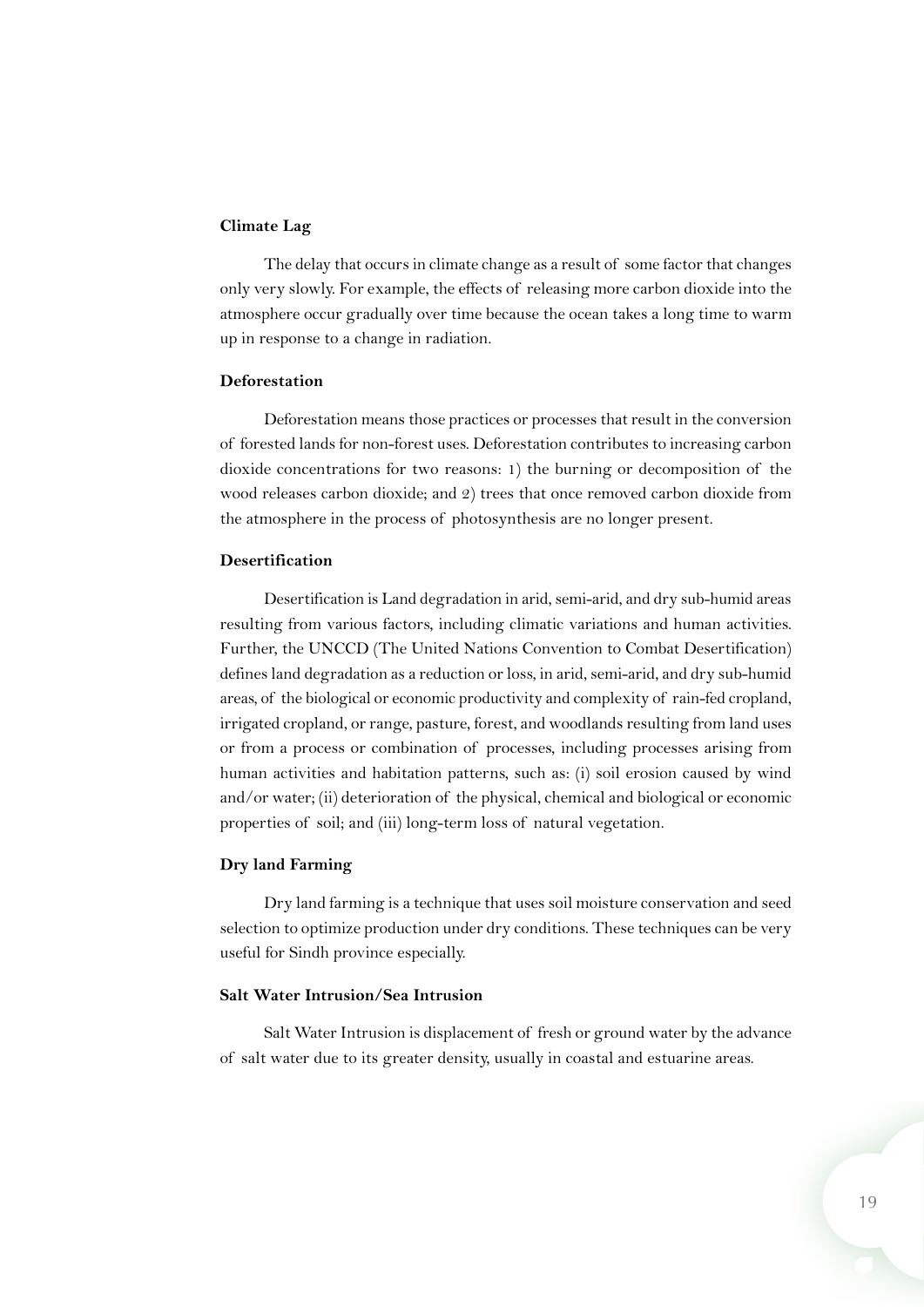**Climate Lag**

The delay that occurs in climate change as a result of some factor that changes only very slowly. For example, the effects of releasing more carbon dioxide into the atmosphere occur gradually over time because the ocean takes a long time to warm up in response to a change in radiation.

**Deforestation**

Deforestation means those practices or processes that result in the conversion of forested lands for non-forest uses. Deforestation contributes to increasing carbon dioxide concentrations for two reasons: 1) the burning or decomposition of the wood releases carbon dioxide; and 2) trees that once removed carbon dioxide from the atmosphere in the process of photosynthesis are no longer present.

**Desertification**

Desertification is Land degradation in arid, semi-arid, and dry sub-humid areas resulting from various factors, including climatic variations and human activities. Further, the UNCCD (The United Nations Convention to Combat Desertification) defines land degradation as a reduction or loss, in arid, semi-arid, and dry sub-humid areas, of the biological or economic productivity and complexity of rain-fed cropland, irrigated cropland, or range, pasture, forest, and woodlands resulting from land uses or from a process or combination of processes, including processes arising from human activities and habitation patterns, such as: (i) soil erosion caused by wind and/or water; (ii) deterioration of the physical, chemical and biological or economic properties of soil; and (iii) long-term loss of natural vegetation.

**Dry land Farming**

Dry land farming is a technique that uses soil moisture conservation and seed selection to optimize production under dry conditions. These techniques can be very useful for Sindh province especially.

**Salt Water Intrusion/Sea Intrusion**

Salt Water Intrusion is displacement of fresh or ground water by the advance of salt water due to its greater density, usually in coastal and estuarine areas.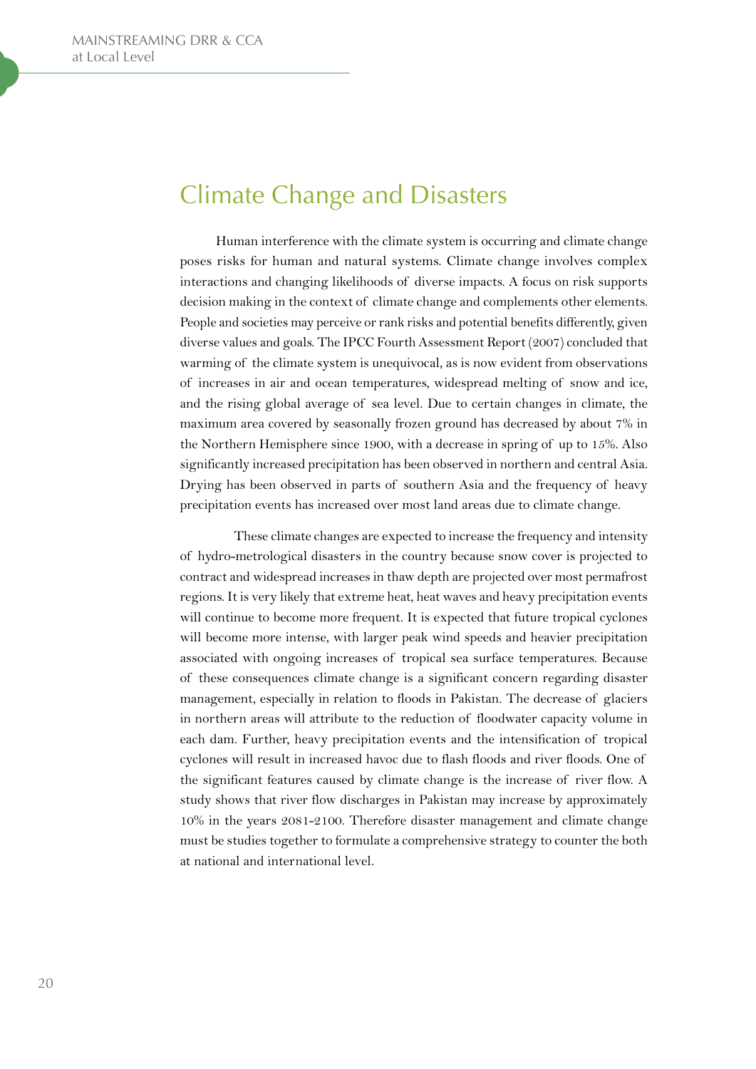## Climate Change and Disasters

Human interference with the climate system is occurring and climate change poses risks for human and natural systems. Climate change involves complex interactions and changing likelihoods of diverse impacts. A focus on risk supports decision making in the context of climate change and complements other elements. People and societies may perceive or rank risks and potential benefits differently, given diverse values and goals. The IPCC Fourth Assessment Report (2007) concluded that warming of the climate system is unequivocal, as is now evident from observations of increases in air and ocean temperatures, widespread melting of snow and ice, and the rising global average of sea level. Due to certain changes in climate, the maximum area covered by seasonally frozen ground has decreased by about 7% in the Northern Hemisphere since 1900, with a decrease in spring of up to 15%. Also significantly increased precipitation has been observed in northern and central Asia. Drying has been observed in parts of southern Asia and the frequency of heavy precipitation events has increased over most land areas due to climate change.

These climate changes are expected to increase the frequency and intensity of hydro-metrological disasters in the country because snow cover is projected to contract and widespread increases in thaw depth are projected over most permafrost regions. It is very likely that extreme heat, heat waves and heavy precipitation events will continue to become more frequent. It is expected that future tropical cyclones will become more intense, with larger peak wind speeds and heavier precipitation associated with ongoing increases of tropical sea surface temperatures. Because of these consequences climate change is a significant concern regarding disaster management, especially in relation to floods in Pakistan. The decrease of glaciers in northern areas will attribute to the reduction of floodwater capacity volume in each dam. Further, heavy precipitation events and the intensification of tropical cyclones will result in increased havoc due to flash floods and river floods. One of the significant features caused by climate change is the increase of river flow. A study shows that river flow discharges in Pakistan may increase by approximately 10% in the years 2081-2100. Therefore disaster management and climate change must be studies together to formulate a comprehensive strategy to counter the both at national and international level.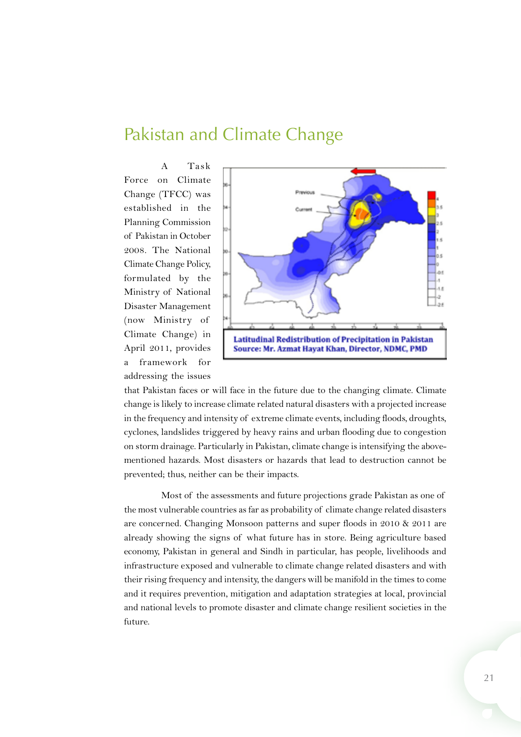# Pakistan and Climate Change

Latitudinal Redistribution of Precipitation in Pakistan
Source: Mr. Azmat Hayat Khan, Director, NDMC, PMD

A Task Force on Climate Change (TFCC) was established in the Planning Commission of Pakistan in October 2008. The National Climate Change Policy, formulated by the Ministry of National Disaster Management (now Ministry of Climate Change) in April 2011, provides a framework for addressing the issues that Pakistan faces or will face in the future due to the changing climate. Climate change is likely to increase climate related natural disasters with a projected increase in the frequency and intensity of extreme climate events, including floods, droughts, cyclones, landslides triggered by heavy rains and urban flooding due to congestion on storm drainage. Particularly in Pakistan, climate change is intensifying the above-mentioned hazards. Most disasters or hazards that lead to destruction cannot be prevented; thus, neither can be their impacts.

Most of the assessments and future projections grade Pakistan as one of the most vulnerable countries as far as probability of climate change related disasters are concerned. Changing Monsoon patterns and super floods in 2010 & 2011 are already showing the signs of what future has in store. Being agriculture based economy, Pakistan in general and Sindh in particular, has people, livelihoods and infrastructure exposed and vulnerable to climate change related disasters and with their rising frequency and intensity, the dangers will be manifold in the times to come and it requires prevention, mitigation and adaptation strategies at local, provincial and national levels to promote disaster and climate change resilient societies in the future.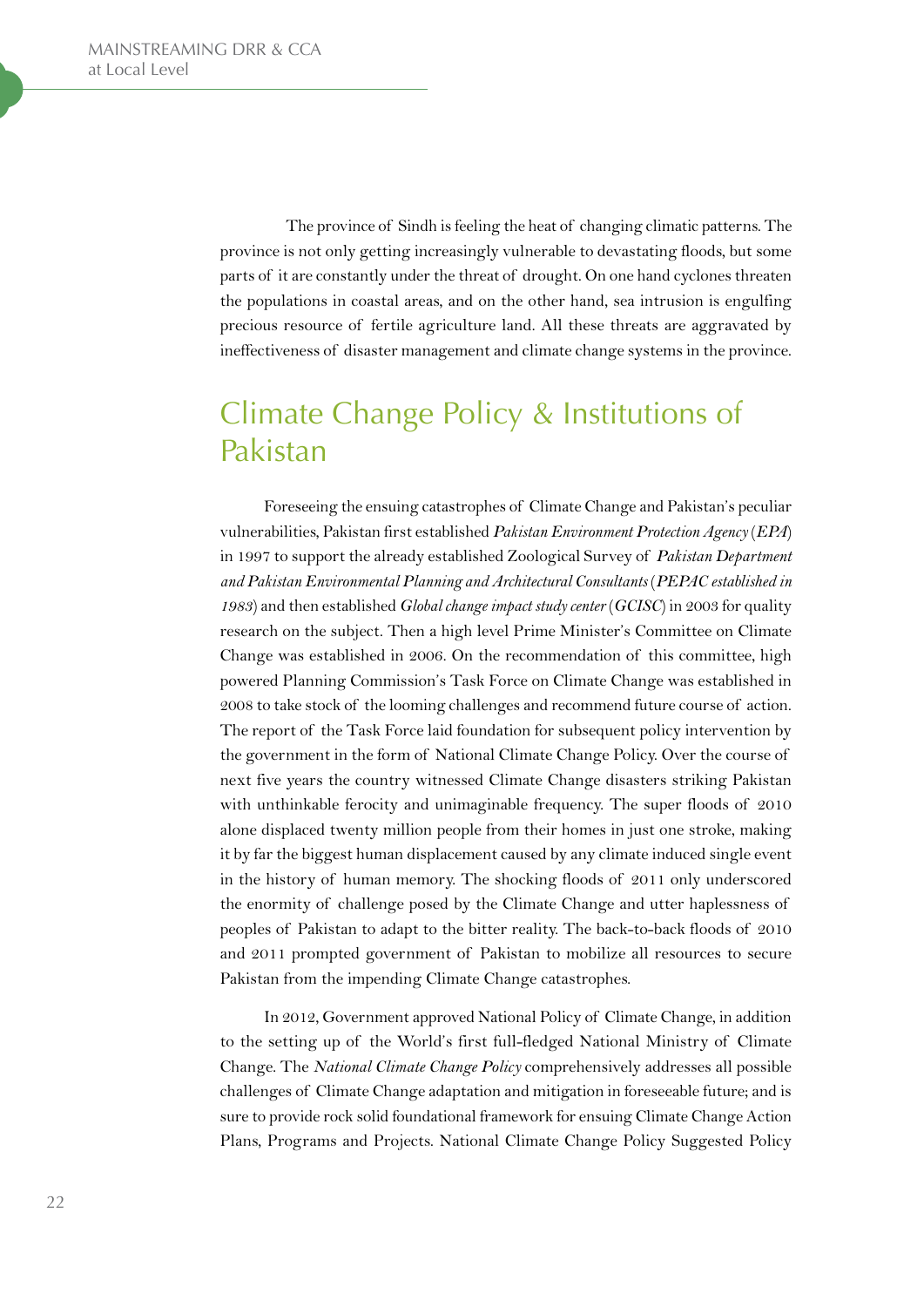The province of Sindh is feeling the heat of changing climatic patterns. The province is not only getting increasingly vulnerable to devastating floods, but some parts of it are constantly under the threat of drought. On one hand cyclones threaten the populations in coastal areas, and on the other hand, sea intrusion is engulfing precious resource of fertile agriculture land. All these threats are aggravated by ineffectiveness of disaster management and climate change systems in the province.

## Climate Change Policy & Institutions of Pakistan

Foreseeing the ensuing catastrophes of Climate Change and Pakistan's peculiar vulnerabilities, Pakistan first established *Pakistan Environment Protection Agency* (*EPA*) in 1997 to support the already established Zoological Survey of *Pakistan Department and Pakistan Environmental Planning and Architectural Consultants* (*PEPAC established in 1983*) and then established *Global change impact study center* (*GCISC*) in 2003 for quality research on the subject. Then a high level Prime Minister's Committee on Climate Change was established in 2006. On the recommendation of this committee, high powered Planning Commission's Task Force on Climate Change was established in 2008 to take stock of the looming challenges and recommend future course of action. The report of the Task Force laid foundation for subsequent policy intervention by the government in the form of National Climate Change Policy. Over the course of next five years the country witnessed Climate Change disasters striking Pakistan with unthinkable ferocity and unimaginable frequency. The super floods of 2010 alone displaced twenty million people from their homes in just one stroke, making it by far the biggest human displacement caused by any climate induced single event in the history of human memory. The shocking floods of 2011 only underscored the enormity of challenge posed by the Climate Change and utter haplessness of peoples of Pakistan to adapt to the bitter reality. The back-to-back floods of 2010 and 2011 prompted government of Pakistan to mobilize all resources to secure Pakistan from the impending Climate Change catastrophes.

In 2012, Government approved National Policy of Climate Change, in addition to the setting up of the World's first full-fledged National Ministry of Climate Change. The *National Climate Change Policy* comprehensively addresses all possible challenges of Climate Change adaptation and mitigation in foreseeable future; and is sure to provide rock solid foundational framework for ensuing Climate Change Action Plans, Programs and Projects. National Climate Change Policy Suggested Policy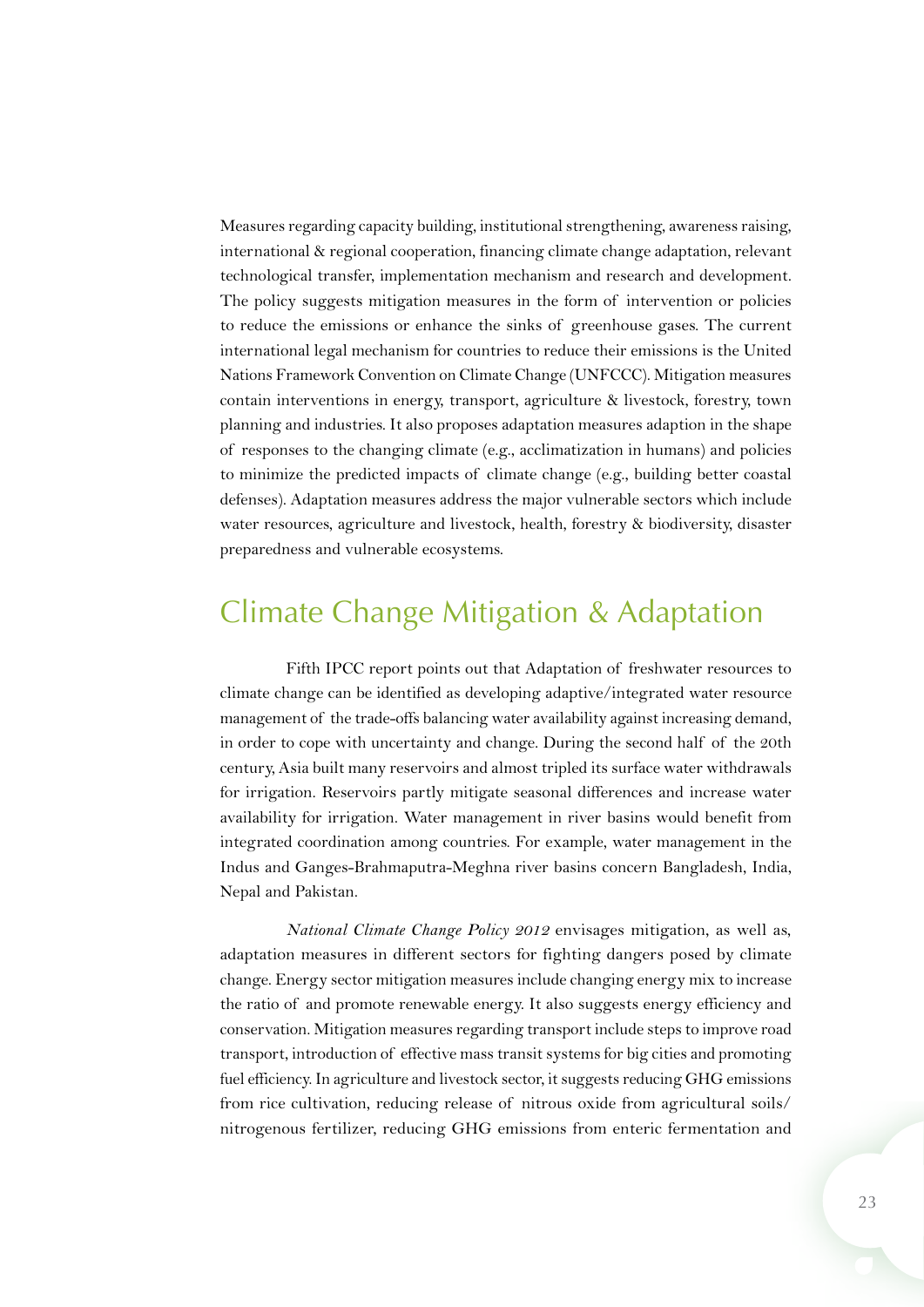Measures regarding capacity building, institutional strengthening, awareness raising, international & regional cooperation, financing climate change adaptation, relevant technological transfer, implementation mechanism and research and development. The policy suggests mitigation measures in the form of intervention or policies to reduce the emissions or enhance the sinks of greenhouse gases. The current international legal mechanism for countries to reduce their emissions is the United Nations Framework Convention on Climate Change (UNFCCC). Mitigation measures contain interventions in energy, transport, agriculture & livestock, forestry, town planning and industries. It also proposes adaptation measures adaption in the shape of responses to the changing climate (e.g., acclimatization in humans) and policies to minimize the predicted impacts of climate change (e.g., building better coastal defenses). Adaptation measures address the major vulnerable sectors which include water resources, agriculture and livestock, health, forestry & biodiversity, disaster preparedness and vulnerable ecosystems.

## Climate Change Mitigation & Adaptation

Fifth IPCC report points out that Adaptation of freshwater resources to climate change can be identified as developing adaptive/integrated water resource management of the trade-offs balancing water availability against increasing demand, in order to cope with uncertainty and change. During the second half of the 20th century, Asia built many reservoirs and almost tripled its surface water withdrawals for irrigation. Reservoirs partly mitigate seasonal differences and increase water availability for irrigation. Water management in river basins would benefit from integrated coordination among countries. For example, water management in the Indus and Ganges-Brahmaputra-Meghna river basins concern Bangladesh, India, Nepal and Pakistan.

*National Climate Change Policy 2012* envisages mitigation, as well as, adaptation measures in different sectors for fighting dangers posed by climate change. Energy sector mitigation measures include changing energy mix to increase the ratio of and promote renewable energy. It also suggests energy efficiency and conservation. Mitigation measures regarding transport include steps to improve road transport, introduction of effective mass transit systems for big cities and promoting fuel efficiency. In agriculture and livestock sector, it suggests reducing GHG emissions from rice cultivation, reducing release of nitrous oxide from agricultural soils/ nitrogenous fertilizer, reducing GHG emissions from enteric fermentation and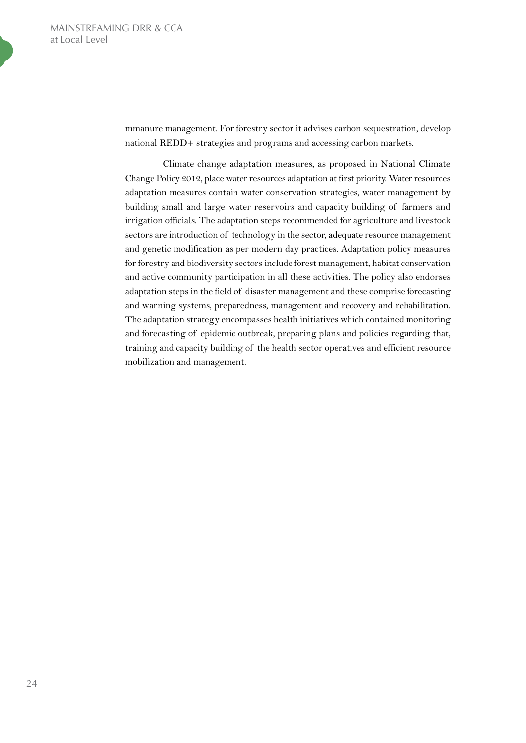mmanure management. For forestry sector it advises carbon sequestration, develop national REDD+ strategies and programs and accessing carbon markets.

Climate change adaptation measures, as proposed in National Climate Change Policy 2012, place water resources adaptation at first priority. Water resources adaptation measures contain water conservation strategies, water management by building small and large water reservoirs and capacity building of farmers and irrigation officials. The adaptation steps recommended for agriculture and livestock sectors are introduction of technology in the sector, adequate resource management and genetic modification as per modern day practices. Adaptation policy measures for forestry and biodiversity sectors include forest management, habitat conservation and active community participation in all these activities. The policy also endorses adaptation steps in the field of disaster management and these comprise forecasting and warning systems, preparedness, management and recovery and rehabilitation. The adaptation strategy encompasses health initiatives which contained monitoring and forecasting of epidemic outbreak, preparing plans and policies regarding that, training and capacity building of the health sector operatives and efficient resource mobilization and management.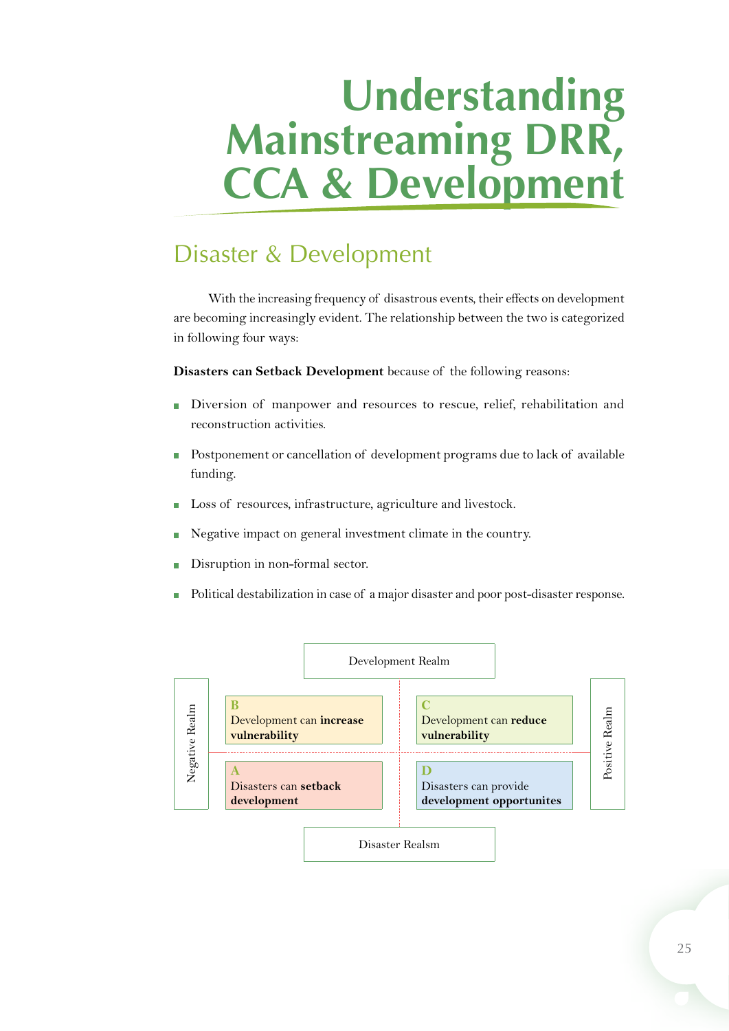# Understanding Mainstreaming DRR, CCA & Development

## Disaster & Development

With the increasing frequency of disastrous events, their effects on development are becoming increasingly evident. The relationship between the two is categorized in following four ways:

**Disasters can Setback Development** because of the following reasons:

- Diversion of manpower and resources to rescue, relief, rehabilitation and reconstruction activities.
- Postponement or cancellation of development programs due to lack of available funding.
- Loss of resources, infrastructure, agriculture and livestock.
- Negative impact on general investment climate in the country.
- Disruption in non-formal sector.
- Political destabilization in case of a major disaster and poor post-disaster response.

| | Development Realm | | |
|---|---|---|---|
| Negative Realm | **B** Development can **increase vulnerability** | **C** Development can **reduce vulnerability** | Positive Realm |
| | **A** Disasters can **setback development** | **D** Disasters can provide **development opportunites** | |
| | Disaster Realsm | | |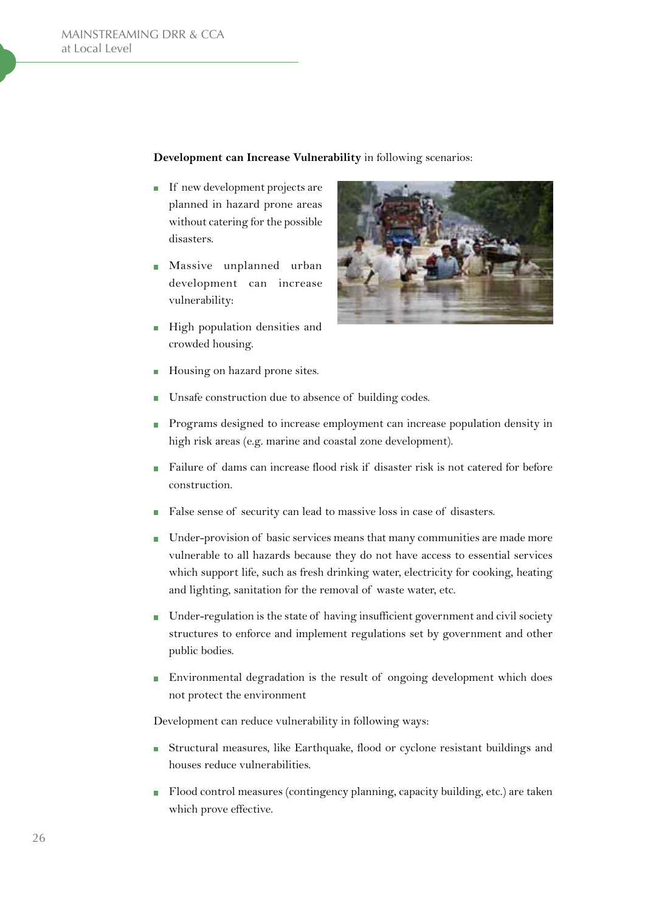**Development can Increase Vulnerability** in following scenarios:

- If new development projects are planned in hazard prone areas without catering for the possible disasters.
- Massive unplanned urban development can increase vulnerability:
- High population densities and crowded housing.
- Housing on hazard prone sites.
- Unsafe construction due to absence of building codes.
- Programs designed to increase employment can increase population density in high risk areas (e.g. marine and coastal zone development).
- Failure of dams can increase flood risk if disaster risk is not catered for before construction.
- False sense of security can lead to massive loss in case of disasters.
- Under-provision of basic services means that many communities are made more vulnerable to all hazards because they do not have access to essential services which support life, such as fresh drinking water, electricity for cooking, heating and lighting, sanitation for the removal of waste water, etc.
- Under-regulation is the state of having insufficient government and civil society structures to enforce and implement regulations set by government and other public bodies.
- Environmental degradation is the result of ongoing development which does not protect the environment

Development can reduce vulnerability in following ways:

- Structural measures, like Earthquake, flood or cyclone resistant buildings and houses reduce vulnerabilities.
- Flood control measures (contingency planning, capacity building, etc.) are taken which prove effective.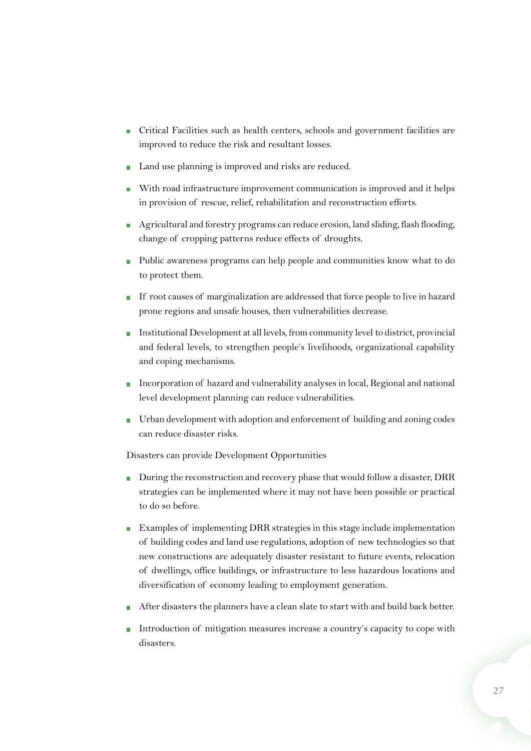- Critical Facilities such as health centers, schools and government facilities are improved to reduce the risk and resultant losses.
- Land use planning is improved and risks are reduced.
- With road infrastructure improvement communication is improved and it helps in provision of rescue, relief, rehabilitation and reconstruction efforts.
- Agricultural and forestry programs can reduce erosion, land sliding, flash flooding, change of cropping patterns reduce effects of droughts.
- Public awareness programs can help people and communities know what to do to protect them.
- If root causes of marginalization are addressed that force people to live in hazard prone regions and unsafe houses, then vulnerabilities decrease.
- Institutional Development at all levels, from community level to district, provincial and federal levels, to strengthen people's livelihoods, organizational capability and coping mechanisms.
- Incorporation of hazard and vulnerability analyses in local, Regional and national level development planning can reduce vulnerabilities.
- Urban development with adoption and enforcement of building and zoning codes can reduce disaster risks.

Disasters can provide Development Opportunities

- During the reconstruction and recovery phase that would follow a disaster, DRR strategies can be implemented where it may not have been possible or practical to do so before.
- Examples of implementing DRR strategies in this stage include implementation of building codes and land use regulations, adoption of new technologies so that new constructions are adequately disaster resistant to future events, relocation of dwellings, office buildings, or infrastructure to less hazardous locations and diversification of economy leading to employment generation.
- After disasters the planners have a clean slate to start with and build back better.
- Introduction of mitigation measures increase a country's capacity to cope with disasters.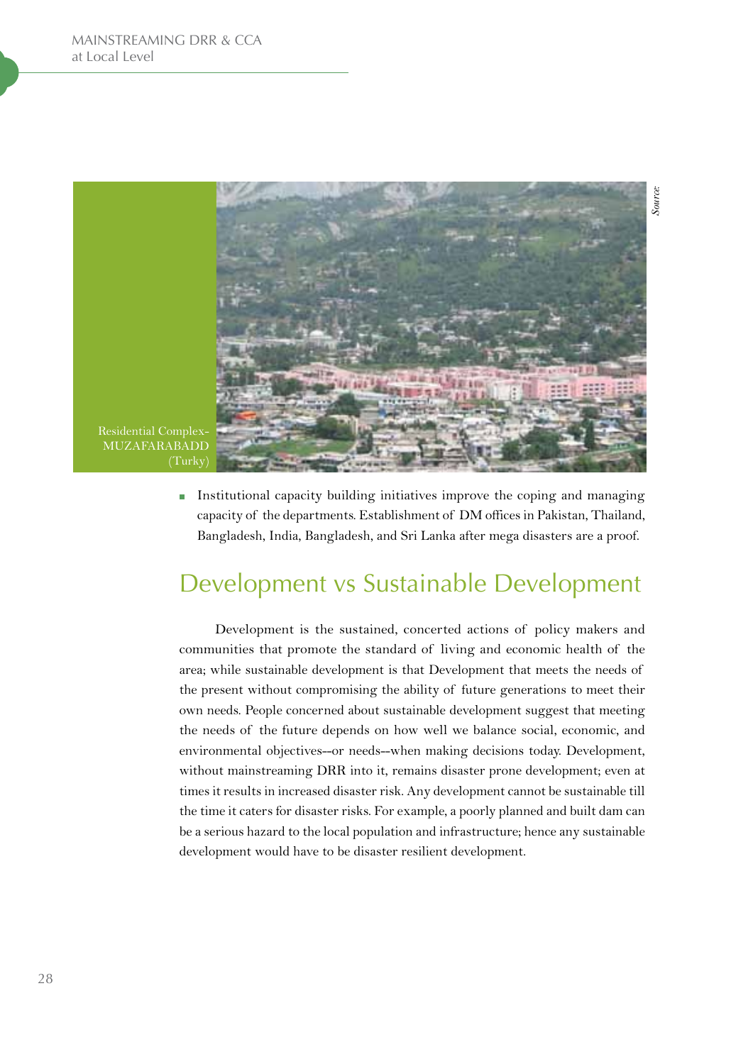Residential Complex-MUZAFARABADD (Turky)

Source:

- Institutional capacity building initiatives improve the coping and managing capacity of the departments. Establishment of DM offices in Pakistan, Thailand, Bangladesh, India, Bangladesh, and Sri Lanka after mega disasters are a proof.

## Development vs Sustainable Development

Development is the sustained, concerted actions of policy makers and communities that promote the standard of living and economic health of the area; while sustainable development is that Development that meets the needs of the present without compromising the ability of future generations to meet their own needs. People concerned about sustainable development suggest that meeting the needs of the future depends on how well we balance social, economic, and environmental objectives--or needs--when making decisions today. Development, without mainstreaming DRR into it, remains disaster prone development; even at times it results in increased disaster risk. Any development cannot be sustainable till the time it caters for disaster risks. For example, a poorly planned and built dam can be a serious hazard to the local population and infrastructure; hence any sustainable development would have to be disaster resilient development.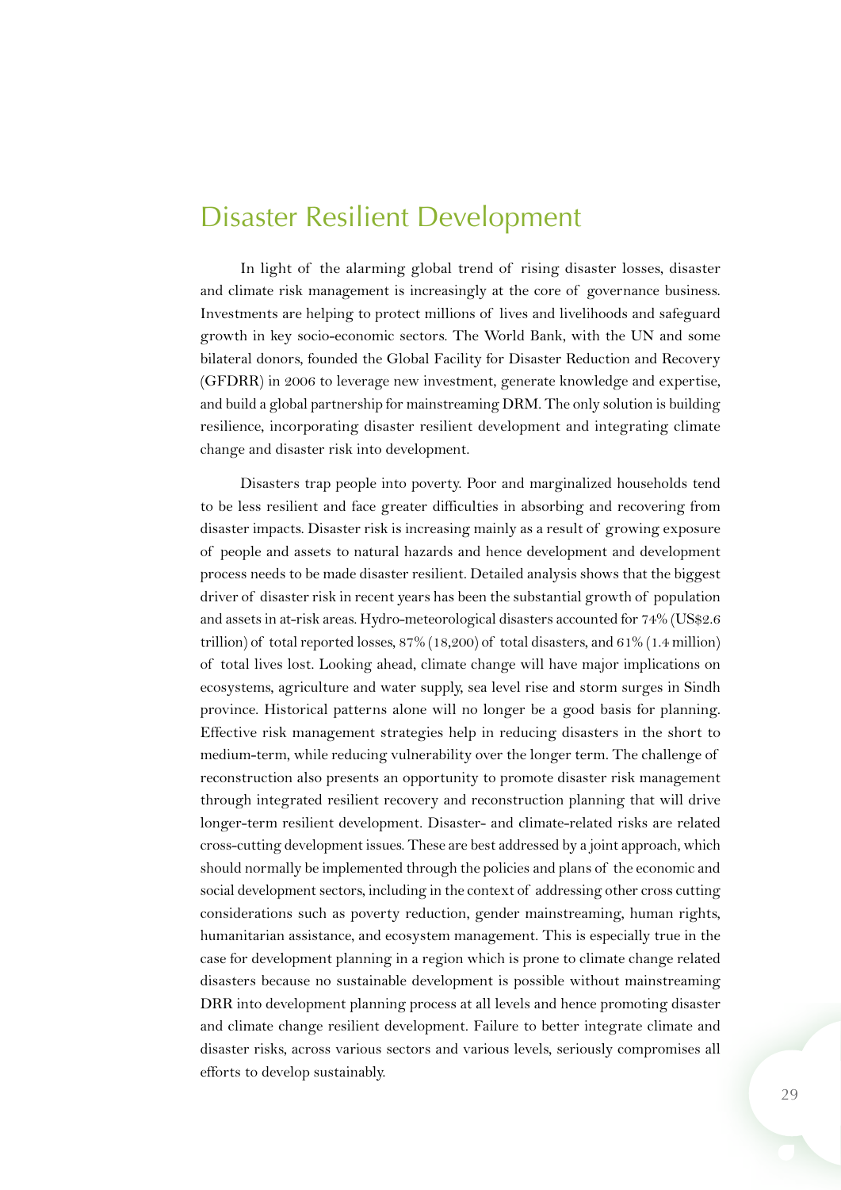# Disaster Resilient Development

In light of the alarming global trend of rising disaster losses, disaster and climate risk management is increasingly at the core of governance business. Investments are helping to protect millions of lives and livelihoods and safeguard growth in key socio-economic sectors. The World Bank, with the UN and some bilateral donors, founded the Global Facility for Disaster Reduction and Recovery (GFDRR) in 2006 to leverage new investment, generate knowledge and expertise, and build a global partnership for mainstreaming DRM. The only solution is building resilience, incorporating disaster resilient development and integrating climate change and disaster risk into development.

Disasters trap people into poverty. Poor and marginalized households tend to be less resilient and face greater difficulties in absorbing and recovering from disaster impacts. Disaster risk is increasing mainly as a result of growing exposure of people and assets to natural hazards and hence development and development process needs to be made disaster resilient. Detailed analysis shows that the biggest driver of disaster risk in recent years has been the substantial growth of population and assets in at-risk areas. Hydro-meteorological disasters accounted for 74% (US$2.6 trillion) of total reported losses, 87% (18,200) of total disasters, and 61% (1.4 million) of total lives lost. Looking ahead, climate change will have major implications on ecosystems, agriculture and water supply, sea level rise and storm surges in Sindh province. Historical patterns alone will no longer be a good basis for planning. Effective risk management strategies help in reducing disasters in the short to medium-term, while reducing vulnerability over the longer term. The challenge of reconstruction also presents an opportunity to promote disaster risk management through integrated resilient recovery and reconstruction planning that will drive longer-term resilient development. Disaster- and climate-related risks are related cross-cutting development issues. These are best addressed by a joint approach, which should normally be implemented through the policies and plans of the economic and social development sectors, including in the context of addressing other cross cutting considerations such as poverty reduction, gender mainstreaming, human rights, humanitarian assistance, and ecosystem management. This is especially true in the case for development planning in a region which is prone to climate change related disasters because no sustainable development is possible without mainstreaming DRR into development planning process at all levels and hence promoting disaster and climate change resilient development. Failure to better integrate climate and disaster risks, across various sectors and various levels, seriously compromises all efforts to develop sustainably.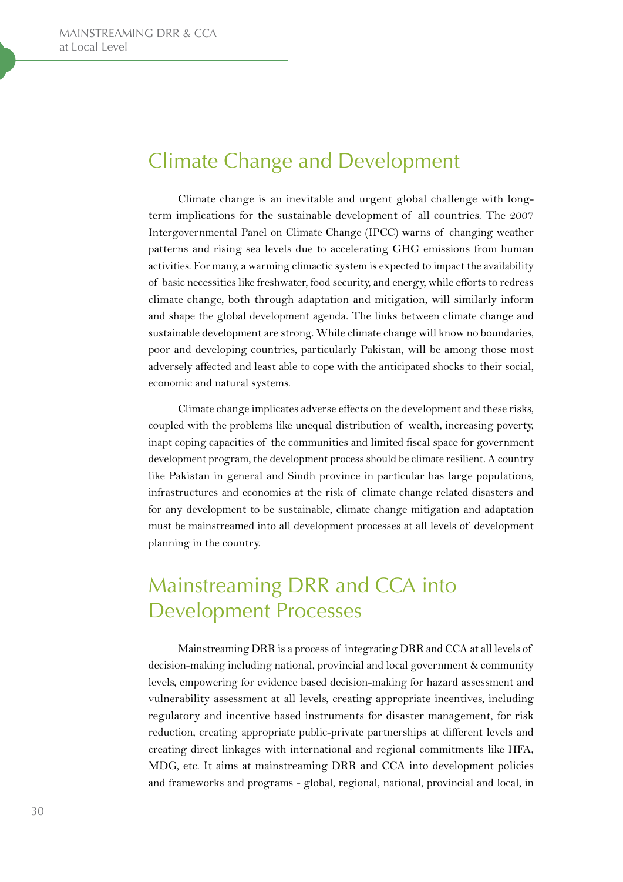## Climate Change and Development

Climate change is an inevitable and urgent global challenge with long-term implications for the sustainable development of all countries. The 2007 Intergovernmental Panel on Climate Change (IPCC) warns of changing weather patterns and rising sea levels due to accelerating GHG emissions from human activities. For many, a warming climactic system is expected to impact the availability of basic necessities like freshwater, food security, and energy, while efforts to redress climate change, both through adaptation and mitigation, will similarly inform and shape the global development agenda. The links between climate change and sustainable development are strong. While climate change will know no boundaries, poor and developing countries, particularly Pakistan, will be among those most adversely affected and least able to cope with the anticipated shocks to their social, economic and natural systems.

Climate change implicates adverse effects on the development and these risks, coupled with the problems like unequal distribution of wealth, increasing poverty, inapt coping capacities of the communities and limited fiscal space for government development program, the development process should be climate resilient. A country like Pakistan in general and Sindh province in particular has large populations, infrastructures and economies at the risk of climate change related disasters and for any development to be sustainable, climate change mitigation and adaptation must be mainstreamed into all development processes at all levels of development planning in the country.

## Mainstreaming DRR and CCA into Development Processes

Mainstreaming DRR is a process of integrating DRR and CCA at all levels of decision-making including national, provincial and local government & community levels, empowering for evidence based decision-making for hazard assessment and vulnerability assessment at all levels, creating appropriate incentives, including regulatory and incentive based instruments for disaster management, for risk reduction, creating appropriate public-private partnerships at different levels and creating direct linkages with international and regional commitments like HFA, MDG, etc. It aims at mainstreaming DRR and CCA into development policies and frameworks and programs - global, regional, national, provincial and local, in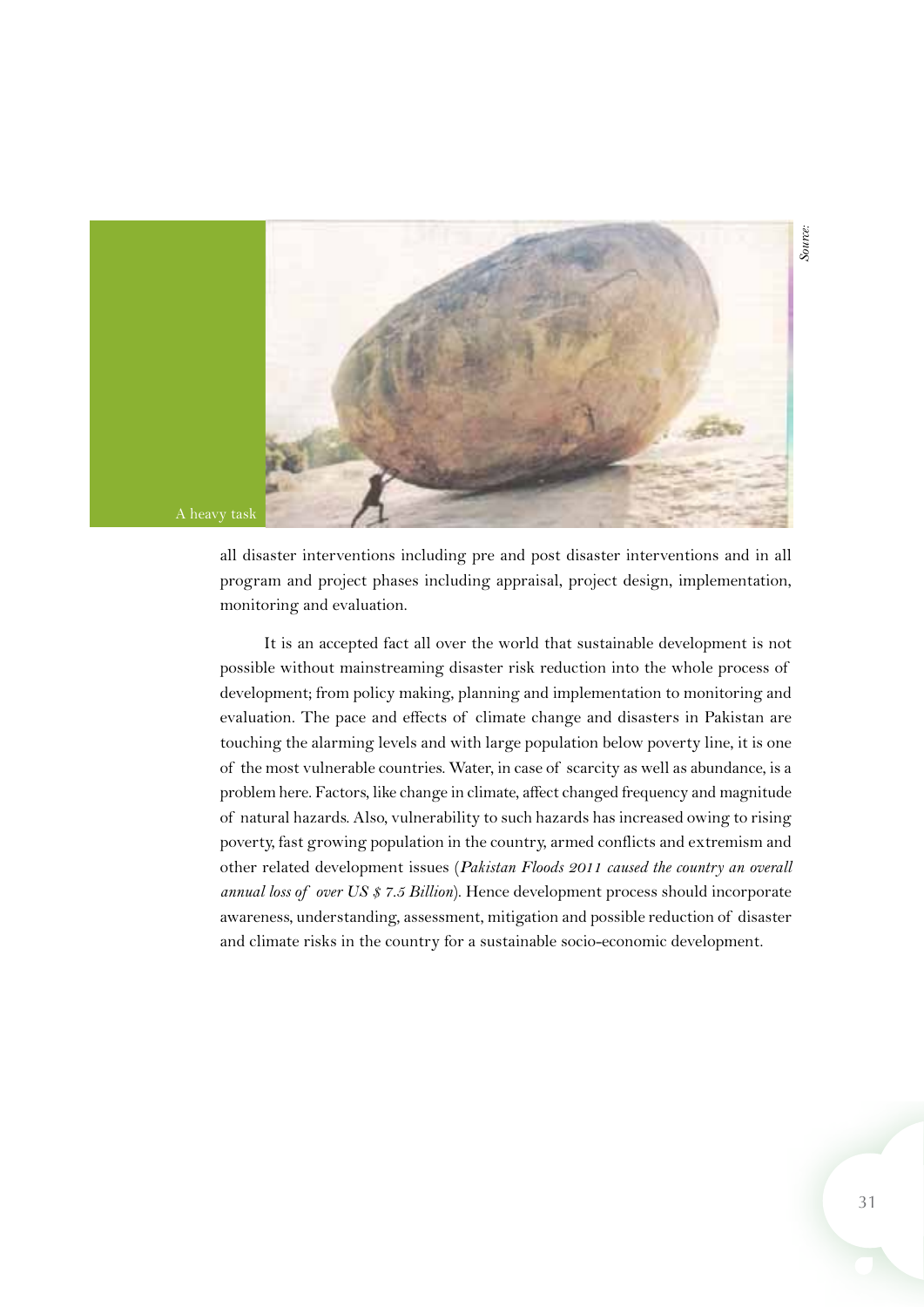A heavy task

all disaster interventions including pre and post disaster interventions and in all program and project phases including appraisal, project design, implementation, monitoring and evaluation.

It is an accepted fact all over the world that sustainable development is not possible without mainstreaming disaster risk reduction into the whole process of development; from policy making, planning and implementation to monitoring and evaluation. The pace and effects of climate change and disasters in Pakistan are touching the alarming levels and with large population below poverty line, it is one of the most vulnerable countries. Water, in case of scarcity as well as abundance, is a problem here. Factors, like change in climate, affect changed frequency and magnitude of natural hazards. Also, vulnerability to such hazards has increased owing to rising poverty, fast growing population in the country, armed conflicts and extremism and other related development issues (*Pakistan Floods 2011 caused the country an overall annual loss of over US $ 7.5 Billion*). Hence development process should incorporate awareness, understanding, assessment, mitigation and possible reduction of disaster and climate risks in the country for a sustainable socio-economic development.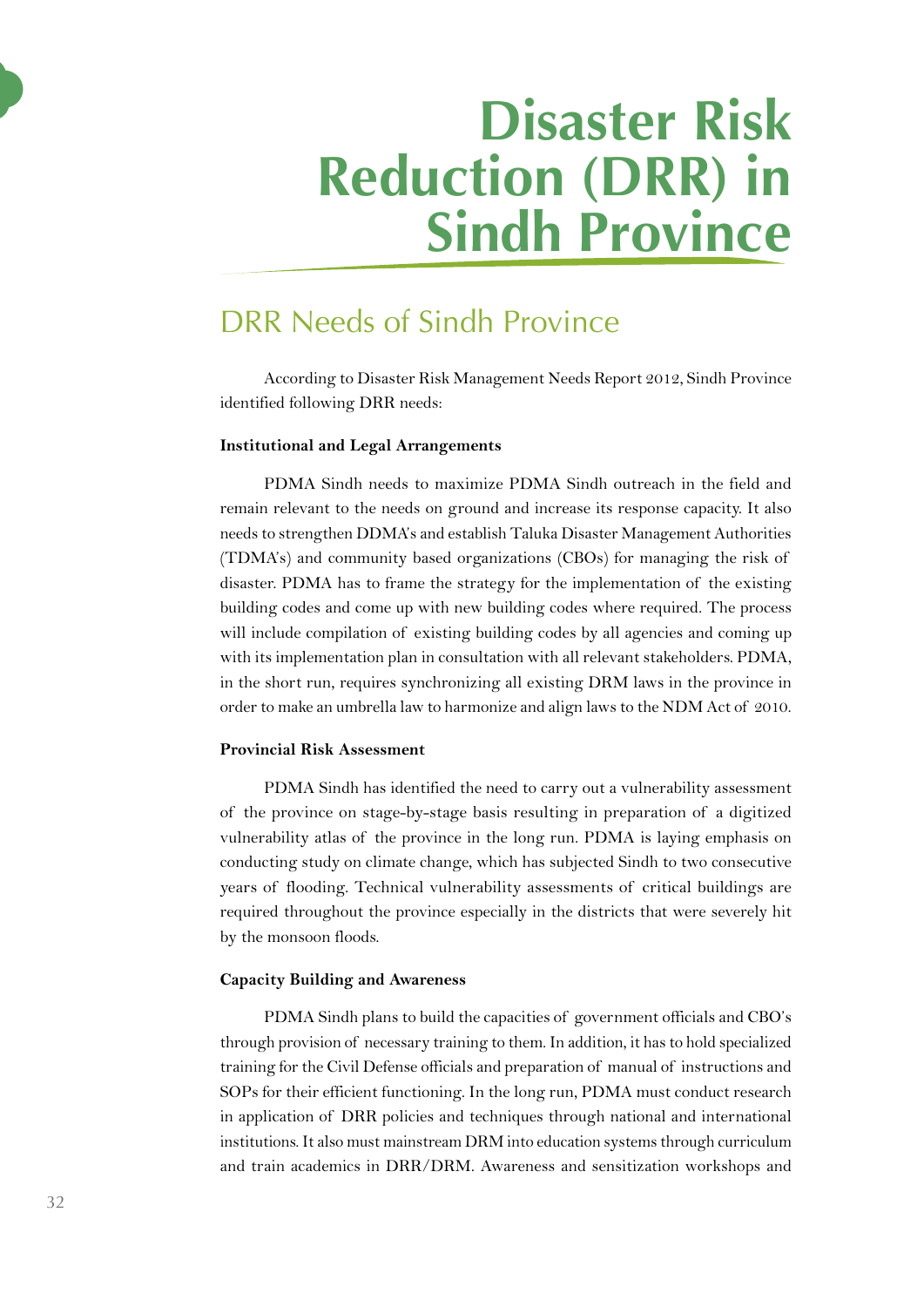# Disaster Risk Reduction (DRR) in Sindh Province

## DRR Needs of Sindh Province

According to Disaster Risk Management Needs Report 2012, Sindh Province identified following DRR needs:

**Institutional and Legal Arrangements**

PDMA Sindh needs to maximize PDMA Sindh outreach in the field and remain relevant to the needs on ground and increase its response capacity. It also needs to strengthen DDMA's and establish Taluka Disaster Management Authorities (TDMA's) and community based organizations (CBOs) for managing the risk of disaster. PDMA has to frame the strategy for the implementation of the existing building codes and come up with new building codes where required. The process will include compilation of existing building codes by all agencies and coming up with its implementation plan in consultation with all relevant stakeholders. PDMA, in the short run, requires synchronizing all existing DRM laws in the province in order to make an umbrella law to harmonize and align laws to the NDM Act of 2010.

**Provincial Risk Assessment**

PDMA Sindh has identified the need to carry out a vulnerability assessment of the province on stage-by-stage basis resulting in preparation of a digitized vulnerability atlas of the province in the long run. PDMA is laying emphasis on conducting study on climate change, which has subjected Sindh to two consecutive years of flooding. Technical vulnerability assessments of critical buildings are required throughout the province especially in the districts that were severely hit by the monsoon floods.

**Capacity Building and Awareness**

PDMA Sindh plans to build the capacities of government officials and CBO's through provision of necessary training to them. In addition, it has to hold specialized training for the Civil Defense officials and preparation of manual of instructions and SOPs for their efficient functioning. In the long run, PDMA must conduct research in application of DRR policies and techniques through national and international institutions. It also must mainstream DRM into education systems through curriculum and train academics in DRR/DRM. Awareness and sensitization workshops and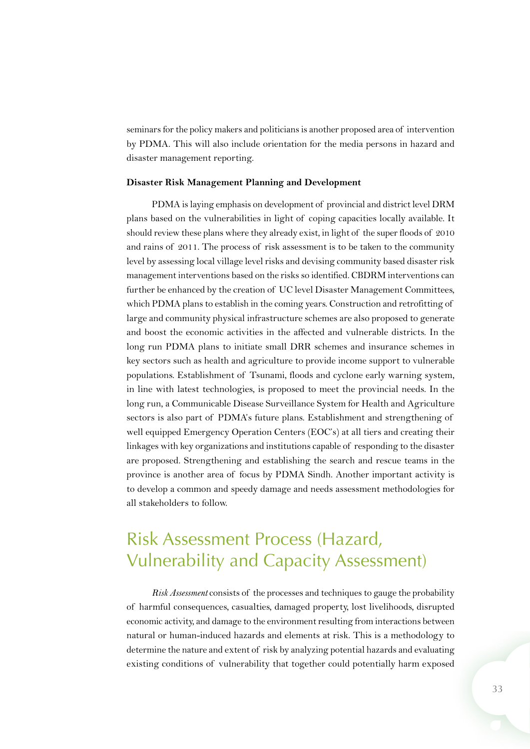seminars for the policy makers and politicians is another proposed area of intervention by PDMA. This will also include orientation for the media persons in hazard and disaster management reporting.

**Disaster Risk Management Planning and Development**

PDMA is laying emphasis on development of provincial and district level DRM plans based on the vulnerabilities in light of coping capacities locally available. It should review these plans where they already exist, in light of the super floods of 2010 and rains of 2011. The process of risk assessment is to be taken to the community level by assessing local village level risks and devising community based disaster risk management interventions based on the risks so identified. CBDRM interventions can further be enhanced by the creation of UC level Disaster Management Committees, which PDMA plans to establish in the coming years. Construction and retrofitting of large and community physical infrastructure schemes are also proposed to generate and boost the economic activities in the affected and vulnerable districts. In the long run PDMA plans to initiate small DRR schemes and insurance schemes in key sectors such as health and agriculture to provide income support to vulnerable populations. Establishment of Tsunami, floods and cyclone early warning system, in line with latest technologies, is proposed to meet the provincial needs. In the long run, a Communicable Disease Surveillance System for Health and Agriculture sectors is also part of PDMA's future plans. Establishment and strengthening of well equipped Emergency Operation Centers (EOC's) at all tiers and creating their linkages with key organizations and institutions capable of responding to the disaster are proposed. Strengthening and establishing the search and rescue teams in the province is another area of focus by PDMA Sindh. Another important activity is to develop a common and speedy damage and needs assessment methodologies for all stakeholders to follow.

## Risk Assessment Process (Hazard, Vulnerability and Capacity Assessment)

*Risk Assessment* consists of the processes and techniques to gauge the probability of harmful consequences, casualties, damaged property, lost livelihoods, disrupted economic activity, and damage to the environment resulting from interactions between natural or human-induced hazards and elements at risk. This is a methodology to determine the nature and extent of risk by analyzing potential hazards and evaluating existing conditions of vulnerability that together could potentially harm exposed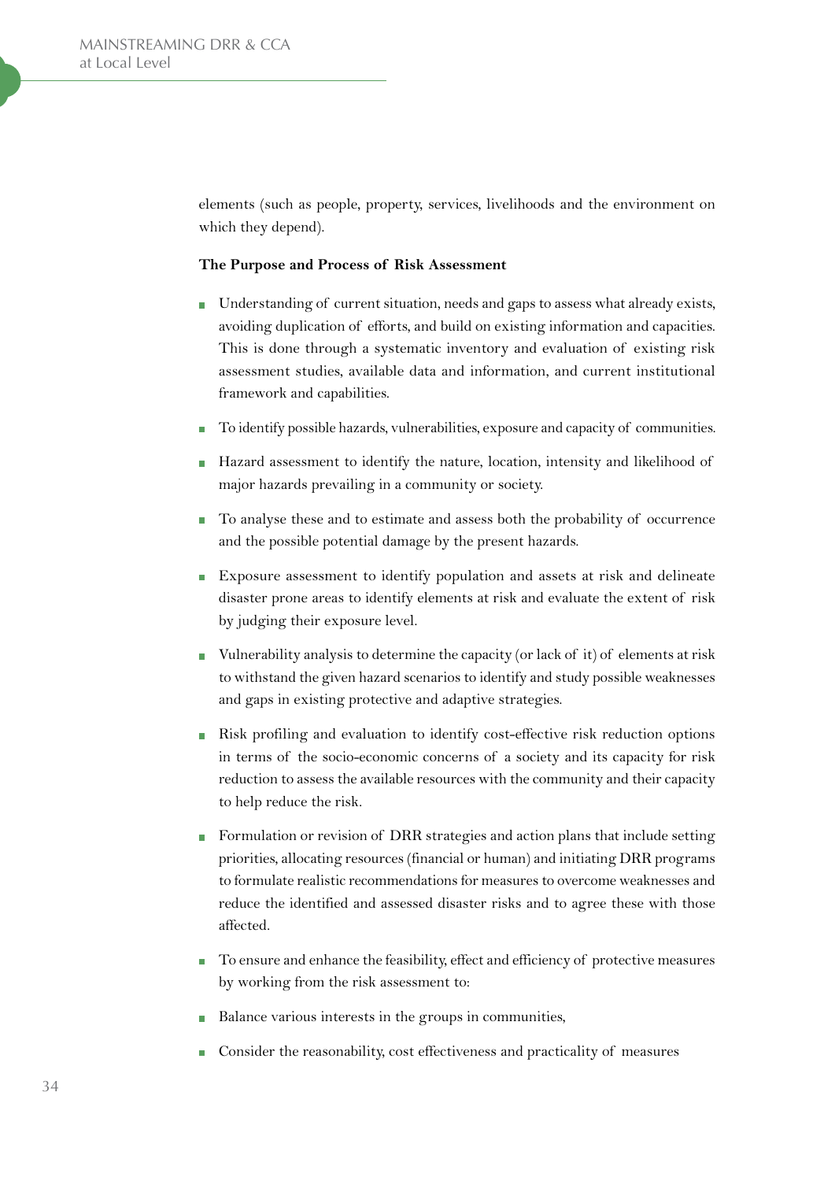elements (such as people, property, services, livelihoods and the environment on which they depend).

**The Purpose and Process of Risk Assessment**

- Understanding of current situation, needs and gaps to assess what already exists, avoiding duplication of efforts, and build on existing information and capacities. This is done through a systematic inventory and evaluation of existing risk assessment studies, available data and information, and current institutional framework and capabilities.
- To identify possible hazards, vulnerabilities, exposure and capacity of communities.
- Hazard assessment to identify the nature, location, intensity and likelihood of major hazards prevailing in a community or society.
- To analyse these and to estimate and assess both the probability of occurrence and the possible potential damage by the present hazards.
- Exposure assessment to identify population and assets at risk and delineate disaster prone areas to identify elements at risk and evaluate the extent of risk by judging their exposure level.
- Vulnerability analysis to determine the capacity (or lack of it) of elements at risk to withstand the given hazard scenarios to identify and study possible weaknesses and gaps in existing protective and adaptive strategies.
- Risk profiling and evaluation to identify cost-effective risk reduction options in terms of the socio-economic concerns of a society and its capacity for risk reduction to assess the available resources with the community and their capacity to help reduce the risk.
- Formulation or revision of DRR strategies and action plans that include setting priorities, allocating resources (financial or human) and initiating DRR programs to formulate realistic recommendations for measures to overcome weaknesses and reduce the identified and assessed disaster risks and to agree these with those affected.
- To ensure and enhance the feasibility, effect and efficiency of protective measures by working from the risk assessment to:
- Balance various interests in the groups in communities,
- Consider the reasonability, cost effectiveness and practicality of measures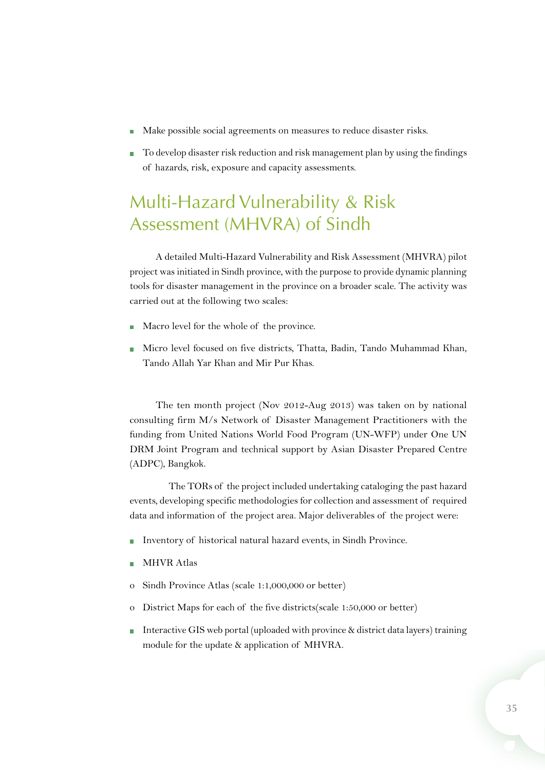- Make possible social agreements on measures to reduce disaster risks.
- To develop disaster risk reduction and risk management plan by using the findings of hazards, risk, exposure and capacity assessments.

## Multi-Hazard Vulnerability & Risk Assessment (MHVRA) of Sindh

A detailed Multi-Hazard Vulnerability and Risk Assessment (MHVRA) pilot project was initiated in Sindh province, with the purpose to provide dynamic planning tools for disaster management in the province on a broader scale. The activity was carried out at the following two scales:

- Macro level for the whole of the province.
- Micro level focused on five districts, Thatta, Badin, Tando Muhammad Khan, Tando Allah Yar Khan and Mir Pur Khas.

The ten month project (Nov 2012-Aug 2013) was taken on by national consulting firm M/s Network of Disaster Management Practitioners with the funding from United Nations World Food Program (UN-WFP) under One UN DRM Joint Program and technical support by Asian Disaster Prepared Centre (ADPC), Bangkok.

The TORs of the project included undertaking cataloging the past hazard events, developing specific methodologies for collection and assessment of required data and information of the project area. Major deliverables of the project were:

- Inventory of historical natural hazard events, in Sindh Province.
- MHVR Atlas
  - Sindh Province Atlas (scale 1:1,000,000 or better)
  - District Maps for each of the five districts(scale 1:50,000 or better)
- Interactive GIS web portal (uploaded with province & district data layers) training module for the update & application of MHVRA.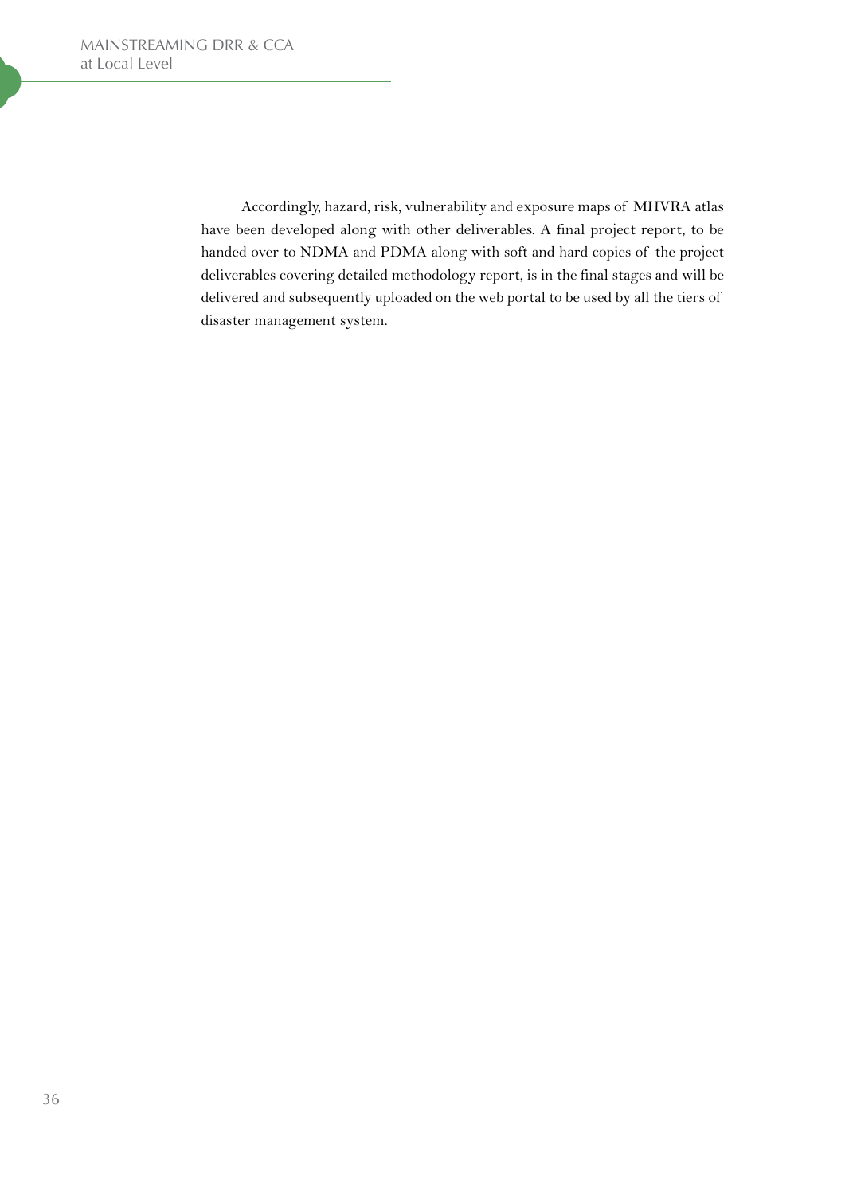Accordingly, hazard, risk, vulnerability and exposure maps of MHVRA atlas have been developed along with other deliverables. A final project report, to be handed over to NDMA and PDMA along with soft and hard copies of the project deliverables covering detailed methodology report, is in the final stages and will be delivered and subsequently uploaded on the web portal to be used by all the tiers of disaster management system.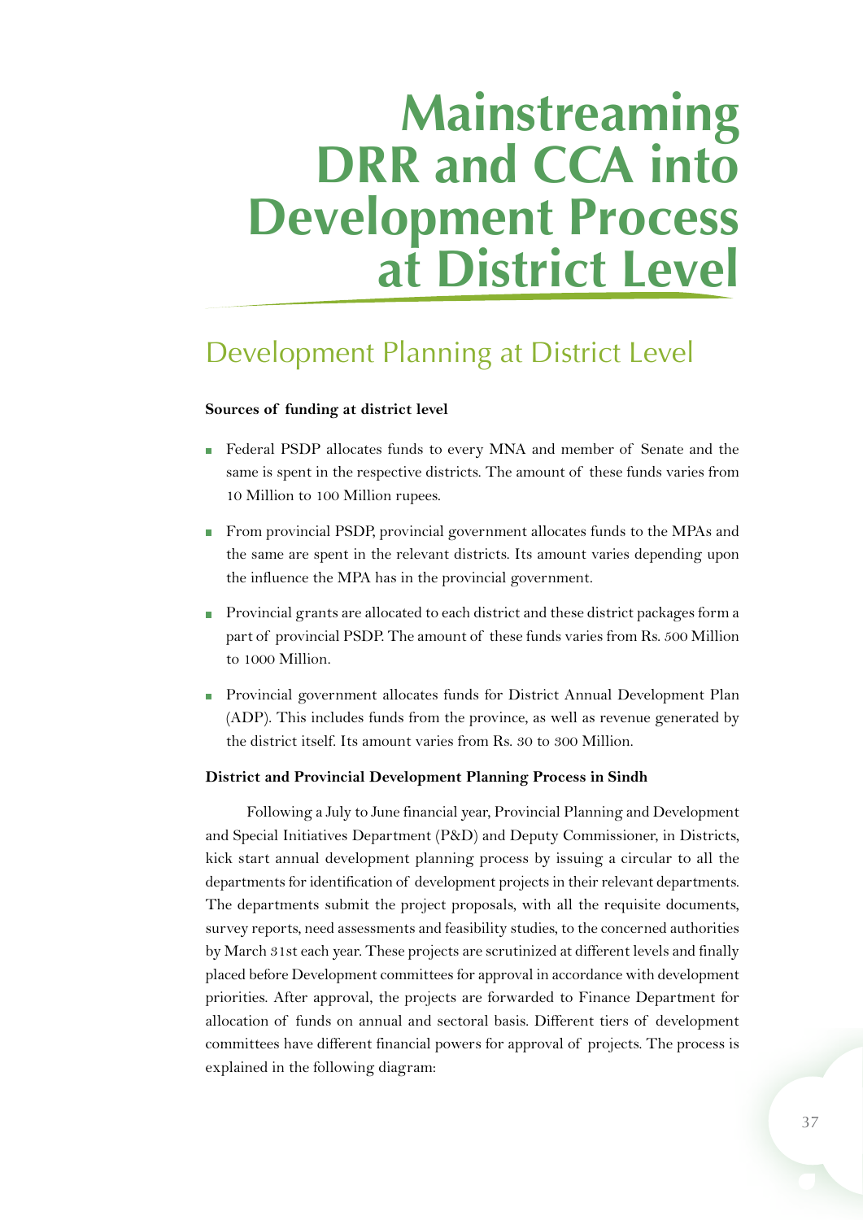# Mainstreaming DRR and CCA into Development Process at District Level

## Development Planning at District Level

**Sources of funding at district level**

- Federal PSDP allocates funds to every MNA and member of Senate and the same is spent in the respective districts. The amount of these funds varies from 10 Million to 100 Million rupees.
- From provincial PSDP, provincial government allocates funds to the MPAs and the same are spent in the relevant districts. Its amount varies depending upon the influence the MPA has in the provincial government.
- Provincial grants are allocated to each district and these district packages form a part of provincial PSDP. The amount of these funds varies from Rs. 500 Million to 1000 Million.
- Provincial government allocates funds for District Annual Development Plan (ADP). This includes funds from the province, as well as revenue generated by the district itself. Its amount varies from Rs. 30 to 300 Million.

**District and Provincial Development Planning Process in Sindh**

Following a July to June financial year, Provincial Planning and Development and Special Initiatives Department (P&D) and Deputy Commissioner, in Districts, kick start annual development planning process by issuing a circular to all the departments for identification of development projects in their relevant departments. The departments submit the project proposals, with all the requisite documents, survey reports, need assessments and feasibility studies, to the concerned authorities by March 31st each year. These projects are scrutinized at different levels and finally placed before Development committees for approval in accordance with development priorities. After approval, the projects are forwarded to Finance Department for allocation of funds on annual and sectoral basis. Different tiers of development committees have different financial powers for approval of projects. The process is explained in the following diagram: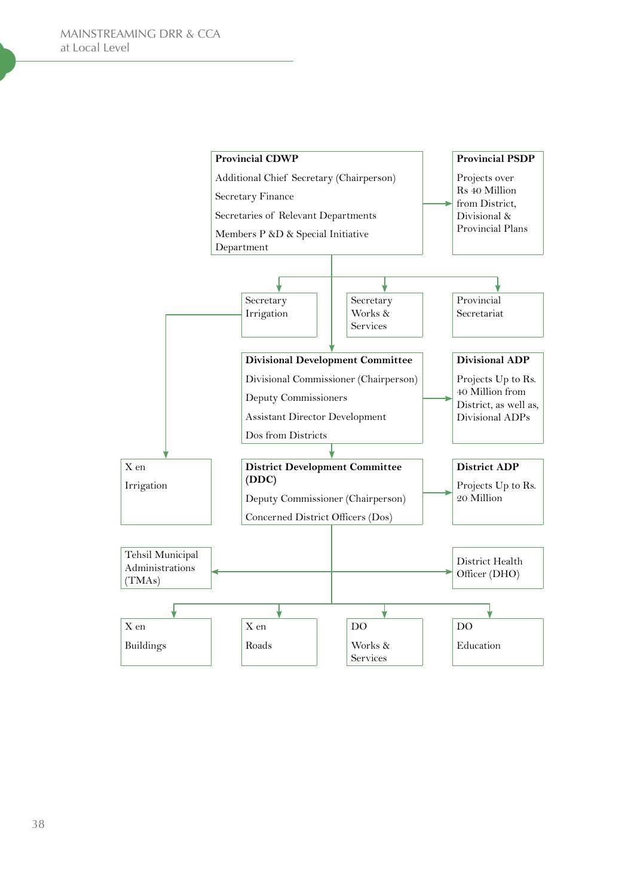**Provincial CDWP**

Additional Chief Secretary (Chairperson)

Secretary Finance

Secretaries of Relevant Departments

Members P &D & Special Initiative Department

**Provincial PSDP**

Projects over Rs 40 Million from District, Divisional & Provincial Plans

Secretary Irrigation

Secretary Works & Services

Provincial Secretariat

**Divisional Development Committee**

Divisional Commissioner (Chairperson)

Deputy Commissioners

Assistant Director Development

Dos from Districts

**Divisional ADP**

Projects Up to Rs. 40 Million from District, as well as, Divisional ADPs

X en Irrigation

**District Development Committee (DDC)**

Deputy Commissioner (Chairperson)

Concerned District Officers (Dos)

**District ADP**

Projects Up to Rs. 20 Million

Tehsil Municipal Administrations (TMAs)

District Health Officer (DHO)

X en Buildings

X en Roads

DO Works & Services

DO Education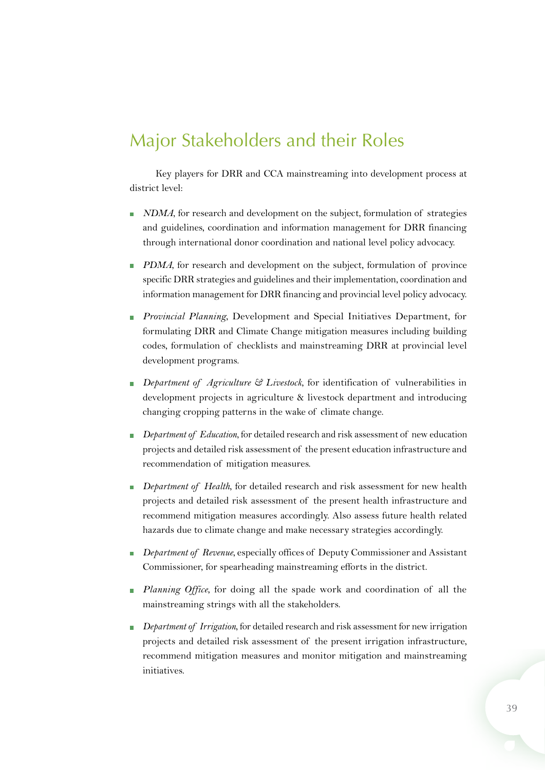## Major Stakeholders and their Roles

Key players for DRR and CCA mainstreaming into development process at district level:

- *NDMA*, for research and development on the subject, formulation of strategies and guidelines, coordination and information management for DRR financing through international donor coordination and national level policy advocacy.
- *PDMA*, for research and development on the subject, formulation of province specific DRR strategies and guidelines and their implementation, coordination and information management for DRR financing and provincial level policy advocacy.
- *Provincial Planning*, Development and Special Initiatives Department, for formulating DRR and Climate Change mitigation measures including building codes, formulation of checklists and mainstreaming DRR at provincial level development programs.
- *Department of Agriculture & Livestock*, for identification of vulnerabilities in development projects in agriculture & livestock department and introducing changing cropping patterns in the wake of climate change.
- *Department of Education*, for detailed research and risk assessment of new education projects and detailed risk assessment of the present education infrastructure and recommendation of mitigation measures.
- *Department of Health*, for detailed research and risk assessment for new health projects and detailed risk assessment of the present health infrastructure and recommend mitigation measures accordingly. Also assess future health related hazards due to climate change and make necessary strategies accordingly.
- *Department of Revenue*, especially offices of Deputy Commissioner and Assistant Commissioner, for spearheading mainstreaming efforts in the district.
- *Planning Office*, for doing all the spade work and coordination of all the mainstreaming strings with all the stakeholders.
- *Department of Irrigation*, for detailed research and risk assessment for new irrigation projects and detailed risk assessment of the present irrigation infrastructure, recommend mitigation measures and monitor mitigation and mainstreaming initiatives.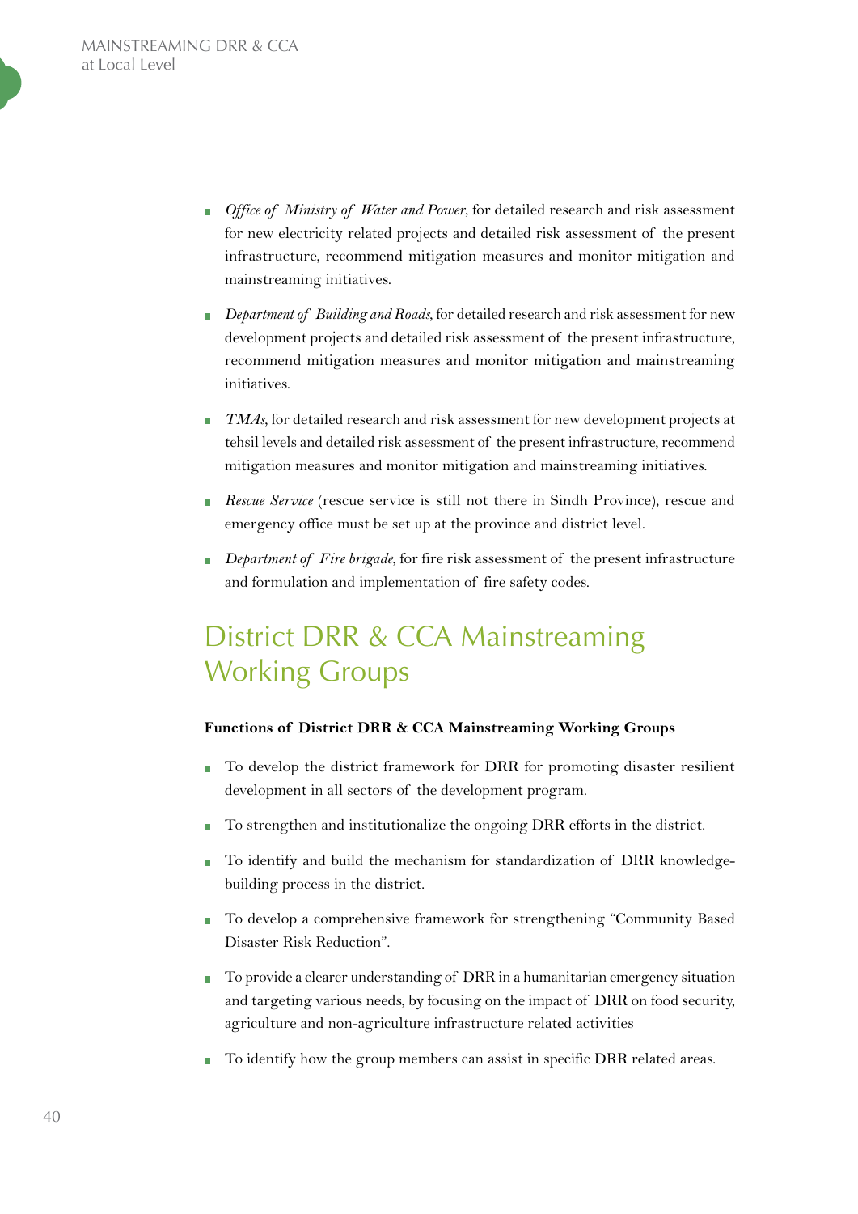- *Office of Ministry of Water and Power*, for detailed research and risk assessment for new electricity related projects and detailed risk assessment of the present infrastructure, recommend mitigation measures and monitor mitigation and mainstreaming initiatives.
- *Department of Building and Roads*, for detailed research and risk assessment for new development projects and detailed risk assessment of the present infrastructure, recommend mitigation measures and monitor mitigation and mainstreaming initiatives.
- *TMAs*, for detailed research and risk assessment for new development projects at tehsil levels and detailed risk assessment of the present infrastructure, recommend mitigation measures and monitor mitigation and mainstreaming initiatives.
- *Rescue Service* (rescue service is still not there in Sindh Province), rescue and emergency office must be set up at the province and district level.
- *Department of Fire brigade*, for fire risk assessment of the present infrastructure and formulation and implementation of fire safety codes.

## District DRR & CCA Mainstreaming Working Groups

**Functions of District DRR & CCA Mainstreaming Working Groups**

- To develop the district framework for DRR for promoting disaster resilient development in all sectors of the development program.
- To strengthen and institutionalize the ongoing DRR efforts in the district.
- To identify and build the mechanism for standardization of DRR knowledge-building process in the district.
- To develop a comprehensive framework for strengthening "Community Based Disaster Risk Reduction".
- To provide a clearer understanding of DRR in a humanitarian emergency situation and targeting various needs, by focusing on the impact of DRR on food security, agriculture and non-agriculture infrastructure related activities
- To identify how the group members can assist in specific DRR related areas.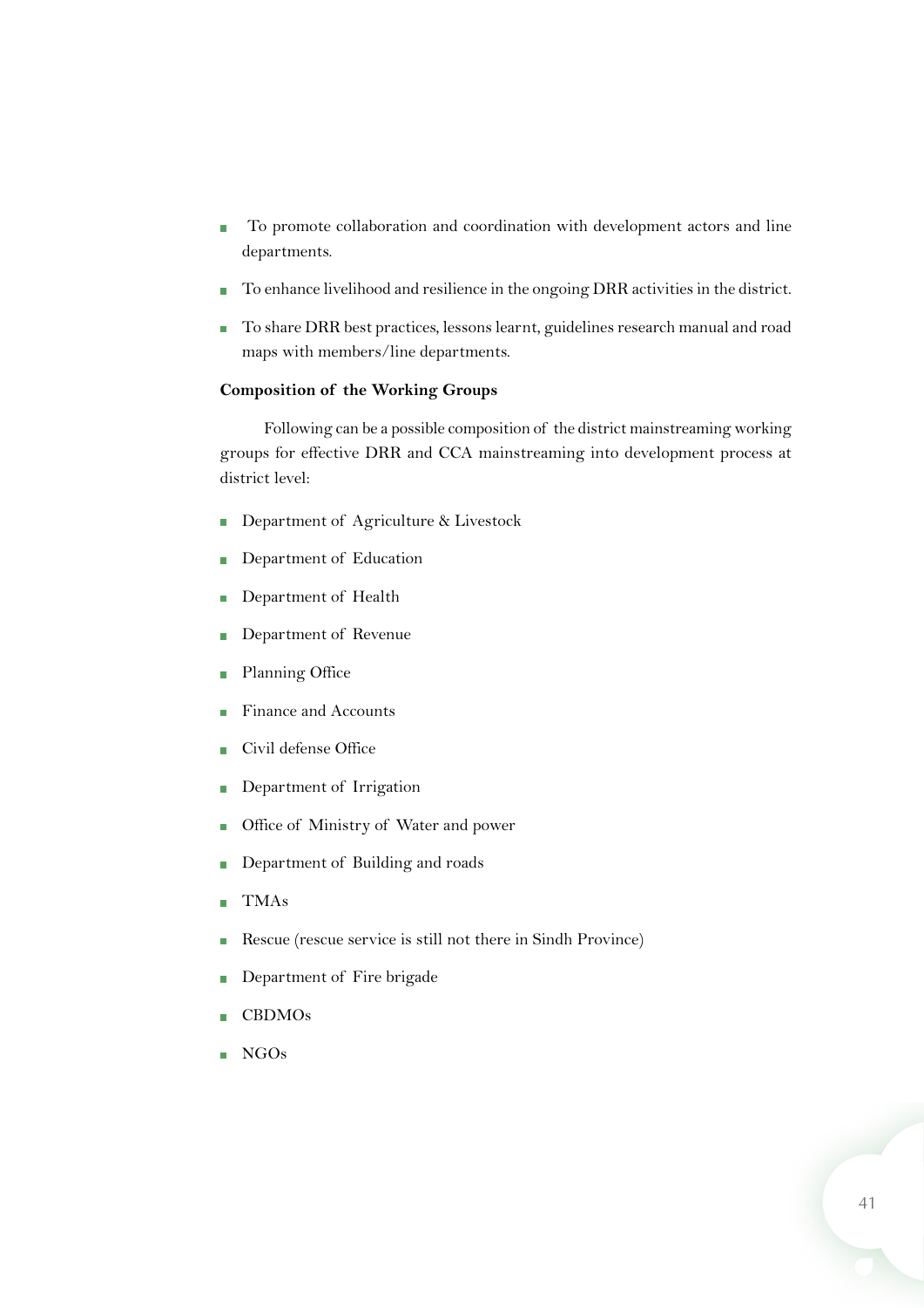- To promote collaboration and coordination with development actors and line departments.
- To enhance livelihood and resilience in the ongoing DRR activities in the district.
- To share DRR best practices, lessons learnt, guidelines research manual and road maps with members/line departments.

**Composition of the Working Groups**

Following can be a possible composition of the district mainstreaming working groups for effective DRR and CCA mainstreaming into development process at district level:

- Department of Agriculture & Livestock
- Department of Education
- Department of Health
- Department of Revenue
- Planning Office
- Finance and Accounts
- Civil defense Office
- Department of Irrigation
- Office of Ministry of Water and power
- Department of Building and roads
- TMAs
- Rescue (rescue service is still not there in Sindh Province)
- Department of Fire brigade
- CBDMOs
- NGOs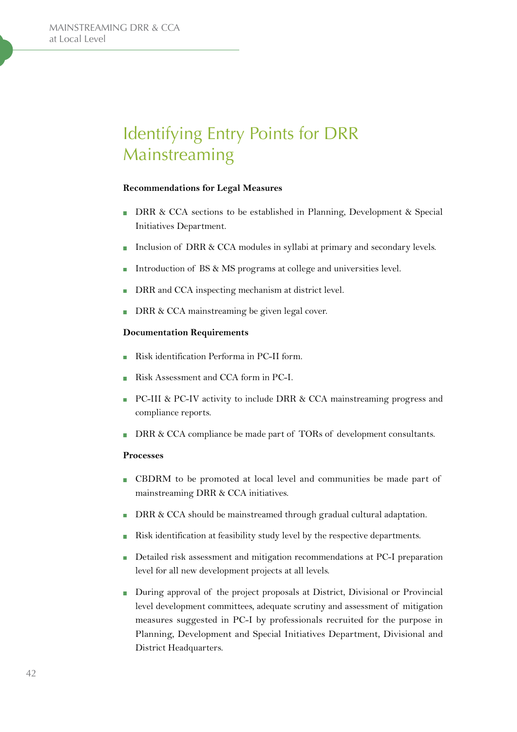# Identifying Entry Points for DRR Mainstreaming

**Recommendations for Legal Measures**

- DRR & CCA sections to be established in Planning, Development & Special Initiatives Department.
- Inclusion of DRR & CCA modules in syllabi at primary and secondary levels.
- Introduction of BS & MS programs at college and universities level.
- DRR and CCA inspecting mechanism at district level.
- DRR & CCA mainstreaming be given legal cover.

**Documentation Requirements**

- Risk identification Performa in PC-II form.
- Risk Assessment and CCA form in PC-I.
- PC-III & PC-IV activity to include DRR & CCA mainstreaming progress and compliance reports.
- DRR & CCA compliance be made part of TORs of development consultants.

**Processes**

- CBDRM to be promoted at local level and communities be made part of mainstreaming DRR & CCA initiatives.
- DRR & CCA should be mainstreamed through gradual cultural adaptation.
- Risk identification at feasibility study level by the respective departments.
- Detailed risk assessment and mitigation recommendations at PC-I preparation level for all new development projects at all levels.
- During approval of the project proposals at District, Divisional or Provincial level development committees, adequate scrutiny and assessment of mitigation measures suggested in PC-I by professionals recruited for the purpose in Planning, Development and Special Initiatives Department, Divisional and District Headquarters.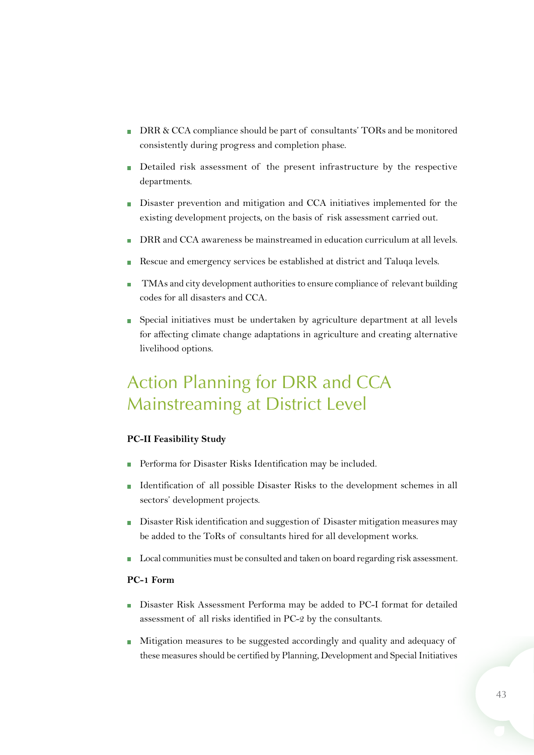- DRR & CCA compliance should be part of consultants' TORs and be monitored consistently during progress and completion phase.
- Detailed risk assessment of the present infrastructure by the respective departments.
- Disaster prevention and mitigation and CCA initiatives implemented for the existing development projects, on the basis of risk assessment carried out.
- DRR and CCA awareness be mainstreamed in education curriculum at all levels.
- Rescue and emergency services be established at district and Taluqa levels.
- TMAs and city development authorities to ensure compliance of relevant building codes for all disasters and CCA.
- Special initiatives must be undertaken by agriculture department at all levels for affecting climate change adaptations in agriculture and creating alternative livelihood options.

## Action Planning for DRR and CCA Mainstreaming at District Level

**PC-II Feasibility Study**

- Performa for Disaster Risks Identification may be included.
- Identification of all possible Disaster Risks to the development schemes in all sectors' development projects.
- Disaster Risk identification and suggestion of Disaster mitigation measures may be added to the ToRs of consultants hired for all development works.
- Local communities must be consulted and taken on board regarding risk assessment.

**PC-1 Form**

- Disaster Risk Assessment Performa may be added to PC-I format for detailed assessment of all risks identified in PC-2 by the consultants.
- Mitigation measures to be suggested accordingly and quality and adequacy of these measures should be certified by Planning, Development and Special Initiatives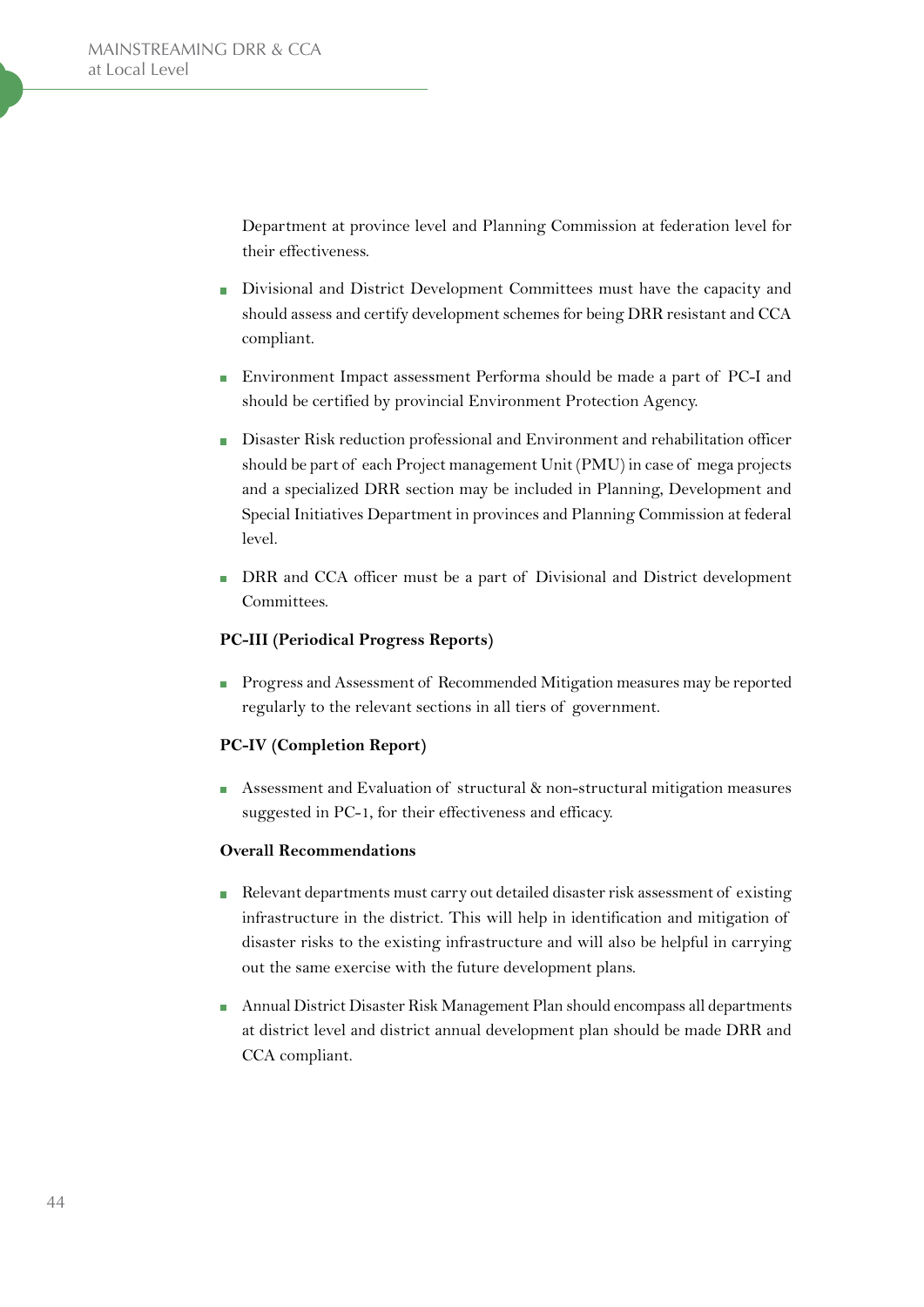Department at province level and Planning Commission at federation level for their effectiveness.

- Divisional and District Development Committees must have the capacity and should assess and certify development schemes for being DRR resistant and CCA compliant.
- Environment Impact assessment Performa should be made a part of PC-I and should be certified by provincial Environment Protection Agency.
- Disaster Risk reduction professional and Environment and rehabilitation officer should be part of each Project management Unit (PMU) in case of mega projects and a specialized DRR section may be included in Planning, Development and Special Initiatives Department in provinces and Planning Commission at federal level.
- DRR and CCA officer must be a part of Divisional and District development Committees.

**PC-III (Periodical Progress Reports)**

- Progress and Assessment of Recommended Mitigation measures may be reported regularly to the relevant sections in all tiers of government.

**PC-IV (Completion Report)**

- Assessment and Evaluation of structural & non-structural mitigation measures suggested in PC-1, for their effectiveness and efficacy.

**Overall Recommendations**

- Relevant departments must carry out detailed disaster risk assessment of existing infrastructure in the district. This will help in identification and mitigation of disaster risks to the existing infrastructure and will also be helpful in carrying out the same exercise with the future development plans.
- Annual District Disaster Risk Management Plan should encompass all departments at district level and district annual development plan should be made DRR and CCA compliant.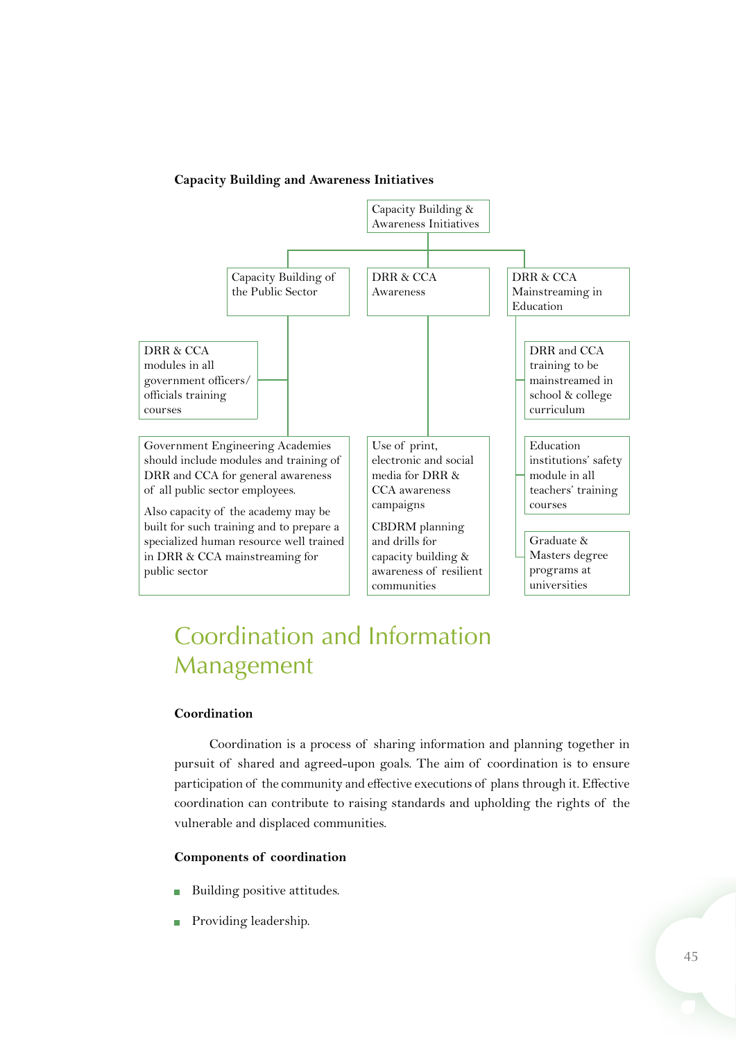**Capacity Building and Awareness Initiatives**

- Capacity Building & Awareness Initiatives
  - Capacity Building of the Public Sector
    - DRR & CCA modules in all government officers/ officials training courses
    - Government Engineering Academies should include modules and training of DRR and CCA for general awareness of all public sector employees.

      Also capacity of the academy may be built for such training and to prepare a specialized human resource well trained in DRR & CCA mainstreaming for public sector
  - DRR & CCA Awareness
    - Use of print, electronic and social media for DRR & CCA awareness campaigns

      CBDRM planning and drills for capacity building & awareness of resilient communities
  - DRR & CCA Mainstreaming in Education
    - DRR and CCA training to be mainstreamed in school & college curriculum
    - Education institutions' safety module in all teachers' training courses
    - Graduate & Masters degree programs at universities

# Coordination and Information Management

**Coordination**

Coordination is a process of sharing information and planning together in pursuit of shared and agreed-upon goals. The aim of coordination is to ensure participation of the community and effective executions of plans through it. Effective coordination can contribute to raising standards and upholding the rights of the vulnerable and displaced communities.

**Components of coordination**

- Building positive attitudes.
- Providing leadership.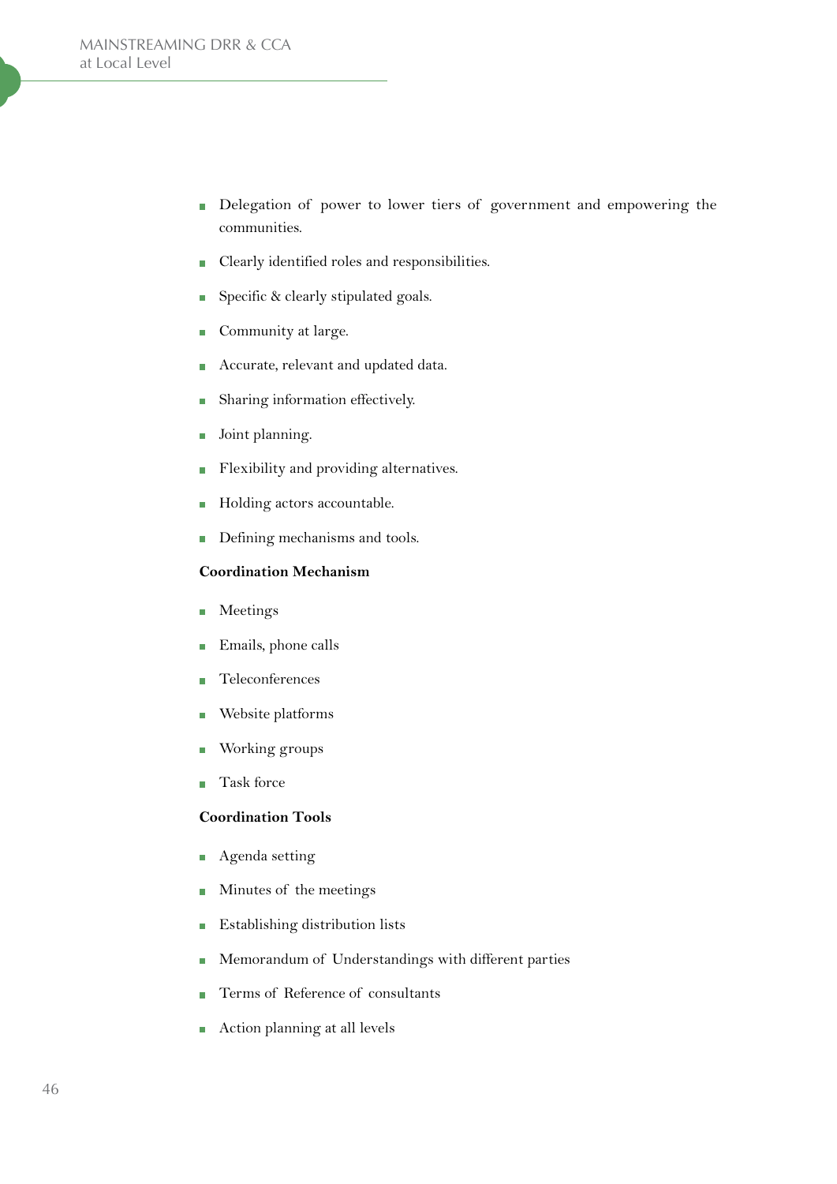- Delegation of power to lower tiers of government and empowering the communities.
- Clearly identified roles and responsibilities.
- Specific & clearly stipulated goals.
- Community at large.
- Accurate, relevant and updated data.
- Sharing information effectively.
- Joint planning.
- Flexibility and providing alternatives.
- Holding actors accountable.
- Defining mechanisms and tools.

**Coordination Mechanism**

- Meetings
- Emails, phone calls
- Teleconferences
- Website platforms
- Working groups
- Task force

**Coordination Tools**

- Agenda setting
- Minutes of the meetings
- Establishing distribution lists
- Memorandum of Understandings with different parties
- Terms of Reference of consultants
- Action planning at all levels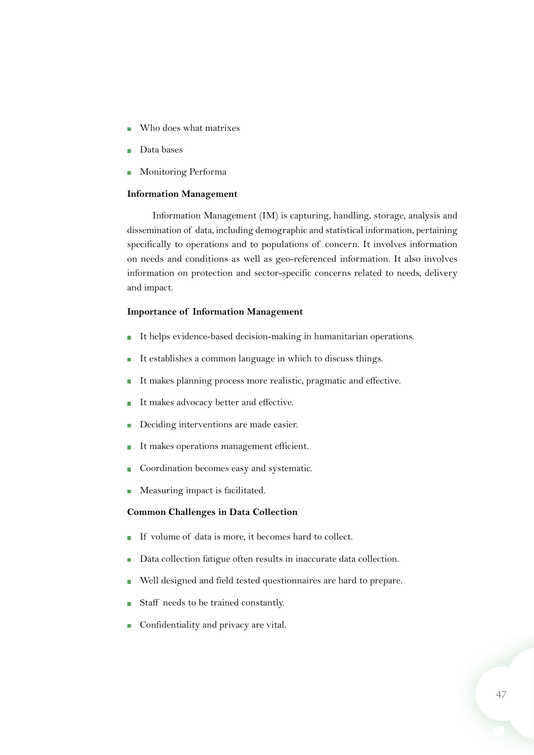- Who does what matrixes
- Data bases
- Monitoring Performa

**Information Management**

Information Management (IM) is capturing, handling, storage, analysis and dissemination of data, including demographic and statistical information, pertaining specifically to operations and to populations of concern. It involves information on needs and conditions as well as geo-referenced information. It also involves information on protection and sector-specific concerns related to needs, delivery and impact.

**Importance of Information Management**

- It helps evidence-based decision-making in humanitarian operations.
- It establishes a common language in which to discuss things.
- It makes planning process more realistic, pragmatic and effective.
- It makes advocacy better and effective.
- Deciding interventions are made easier.
- It makes operations management efficient.
- Coordination becomes easy and systematic.
- Measuring impact is facilitated.

**Common Challenges in Data Collection**

- If volume of data is more, it becomes hard to collect.
- Data collection fatigue often results in inaccurate data collection.
- Well designed and field tested questionnaires are hard to prepare.
- Staff needs to be trained constantly.
- Confidentiality and privacy are vital.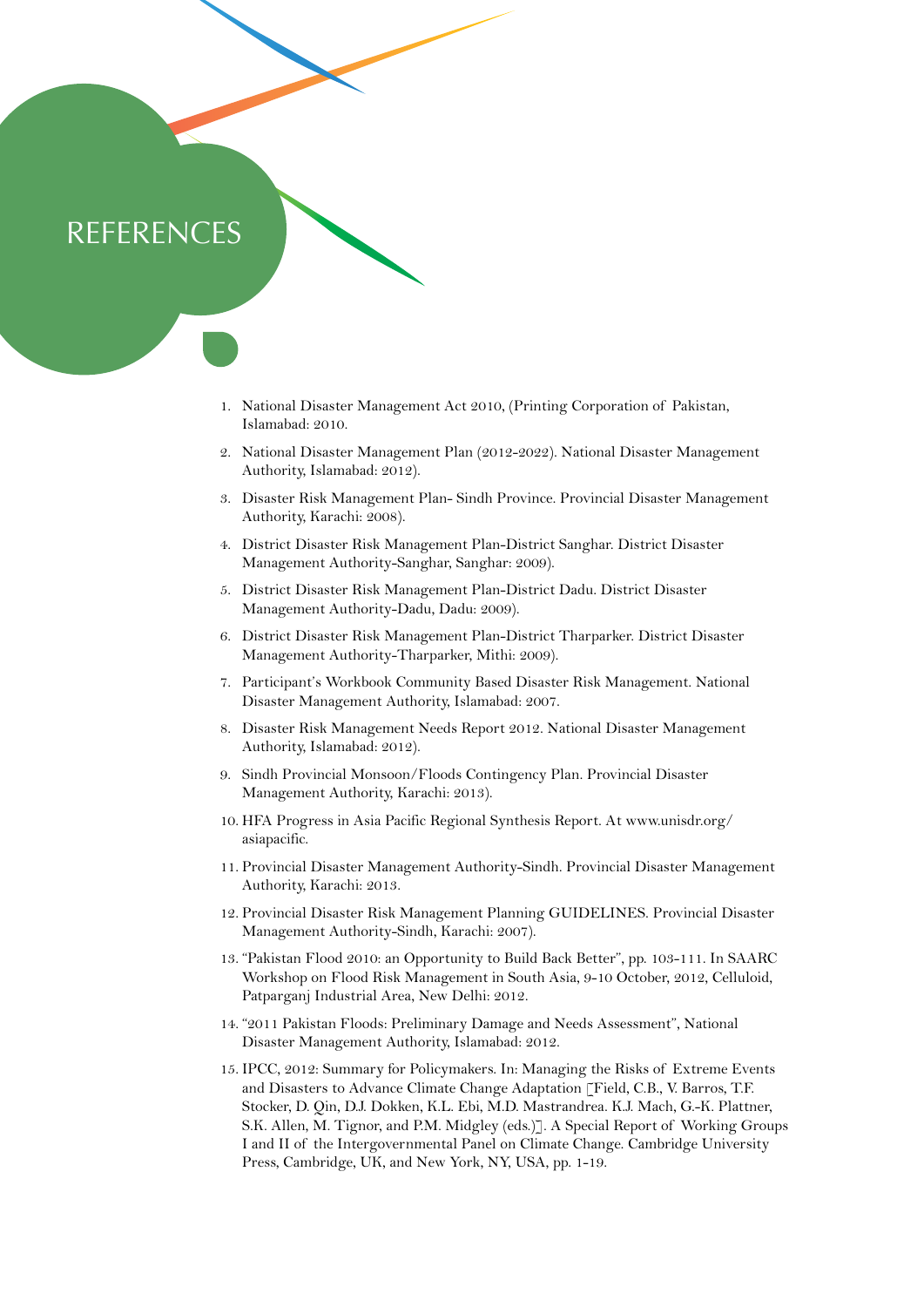# REFERENCES

1. National Disaster Management Act 2010, (Printing Corporation of Pakistan, Islamabad: 2010.
2. National Disaster Management Plan (2012-2022). National Disaster Management Authority, Islamabad: 2012).
3. Disaster Risk Management Plan- Sindh Province. Provincial Disaster Management Authority, Karachi: 2008).
4. District Disaster Risk Management Plan-District Sanghar. District Disaster Management Authority-Sanghar, Sanghar: 2009).
5. District Disaster Risk Management Plan-District Dadu. District Disaster Management Authority-Dadu, Dadu: 2009).
6. District Disaster Risk Management Plan-District Tharparker. District Disaster Management Authority-Tharparker, Mithi: 2009).
7. Participant's Workbook Community Based Disaster Risk Management. National Disaster Management Authority, Islamabad: 2007.
8. Disaster Risk Management Needs Report 2012. National Disaster Management Authority, Islamabad: 2012).
9. Sindh Provincial Monsoon/Floods Contingency Plan. Provincial Disaster Management Authority, Karachi: 2013).
10. HFA Progress in Asia Pacific Regional Synthesis Report. At www.unisdr.org/asiapacific.
11. Provincial Disaster Management Authority-Sindh. Provincial Disaster Management Authority, Karachi: 2013.
12. Provincial Disaster Risk Management Planning GUIDELINES. Provincial Disaster Management Authority-Sindh, Karachi: 2007).
13. "Pakistan Flood 2010: an Opportunity to Build Back Better", pp. 103-111. In SAARC Workshop on Flood Risk Management in South Asia, 9-10 October, 2012, Celluloid, Patparganj Industrial Area, New Delhi: 2012.
14. "2011 Pakistan Floods: Preliminary Damage and Needs Assessment", National Disaster Management Authority, Islamabad: 2012.
15. IPCC, 2012: Summary for Policymakers. In: Managing the Risks of Extreme Events and Disasters to Advance Climate Change Adaptation [Field, C.B., V. Barros, T.F. Stocker, D. Qin, D.J. Dokken, K.L. Ebi, M.D. Mastrandrea. K.J. Mach, G.-K. Plattner, S.K. Allen, M. Tignor, and P.M. Midgley (eds.)]. A Special Report of Working Groups I and II of the Intergovernmental Panel on Climate Change. Cambridge University Press, Cambridge, UK, and New York, NY, USA, pp. 1-19.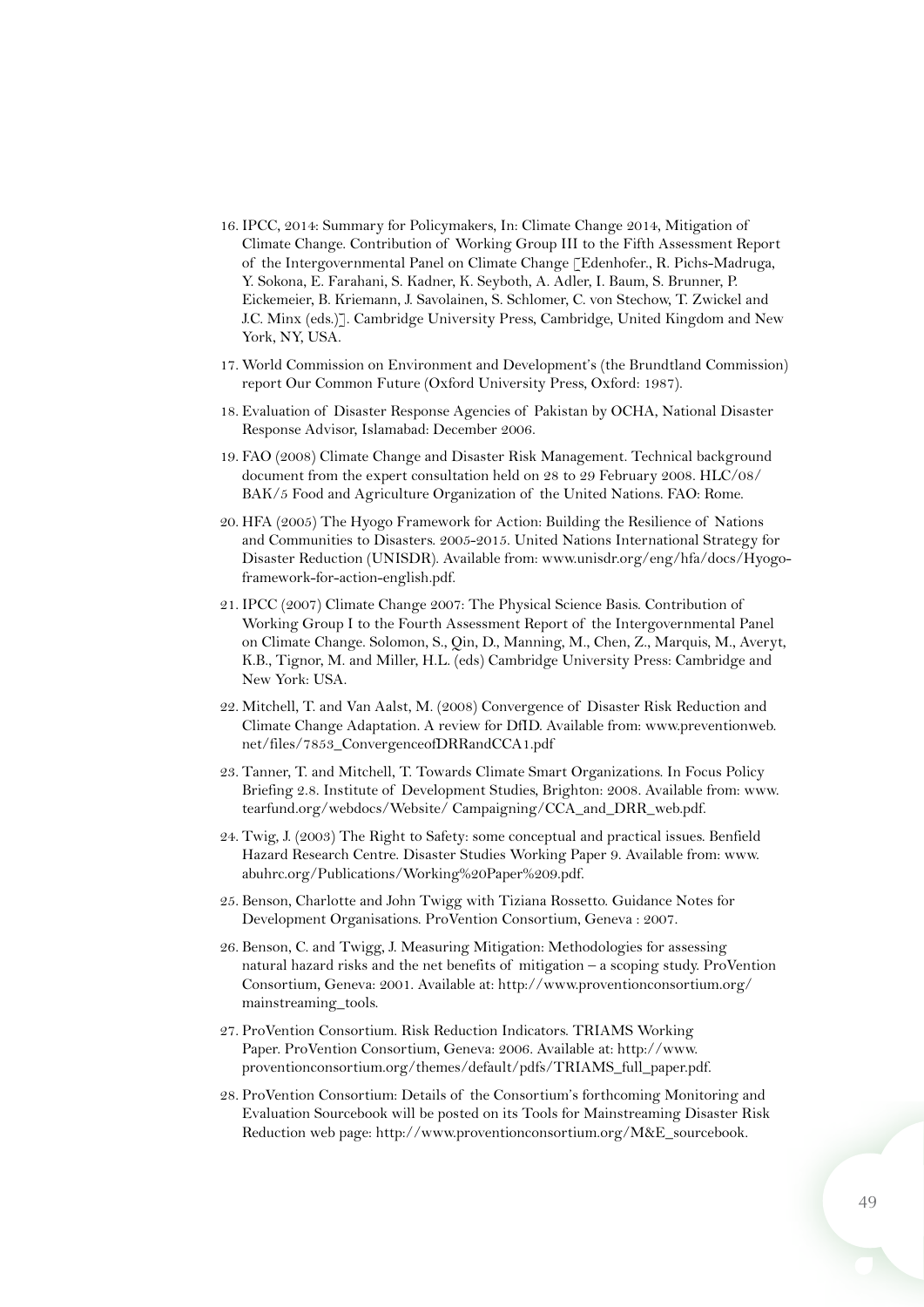16. IPCC, 2014: Summary for Policymakers, In: Climate Change 2014, Mitigation of Climate Change. Contribution of Working Group III to the Fifth Assessment Report of the Intergovernmental Panel on Climate Change [Edenhofer., R. Pichs-Madruga, Y. Sokona, E. Farahani, S. Kadner, K. Seyboth, A. Adler, I. Baum, S. Brunner, P. Eickemeier, B. Kriemann, J. Savolainen, S. Schlomer, C. von Stechow, T. Zwickel and J.C. Minx (eds.)]. Cambridge University Press, Cambridge, United Kingdom and New York, NY, USA.
17. World Commission on Environment and Development's (the Brundtland Commission) report Our Common Future (Oxford University Press, Oxford: 1987).
18. Evaluation of Disaster Response Agencies of Pakistan by OCHA, National Disaster Response Advisor, Islamabad: December 2006.
19. FAO (2008) Climate Change and Disaster Risk Management. Technical background document from the expert consultation held on 28 to 29 February 2008. HLC/08/BAK/5 Food and Agriculture Organization of the United Nations. FAO: Rome.
20. HFA (2005) The Hyogo Framework for Action: Building the Resilience of Nations and Communities to Disasters. 2005-2015. United Nations International Strategy for Disaster Reduction (UNISDR). Available from: www.unisdr.org/eng/hfa/docs/Hyogo-framework-for-action-english.pdf.
21. IPCC (2007) Climate Change 2007: The Physical Science Basis. Contribution of Working Group I to the Fourth Assessment Report of the Intergovernmental Panel on Climate Change. Solomon, S., Qin, D., Manning, M., Chen, Z., Marquis, M., Averyt, K.B., Tignor, M. and Miller, H.L. (eds) Cambridge University Press: Cambridge and New York: USA.
22. Mitchell, T. and Van Aalst, M. (2008) Convergence of Disaster Risk Reduction and Climate Change Adaptation. A review for DfID. Available from: www.preventionweb.net/files/7853_ConvergenceofDRRandCCA1.pdf
23. Tanner, T. and Mitchell, T. Towards Climate Smart Organizations. In Focus Policy Briefing 2.8. Institute of Development Studies, Brighton: 2008. Available from: www.tearfund.org/webdocs/Website/ Campaigning/CCA_and_DRR_web.pdf.
24. Twig, J. (2003) The Right to Safety: some conceptual and practical issues. Benfield Hazard Research Centre. Disaster Studies Working Paper 9. Available from: www.abuhrc.org/Publications/Working%20Paper%209.pdf.
25. Benson, Charlotte and John Twigg with Tiziana Rossetto. Guidance Notes for Development Organisations. ProVention Consortium, Geneva : 2007.
26. Benson, C. and Twigg, J. Measuring Mitigation: Methodologies for assessing natural hazard risks and the net benefits of mitigation – a scoping study. ProVention Consortium, Geneva: 2001. Available at: http://www.proventionconsortium.org/mainstreaming_tools.
27. ProVention Consortium. Risk Reduction Indicators. TRIAMS Working Paper. ProVention Consortium, Geneva: 2006. Available at: http://www.proventionconsortium.org/themes/default/pdfs/TRIAMS_full_paper.pdf.
28. ProVention Consortium: Details of the Consortium's forthcoming Monitoring and Evaluation Sourcebook will be posted on its Tools for Mainstreaming Disaster Risk Reduction web page: http://www.proventionconsortium.org/M&E_sourcebook.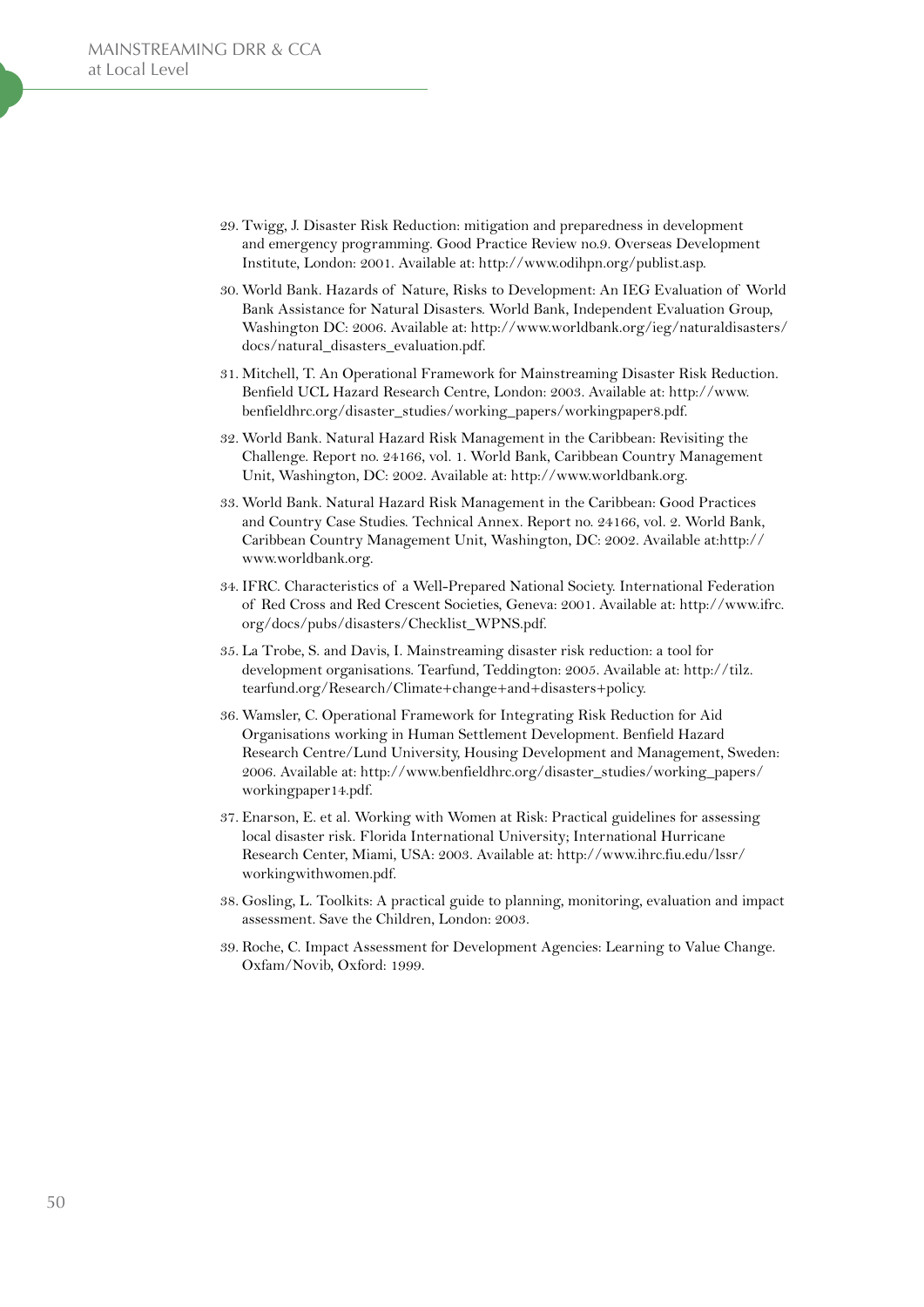29. Twigg, J. Disaster Risk Reduction: mitigation and preparedness in development and emergency programming. Good Practice Review no.9. Overseas Development Institute, London: 2001. Available at: http://www.odihpn.org/publist.asp.

30. World Bank. Hazards of Nature, Risks to Development: An IEG Evaluation of World Bank Assistance for Natural Disasters. World Bank, Independent Evaluation Group, Washington DC: 2006. Available at: http://www.worldbank.org/ieg/naturaldisasters/docs/natural_disasters_evaluation.pdf.

31. Mitchell, T. An Operational Framework for Mainstreaming Disaster Risk Reduction. Benfield UCL Hazard Research Centre, London: 2003. Available at: http://www.benfieldhrc.org/disaster_studies/working_papers/workingpaper8.pdf.

32. World Bank. Natural Hazard Risk Management in the Caribbean: Revisiting the Challenge. Report no. 24166, vol. 1. World Bank, Caribbean Country Management Unit, Washington, DC: 2002. Available at: http://www.worldbank.org.

33. World Bank. Natural Hazard Risk Management in the Caribbean: Good Practices and Country Case Studies. Technical Annex. Report no. 24166, vol. 2. World Bank, Caribbean Country Management Unit, Washington, DC: 2002. Available at:http://www.worldbank.org.

34. IFRC. Characteristics of a Well-Prepared National Society. International Federation of Red Cross and Red Crescent Societies, Geneva: 2001. Available at: http://www.ifrc.org/docs/pubs/disasters/Checklist_WPNS.pdf.

35. La Trobe, S. and Davis, I. Mainstreaming disaster risk reduction: a tool for development organisations. Tearfund, Teddington: 2005. Available at: http://tilz.tearfund.org/Research/Climate+change+and+disasters+policy.

36. Wamsler, C. Operational Framework for Integrating Risk Reduction for Aid Organisations working in Human Settlement Development. Benfield Hazard Research Centre/Lund University, Housing Development and Management, Sweden: 2006. Available at: http://www.benfieldhrc.org/disaster_studies/working_papers/workingpaper14.pdf.

37. Enarson, E. et al. Working with Women at Risk: Practical guidelines for assessing local disaster risk. Florida International University; International Hurricane Research Center, Miami, USA: 2003. Available at: http://www.ihrc.fiu.edu/lssr/workingwithwomen.pdf.

38. Gosling, L. Toolkits: A practical guide to planning, monitoring, evaluation and impact assessment. Save the Children, London: 2003.

39. Roche, C. Impact Assessment for Development Agencies: Learning to Value Change. Oxfam/Novib, Oxford: 1999.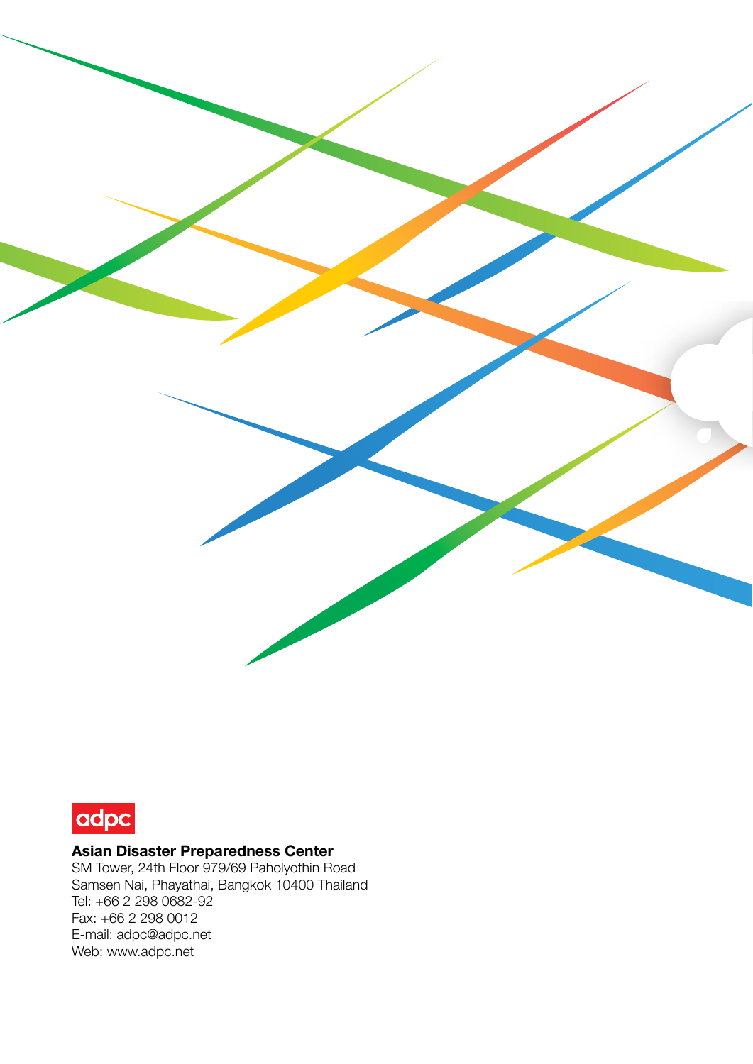adpc

**Asian Disaster Preparedness Center**
SM Tower, 24th Floor 979/69 Paholyothin Road
Samsen Nai, Phayathai, Bangkok 10400 Thailand
Tel: +66 2 298 0682-92
Fax: +66 2 298 0012
E-mail: adpc@adpc.net
Web: www.adpc.net